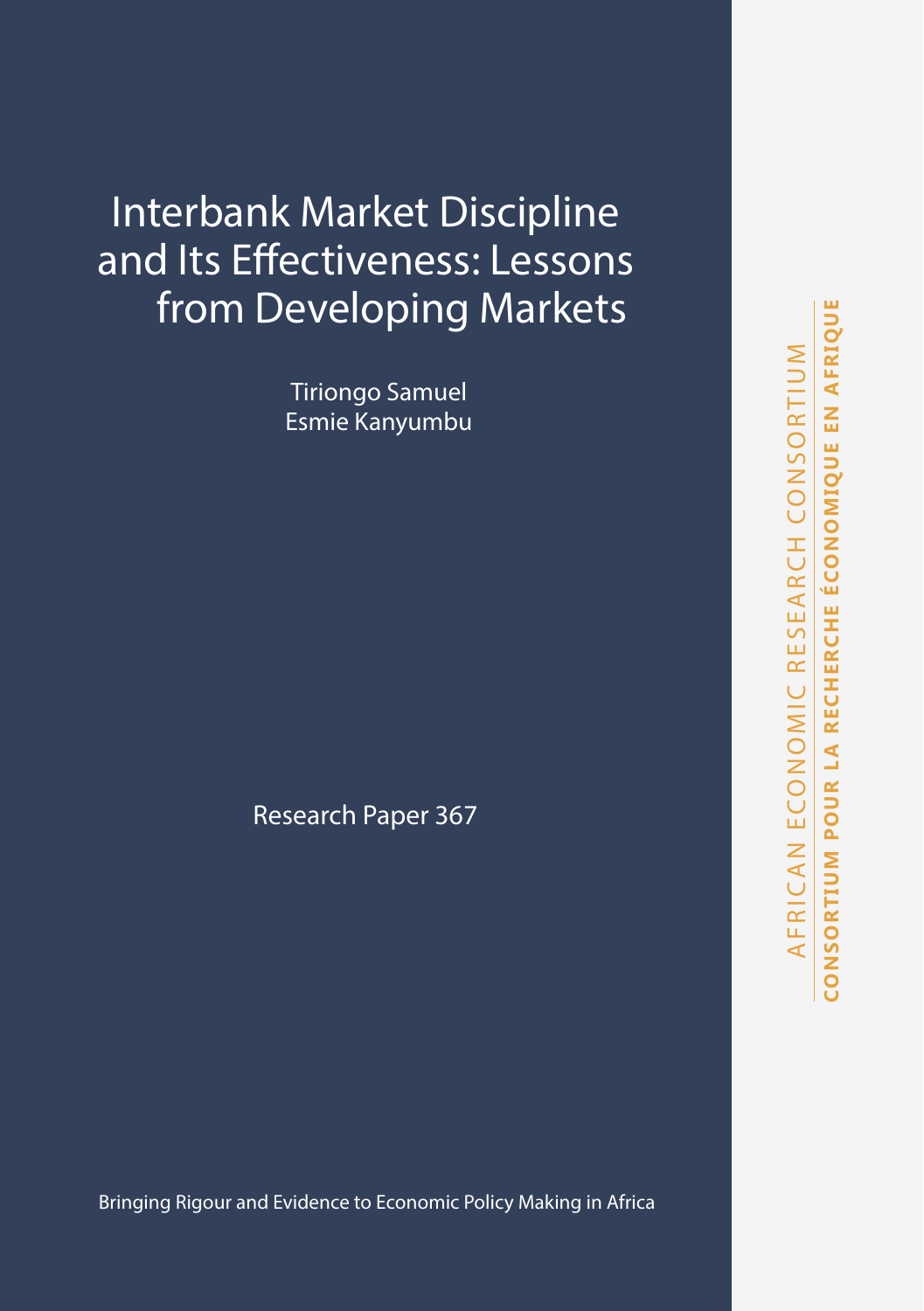# Interbank Market Discipline and Its Effectiveness: Lessons from Developing Markets

Tiriongo Samuel
Esmie Kanyumbu

Research Paper 367

Bringing Rigour and Evidence to Economic Policy Making in Africa

AFRICAN ECONOMIC RESEARCH CONSORTIUM

**CONSORTIUM POUR LA RECHERCHE ÉCONOMIQUE EN AFRIQUE**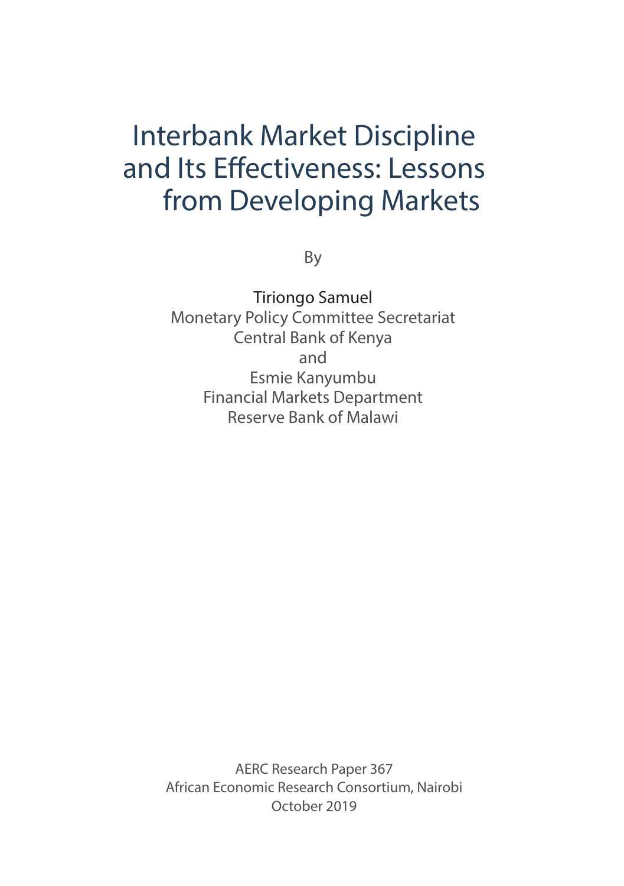# Interbank Market Discipline and Its Effectiveness: Lessons from Developing Markets

By

Tiriongo Samuel
Monetary Policy Committee Secretariat
Central Bank of Kenya
and
Esmie Kanyumbu
Financial Markets Department
Reserve Bank of Malawi

AERC Research Paper 367
African Economic Research Consortium, Nairobi
October 2019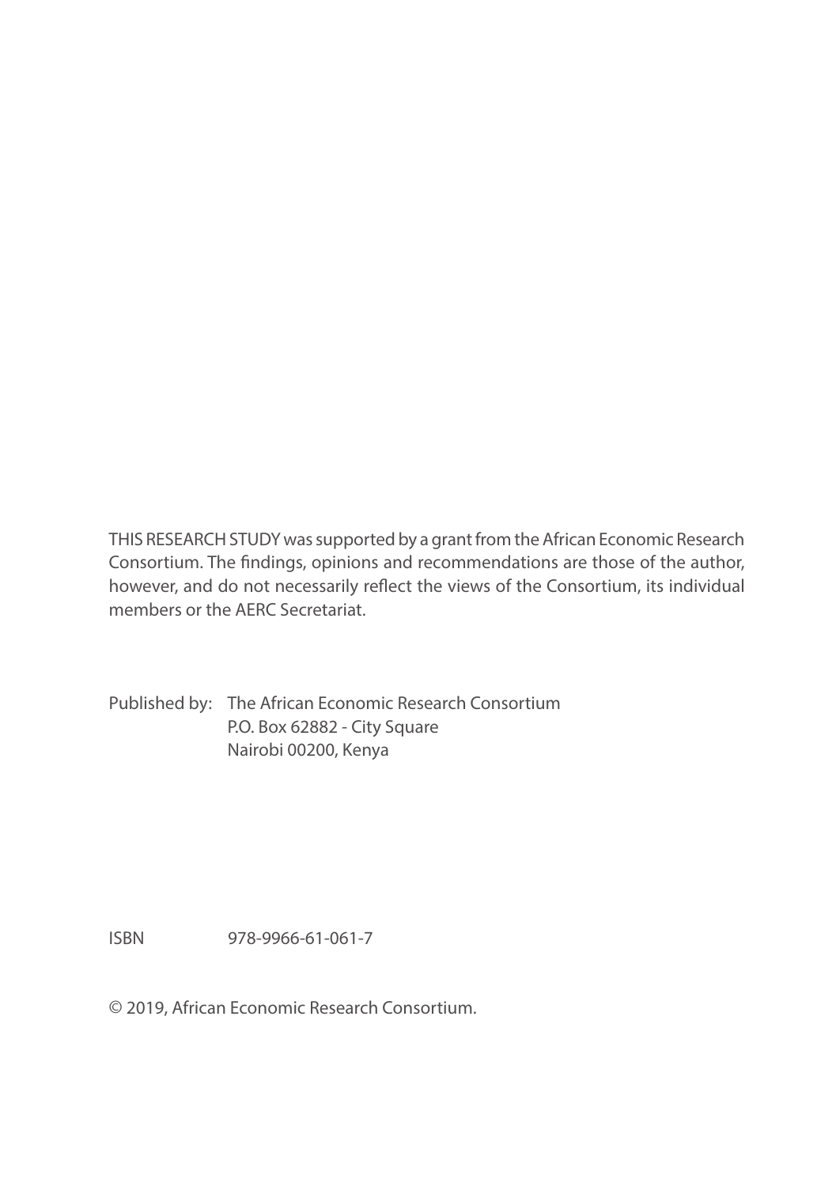THIS RESEARCH STUDY was supported by a grant from the African Economic Research Consortium. The findings, opinions and recommendations are those of the author, however, and do not necessarily reflect the views of the Consortium, its individual members or the AERC Secretariat.

Published by: The African Economic Research Consortium
P.O. Box 62882 - City Square
Nairobi 00200, Kenya

ISBN 978-9966-61-061-7

© 2019, African Economic Research Consortium.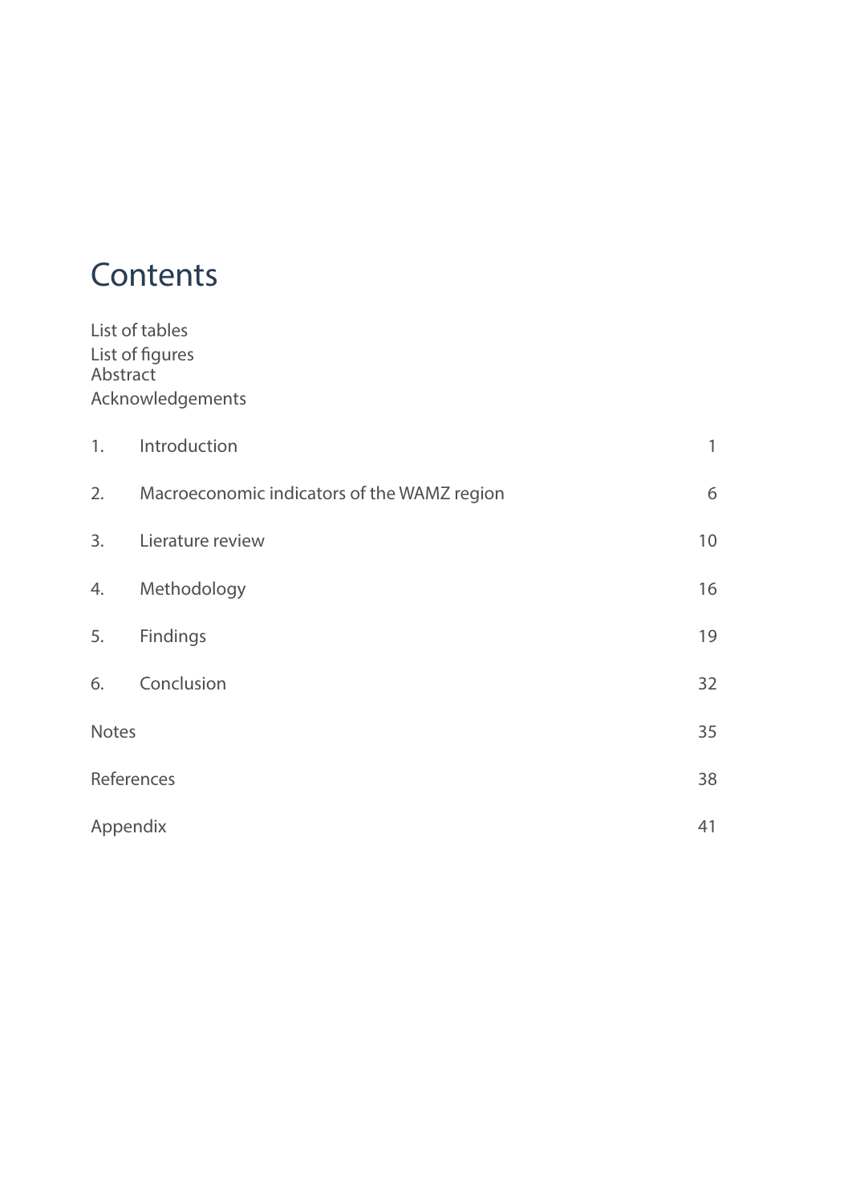# Contents

List of tables
List of figures
Abstract
Acknowledgements

| | | |
|---|---|---|
| 1. | Introduction | 1 |
| 2. | Macroeconomic indicators of the WAMZ region | 6 |
| 3. | Lierature review | 10 |
| 4. | Methodology | 16 |
| 5. | Findings | 19 |
| 6. | Conclusion | 32 |
| Notes | | 35 |
| References | | 38 |
| Appendix | | 41 |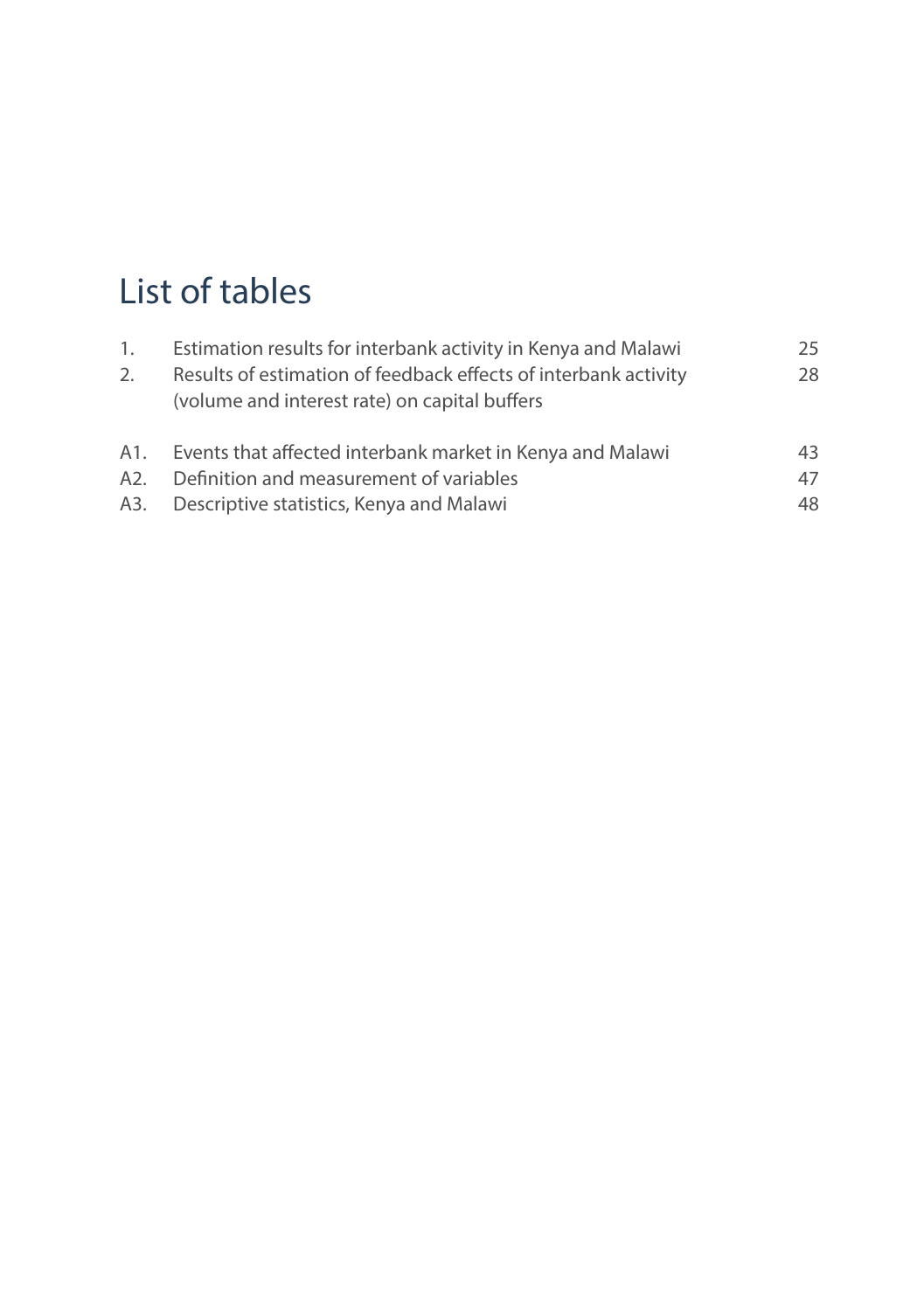# List of tables

| | | |
|---|---|---|
| 1. | Estimation results for interbank activity in Kenya and Malawi | 25 |
| 2. | Results of estimation of feedback effects of interbank activity (volume and interest rate) on capital buffers | 28 |
| A1. | Events that affected interbank market in Kenya and Malawi | 43 |
| A2. | Definition and measurement of variables | 47 |
| A3. | Descriptive statistics, Kenya and Malawi | 48 |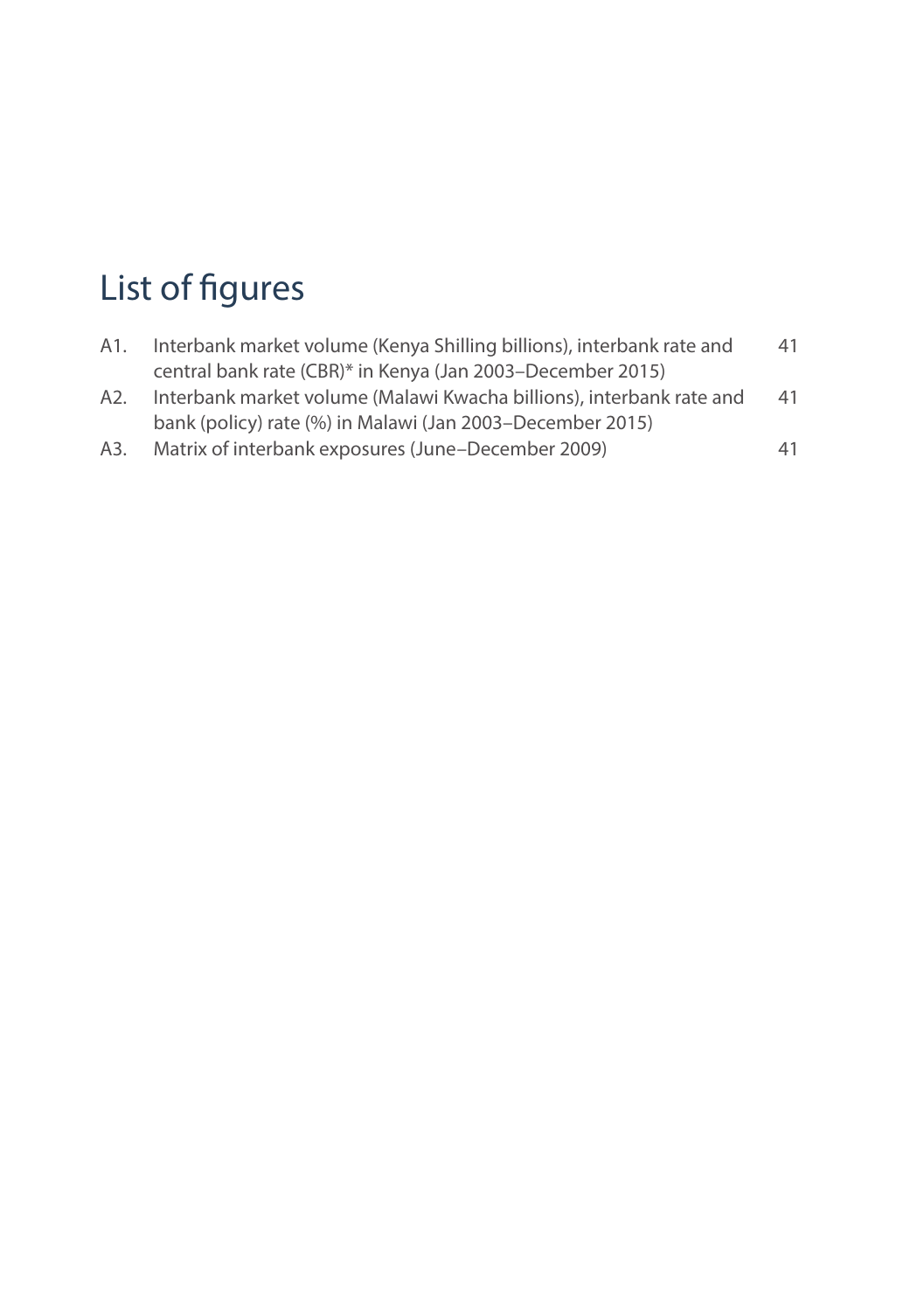# List of figures

| | | |
|---|---|---|
| A1. | Interbank market volume (Kenya Shilling billions), interbank rate and central bank rate (CBR)* in Kenya (Jan 2003–December 2015) | 41 |
| A2. | Interbank market volume (Malawi Kwacha billions), interbank rate and bank (policy) rate (%) in Malawi (Jan 2003–December 2015) | 41 |
| A3. | Matrix of interbank exposures (June–December 2009) | 41 |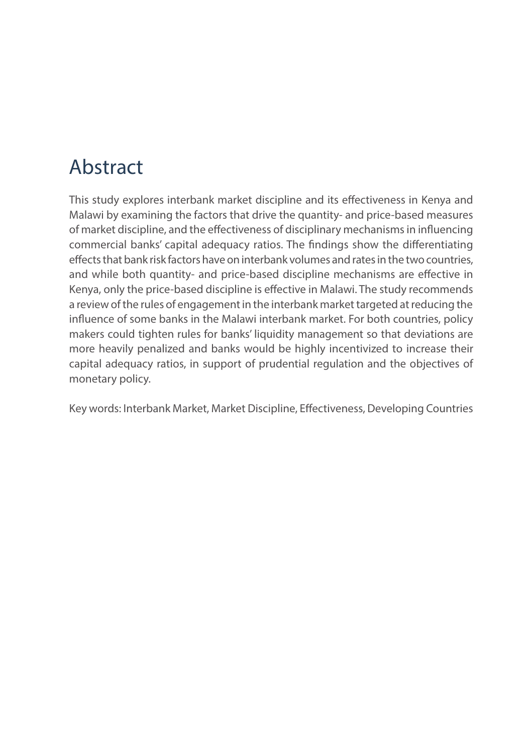# Abstract

This study explores interbank market discipline and its effectiveness in Kenya and Malawi by examining the factors that drive the quantity- and price-based measures of market discipline, and the effectiveness of disciplinary mechanisms in influencing commercial banks' capital adequacy ratios. The findings show the differentiating effects that bank risk factors have on interbank volumes and rates in the two countries, and while both quantity- and price-based discipline mechanisms are effective in Kenya, only the price-based discipline is effective in Malawi. The study recommends a review of the rules of engagement in the interbank market targeted at reducing the influence of some banks in the Malawi interbank market. For both countries, policy makers could tighten rules for banks' liquidity management so that deviations are more heavily penalized and banks would be highly incentivized to increase their capital adequacy ratios, in support of prudential regulation and the objectives of monetary policy.

Key words: Interbank Market, Market Discipline, Effectiveness, Developing Countries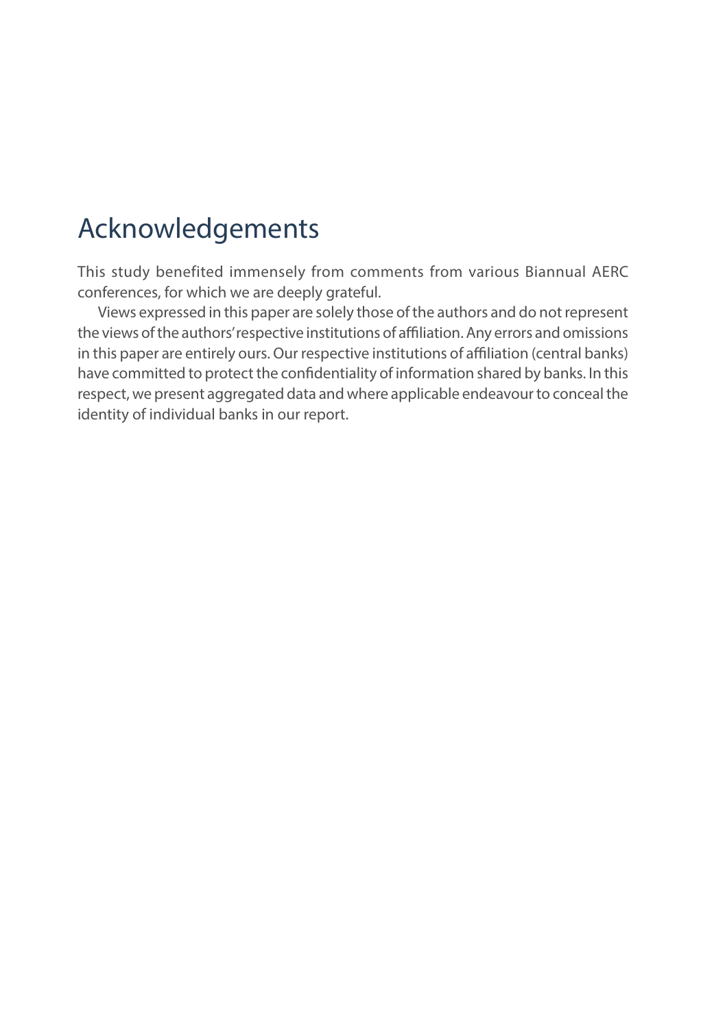# Acknowledgements

This study benefited immensely from comments from various Biannual AERC conferences, for which we are deeply grateful.

Views expressed in this paper are solely those of the authors and do not represent the views of the authors' respective institutions of affiliation. Any errors and omissions in this paper are entirely ours. Our respective institutions of affiliation (central banks) have committed to protect the confidentiality of information shared by banks. In this respect, we present aggregated data and where applicable endeavour to conceal the identity of individual banks in our report.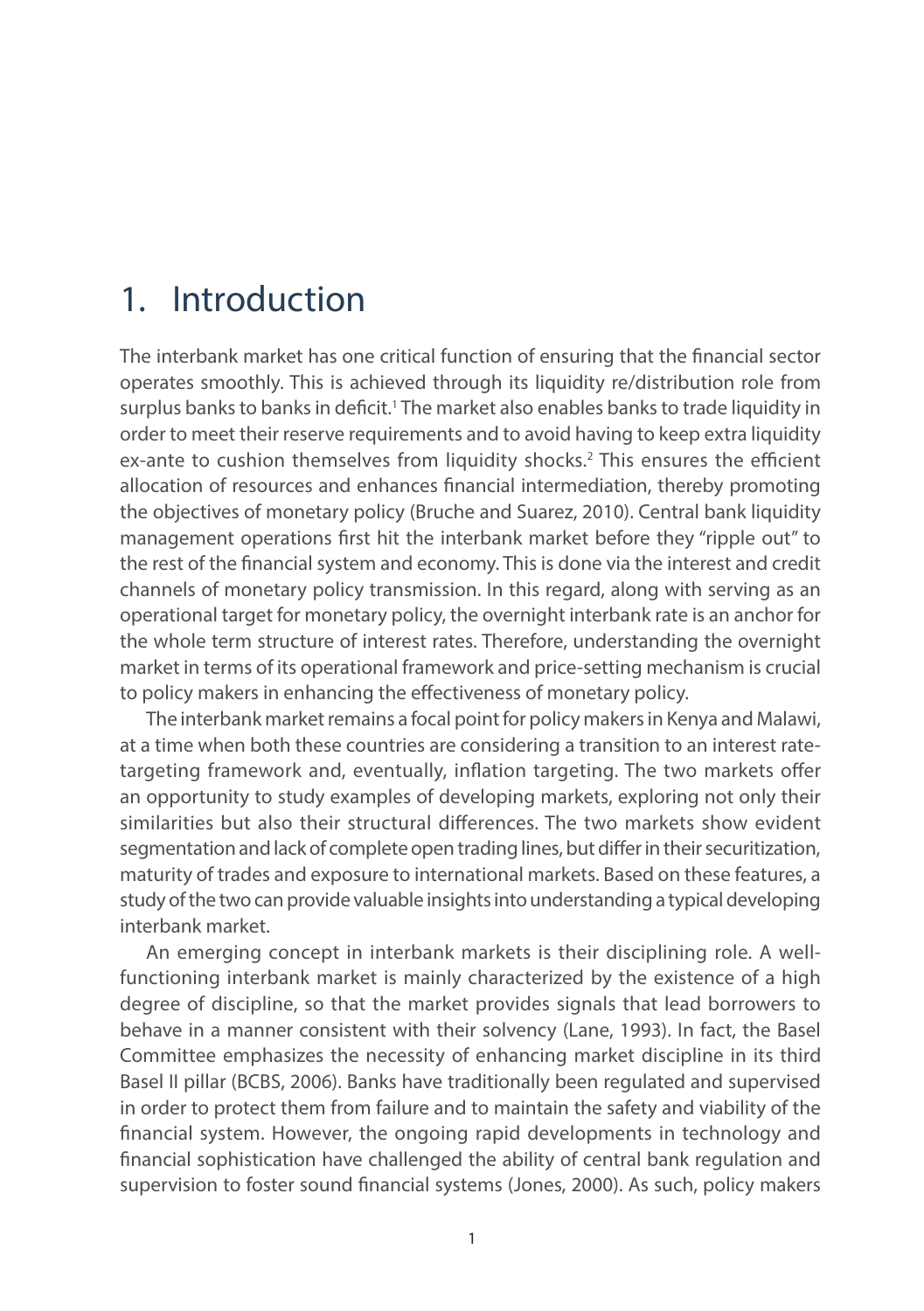# 1. Introduction

The interbank market has one critical function of ensuring that the financial sector operates smoothly. This is achieved through its liquidity re/distribution role from surplus banks to banks in deficit.[1] The market also enables banks to trade liquidity in order to meet their reserve requirements and to avoid having to keep extra liquidity ex-ante to cushion themselves from liquidity shocks.[2] This ensures the efficient allocation of resources and enhances financial intermediation, thereby promoting the objectives of monetary policy (Bruche and Suarez, 2010). Central bank liquidity management operations first hit the interbank market before they "ripple out" to the rest of the financial system and economy. This is done via the interest and credit channels of monetary policy transmission. In this regard, along with serving as an operational target for monetary policy, the overnight interbank rate is an anchor for the whole term structure of interest rates. Therefore, understanding the overnight market in terms of its operational framework and price-setting mechanism is crucial to policy makers in enhancing the effectiveness of monetary policy.

The interbank market remains a focal point for policy makers in Kenya and Malawi, at a time when both these countries are considering a transition to an interest rate-targeting framework and, eventually, inflation targeting. The two markets offer an opportunity to study examples of developing markets, exploring not only their similarities but also their structural differences. The two markets show evident segmentation and lack of complete open trading lines, but differ in their securitization, maturity of trades and exposure to international markets. Based on these features, a study of the two can provide valuable insights into understanding a typical developing interbank market.

An emerging concept in interbank markets is their disciplining role. A well-functioning interbank market is mainly characterized by the existence of a high degree of discipline, so that the market provides signals that lead borrowers to behave in a manner consistent with their solvency (Lane, 1993). In fact, the Basel Committee emphasizes the necessity of enhancing market discipline in its third Basel II pillar (BCBS, 2006). Banks have traditionally been regulated and supervised in order to protect them from failure and to maintain the safety and viability of the financial system. However, the ongoing rapid developments in technology and financial sophistication have challenged the ability of central bank regulation and supervision to foster sound financial systems (Jones, 2000). As such, policy makers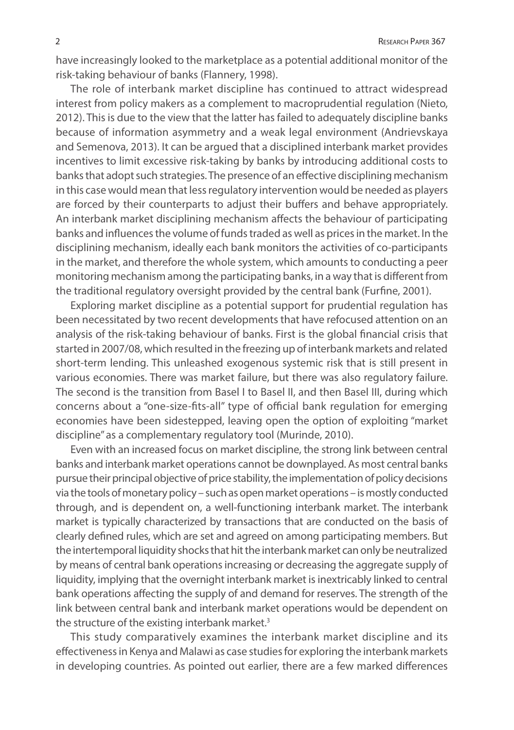have increasingly looked to the marketplace as a potential additional monitor of the risk-taking behaviour of banks (Flannery, 1998).

The role of interbank market discipline has continued to attract widespread interest from policy makers as a complement to macroprudential regulation (Nieto, 2012). This is due to the view that the latter has failed to adequately discipline banks because of information asymmetry and a weak legal environment (Andrievskaya and Semenova, 2013). It can be argued that a disciplined interbank market provides incentives to limit excessive risk-taking by banks by introducing additional costs to banks that adopt such strategies. The presence of an effective disciplining mechanism in this case would mean that less regulatory intervention would be needed as players are forced by their counterparts to adjust their buffers and behave appropriately. An interbank market disciplining mechanism affects the behaviour of participating banks and influences the volume of funds traded as well as prices in the market. In the disciplining mechanism, ideally each bank monitors the activities of co-participants in the market, and therefore the whole system, which amounts to conducting a peer monitoring mechanism among the participating banks, in a way that is different from the traditional regulatory oversight provided by the central bank (Furfine, 2001).

Exploring market discipline as a potential support for prudential regulation has been necessitated by two recent developments that have refocused attention on an analysis of the risk-taking behaviour of banks. First is the global financial crisis that started in 2007/08, which resulted in the freezing up of interbank markets and related short-term lending. This unleashed exogenous systemic risk that is still present in various economies. There was market failure, but there was also regulatory failure. The second is the transition from Basel I to Basel II, and then Basel III, during which concerns about a "one-size-fits-all" type of official bank regulation for emerging economies have been sidestepped, leaving open the option of exploiting "market discipline" as a complementary regulatory tool (Murinde, 2010).

Even with an increased focus on market discipline, the strong link between central banks and interbank market operations cannot be downplayed. As most central banks pursue their principal objective of price stability, the implementation of policy decisions via the tools of monetary policy – such as open market operations – is mostly conducted through, and is dependent on, a well-functioning interbank market. The interbank market is typically characterized by transactions that are conducted on the basis of clearly defined rules, which are set and agreed on among participating members. But the intertemporal liquidity shocks that hit the interbank market can only be neutralized by means of central bank operations increasing or decreasing the aggregate supply of liquidity, implying that the overnight interbank market is inextricably linked to central bank operations affecting the supply of and demand for reserves. The strength of the link between central bank and interbank market operations would be dependent on the structure of the existing interbank market.[3]

This study comparatively examines the interbank market discipline and its effectiveness in Kenya and Malawi as case studies for exploring the interbank markets in developing countries. As pointed out earlier, there are a few marked differences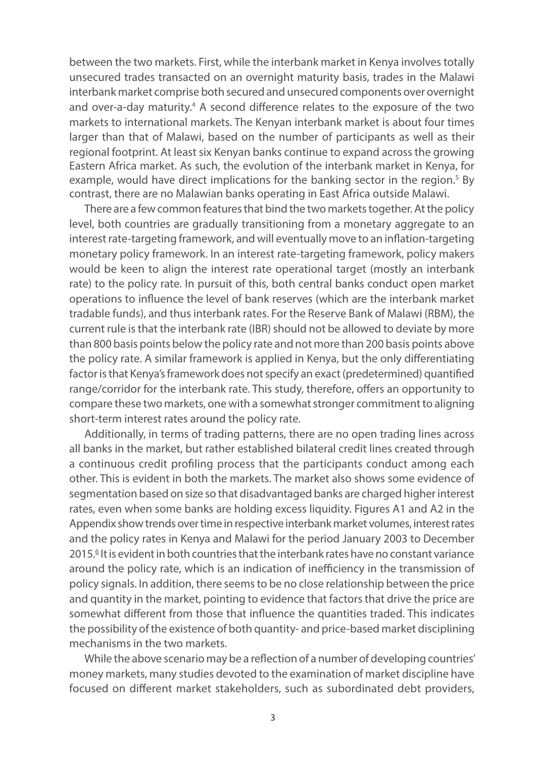between the two markets. First, while the interbank market in Kenya involves totally unsecured trades transacted on an overnight maturity basis, trades in the Malawi interbank market comprise both secured and unsecured components over overnight and over-a-day maturity.[4] A second difference relates to the exposure of the two markets to international markets. The Kenyan interbank market is about four times larger than that of Malawi, based on the number of participants as well as their regional footprint. At least six Kenyan banks continue to expand across the growing Eastern Africa market. As such, the evolution of the interbank market in Kenya, for example, would have direct implications for the banking sector in the region.[5] By contrast, there are no Malawian banks operating in East Africa outside Malawi.

There are a few common features that bind the two markets together. At the policy level, both countries are gradually transitioning from a monetary aggregate to an interest rate-targeting framework, and will eventually move to an inflation-targeting monetary policy framework. In an interest rate-targeting framework, policy makers would be keen to align the interest rate operational target (mostly an interbank rate) to the policy rate. In pursuit of this, both central banks conduct open market operations to influence the level of bank reserves (which are the interbank market tradable funds), and thus interbank rates. For the Reserve Bank of Malawi (RBM), the current rule is that the interbank rate (IBR) should not be allowed to deviate by more than 800 basis points below the policy rate and not more than 200 basis points above the policy rate. A similar framework is applied in Kenya, but the only differentiating factor is that Kenya's framework does not specify an exact (predetermined) quantified range/corridor for the interbank rate. This study, therefore, offers an opportunity to compare these two markets, one with a somewhat stronger commitment to aligning short-term interest rates around the policy rate.

Additionally, in terms of trading patterns, there are no open trading lines across all banks in the market, but rather established bilateral credit lines created through a continuous credit profiling process that the participants conduct among each other. This is evident in both the markets. The market also shows some evidence of segmentation based on size so that disadvantaged banks are charged higher interest rates, even when some banks are holding excess liquidity. Figures A1 and A2 in the Appendix show trends over time in respective interbank market volumes, interest rates and the policy rates in Kenya and Malawi for the period January 2003 to December 2015.[6] It is evident in both countries that the interbank rates have no constant variance around the policy rate, which is an indication of inefficiency in the transmission of policy signals. In addition, there seems to be no close relationship between the price and quantity in the market, pointing to evidence that factors that drive the price are somewhat different from those that influence the quantities traded. This indicates the possibility of the existence of both quantity- and price-based market disciplining mechanisms in the two markets.

While the above scenario may be a reflection of a number of developing countries' money markets, many studies devoted to the examination of market discipline have focused on different market stakeholders, such as subordinated debt providers,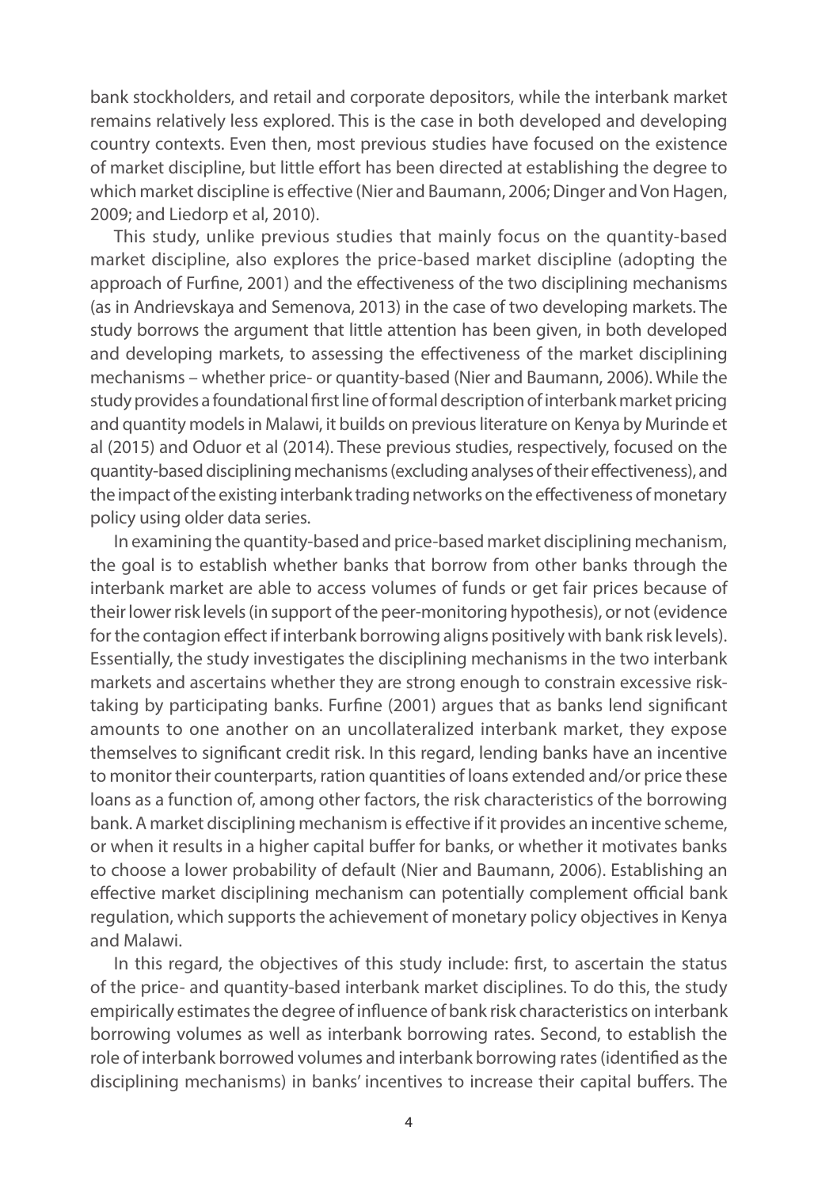bank stockholders, and retail and corporate depositors, while the interbank market remains relatively less explored. This is the case in both developed and developing country contexts. Even then, most previous studies have focused on the existence of market discipline, but little effort has been directed at establishing the degree to which market discipline is effective (Nier and Baumann, 2006; Dinger and Von Hagen, 2009; and Liedorp et al, 2010).

This study, unlike previous studies that mainly focus on the quantity-based market discipline, also explores the price-based market discipline (adopting the approach of Furfine, 2001) and the effectiveness of the two disciplining mechanisms (as in Andrievskaya and Semenova, 2013) in the case of two developing markets. The study borrows the argument that little attention has been given, in both developed and developing markets, to assessing the effectiveness of the market disciplining mechanisms – whether price- or quantity-based (Nier and Baumann, 2006). While the study provides a foundational first line of formal description of interbank market pricing and quantity models in Malawi, it builds on previous literature on Kenya by Murinde et al (2015) and Oduor et al (2014). These previous studies, respectively, focused on the quantity-based disciplining mechanisms (excluding analyses of their effectiveness), and the impact of the existing interbank trading networks on the effectiveness of monetary policy using older data series.

In examining the quantity-based and price-based market disciplining mechanism, the goal is to establish whether banks that borrow from other banks through the interbank market are able to access volumes of funds or get fair prices because of their lower risk levels (in support of the peer-monitoring hypothesis), or not (evidence for the contagion effect if interbank borrowing aligns positively with bank risk levels). Essentially, the study investigates the disciplining mechanisms in the two interbank markets and ascertains whether they are strong enough to constrain excessive risk-taking by participating banks. Furfine (2001) argues that as banks lend significant amounts to one another on an uncollateralized interbank market, they expose themselves to significant credit risk. In this regard, lending banks have an incentive to monitor their counterparts, ration quantities of loans extended and/or price these loans as a function of, among other factors, the risk characteristics of the borrowing bank. A market disciplining mechanism is effective if it provides an incentive scheme, or when it results in a higher capital buffer for banks, or whether it motivates banks to choose a lower probability of default (Nier and Baumann, 2006). Establishing an effective market disciplining mechanism can potentially complement official bank regulation, which supports the achievement of monetary policy objectives in Kenya and Malawi.

In this regard, the objectives of this study include: first, to ascertain the status of the price- and quantity-based interbank market disciplines. To do this, the study empirically estimates the degree of influence of bank risk characteristics on interbank borrowing volumes as well as interbank borrowing rates. Second, to establish the role of interbank borrowed volumes and interbank borrowing rates (identified as the disciplining mechanisms) in banks' incentives to increase their capital buffers. The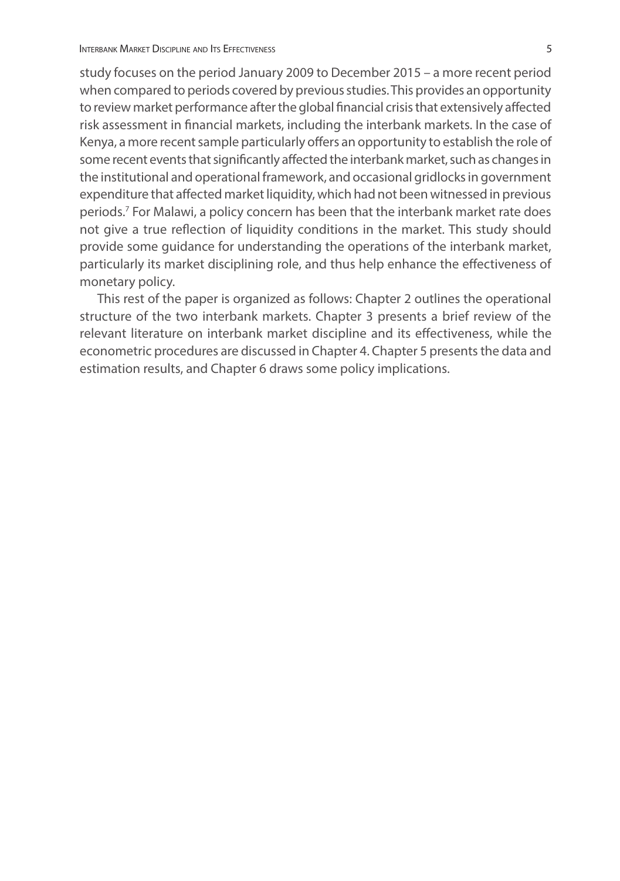study focuses on the period January 2009 to December 2015 – a more recent period when compared to periods covered by previous studies. This provides an opportunity to review market performance after the global financial crisis that extensively affected risk assessment in financial markets, including the interbank markets. In the case of Kenya, a more recent sample particularly offers an opportunity to establish the role of some recent events that significantly affected the interbank market, such as changes in the institutional and operational framework, and occasional gridlocks in government expenditure that affected market liquidity, which had not been witnessed in previous periods.[7] For Malawi, a policy concern has been that the interbank market rate does not give a true reflection of liquidity conditions in the market. This study should provide some guidance for understanding the operations of the interbank market, particularly its market disciplining role, and thus help enhance the effectiveness of monetary policy.

This rest of the paper is organized as follows: Chapter 2 outlines the operational structure of the two interbank markets. Chapter 3 presents a brief review of the relevant literature on interbank market discipline and its effectiveness, while the econometric procedures are discussed in Chapter 4. Chapter 5 presents the data and estimation results, and Chapter 6 draws some policy implications.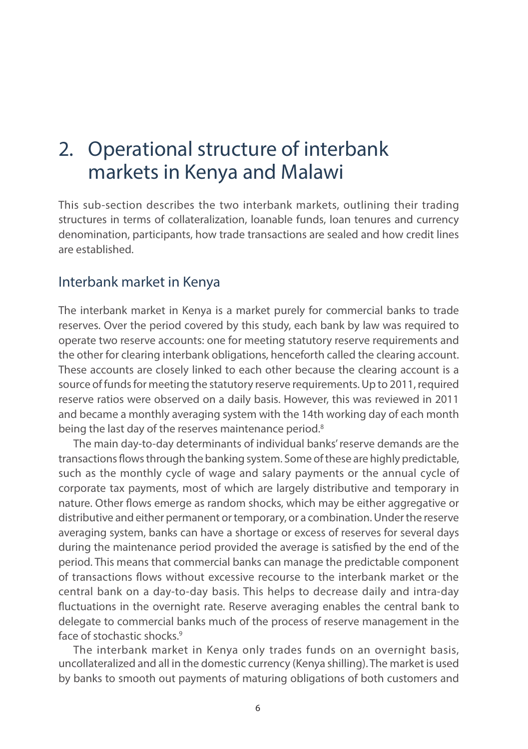# 2. Operational structure of interbank markets in Kenya and Malawi

This sub-section describes the two interbank markets, outlining their trading structures in terms of collateralization, loanable funds, loan tenures and currency denomination, participants, how trade transactions are sealed and how credit lines are established.

## Interbank market in Kenya

The interbank market in Kenya is a market purely for commercial banks to trade reserves. Over the period covered by this study, each bank by law was required to operate two reserve accounts: one for meeting statutory reserve requirements and the other for clearing interbank obligations, henceforth called the clearing account. These accounts are closely linked to each other because the clearing account is a source of funds for meeting the statutory reserve requirements. Up to 2011, required reserve ratios were observed on a daily basis. However, this was reviewed in 2011 and became a monthly averaging system with the 14th working day of each month being the last day of the reserves maintenance period.[8]

The main day-to-day determinants of individual banks' reserve demands are the transactions flows through the banking system. Some of these are highly predictable, such as the monthly cycle of wage and salary payments or the annual cycle of corporate tax payments, most of which are largely distributive and temporary in nature. Other flows emerge as random shocks, which may be either aggregative or distributive and either permanent or temporary, or a combination. Under the reserve averaging system, banks can have a shortage or excess of reserves for several days during the maintenance period provided the average is satisfied by the end of the period. This means that commercial banks can manage the predictable component of transactions flows without excessive recourse to the interbank market or the central bank on a day-to-day basis. This helps to decrease daily and intra-day fluctuations in the overnight rate. Reserve averaging enables the central bank to delegate to commercial banks much of the process of reserve management in the face of stochastic shocks.[9]

The interbank market in Kenya only trades funds on an overnight basis, uncollateralized and all in the domestic currency (Kenya shilling). The market is used by banks to smooth out payments of maturing obligations of both customers and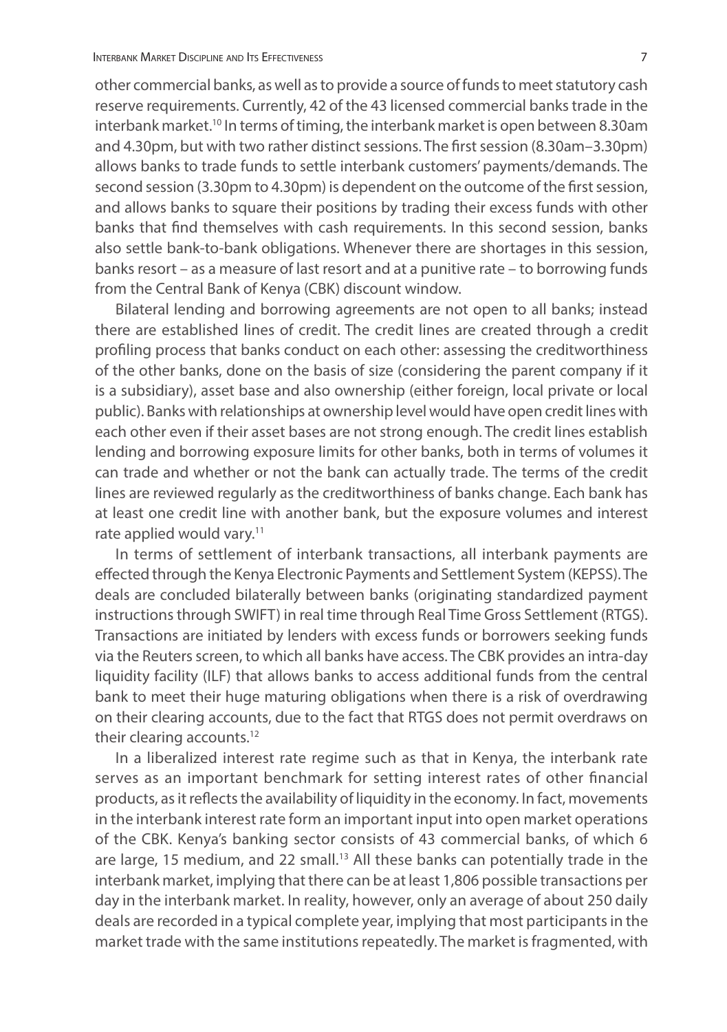other commercial banks, as well as to provide a source of funds to meet statutory cash reserve requirements. Currently, 42 of the 43 licensed commercial banks trade in the interbank market.[10] In terms of timing, the interbank market is open between 8.30am and 4.30pm, but with two rather distinct sessions. The first session (8.30am–3.30pm) allows banks to trade funds to settle interbank customers' payments/demands. The second session (3.30pm to 4.30pm) is dependent on the outcome of the first session, and allows banks to square their positions by trading their excess funds with other banks that find themselves with cash requirements. In this second session, banks also settle bank-to-bank obligations. Whenever there are shortages in this session, banks resort – as a measure of last resort and at a punitive rate – to borrowing funds from the Central Bank of Kenya (CBK) discount window.

Bilateral lending and borrowing agreements are not open to all banks; instead there are established lines of credit. The credit lines are created through a credit profiling process that banks conduct on each other: assessing the creditworthiness of the other banks, done on the basis of size (considering the parent company if it is a subsidiary), asset base and also ownership (either foreign, local private or local public). Banks with relationships at ownership level would have open credit lines with each other even if their asset bases are not strong enough. The credit lines establish lending and borrowing exposure limits for other banks, both in terms of volumes it can trade and whether or not the bank can actually trade. The terms of the credit lines are reviewed regularly as the creditworthiness of banks change. Each bank has at least one credit line with another bank, but the exposure volumes and interest rate applied would vary.[11]

In terms of settlement of interbank transactions, all interbank payments are effected through the Kenya Electronic Payments and Settlement System (KEPSS). The deals are concluded bilaterally between banks (originating standardized payment instructions through SWIFT) in real time through Real Time Gross Settlement (RTGS). Transactions are initiated by lenders with excess funds or borrowers seeking funds via the Reuters screen, to which all banks have access. The CBK provides an intra-day liquidity facility (ILF) that allows banks to access additional funds from the central bank to meet their huge maturing obligations when there is a risk of overdrawing on their clearing accounts, due to the fact that RTGS does not permit overdraws on their clearing accounts.[12]

In a liberalized interest rate regime such as that in Kenya, the interbank rate serves as an important benchmark for setting interest rates of other financial products, as it reflects the availability of liquidity in the economy. In fact, movements in the interbank interest rate form an important input into open market operations of the CBK. Kenya's banking sector consists of 43 commercial banks, of which 6 are large, 15 medium, and 22 small.[13] All these banks can potentially trade in the interbank market, implying that there can be at least 1,806 possible transactions per day in the interbank market. In reality, however, only an average of about 250 daily deals are recorded in a typical complete year, implying that most participants in the market trade with the same institutions repeatedly. The market is fragmented, with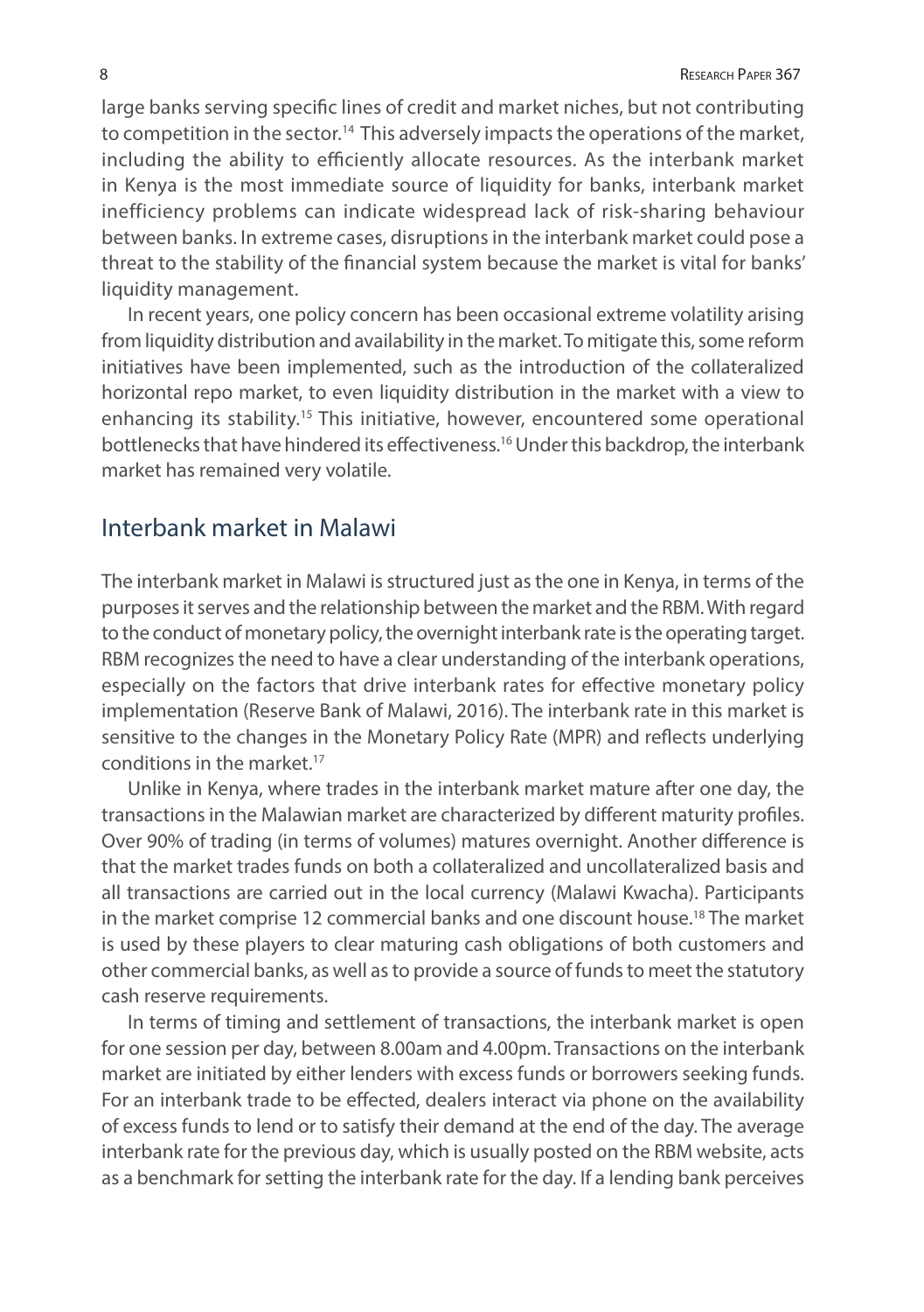large banks serving specific lines of credit and market niches, but not contributing to competition in the sector.[14] This adversely impacts the operations of the market, including the ability to efficiently allocate resources. As the interbank market in Kenya is the most immediate source of liquidity for banks, interbank market inefficiency problems can indicate widespread lack of risk-sharing behaviour between banks. In extreme cases, disruptions in the interbank market could pose a threat to the stability of the financial system because the market is vital for banks' liquidity management.

In recent years, one policy concern has been occasional extreme volatility arising from liquidity distribution and availability in the market. To mitigate this, some reform initiatives have been implemented, such as the introduction of the collateralized horizontal repo market, to even liquidity distribution in the market with a view to enhancing its stability.[15] This initiative, however, encountered some operational bottlenecks that have hindered its effectiveness.[16] Under this backdrop, the interbank market has remained very volatile.

## Interbank market in Malawi

The interbank market in Malawi is structured just as the one in Kenya, in terms of the purposes it serves and the relationship between the market and the RBM. With regard to the conduct of monetary policy, the overnight interbank rate is the operating target. RBM recognizes the need to have a clear understanding of the interbank operations, especially on the factors that drive interbank rates for effective monetary policy implementation (Reserve Bank of Malawi, 2016). The interbank rate in this market is sensitive to the changes in the Monetary Policy Rate (MPR) and reflects underlying conditions in the market.[17]

Unlike in Kenya, where trades in the interbank market mature after one day, the transactions in the Malawian market are characterized by different maturity profiles. Over 90% of trading (in terms of volumes) matures overnight. Another difference is that the market trades funds on both a collateralized and uncollateralized basis and all transactions are carried out in the local currency (Malawi Kwacha). Participants in the market comprise 12 commercial banks and one discount house.[18] The market is used by these players to clear maturing cash obligations of both customers and other commercial banks, as well as to provide a source of funds to meet the statutory cash reserve requirements.

In terms of timing and settlement of transactions, the interbank market is open for one session per day, between 8.00am and 4.00pm. Transactions on the interbank market are initiated by either lenders with excess funds or borrowers seeking funds. For an interbank trade to be effected, dealers interact via phone on the availability of excess funds to lend or to satisfy their demand at the end of the day. The average interbank rate for the previous day, which is usually posted on the RBM website, acts as a benchmark for setting the interbank rate for the day. If a lending bank perceives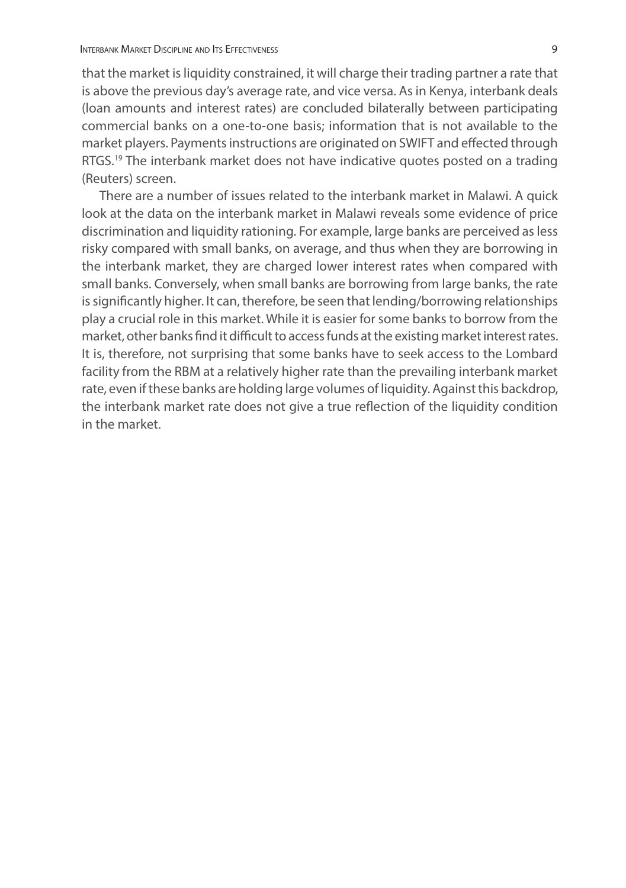that the market is liquidity constrained, it will charge their trading partner a rate that is above the previous day's average rate, and vice versa. As in Kenya, interbank deals (loan amounts and interest rates) are concluded bilaterally between participating commercial banks on a one-to-one basis; information that is not available to the market players. Payments instructions are originated on SWIFT and effected through RTGS.[19] The interbank market does not have indicative quotes posted on a trading (Reuters) screen.

There are a number of issues related to the interbank market in Malawi. A quick look at the data on the interbank market in Malawi reveals some evidence of price discrimination and liquidity rationing. For example, large banks are perceived as less risky compared with small banks, on average, and thus when they are borrowing in the interbank market, they are charged lower interest rates when compared with small banks. Conversely, when small banks are borrowing from large banks, the rate is significantly higher. It can, therefore, be seen that lending/borrowing relationships play a crucial role in this market. While it is easier for some banks to borrow from the market, other banks find it difficult to access funds at the existing market interest rates. It is, therefore, not surprising that some banks have to seek access to the Lombard facility from the RBM at a relatively higher rate than the prevailing interbank market rate, even if these banks are holding large volumes of liquidity. Against this backdrop, the interbank market rate does not give a true reflection of the liquidity condition in the market.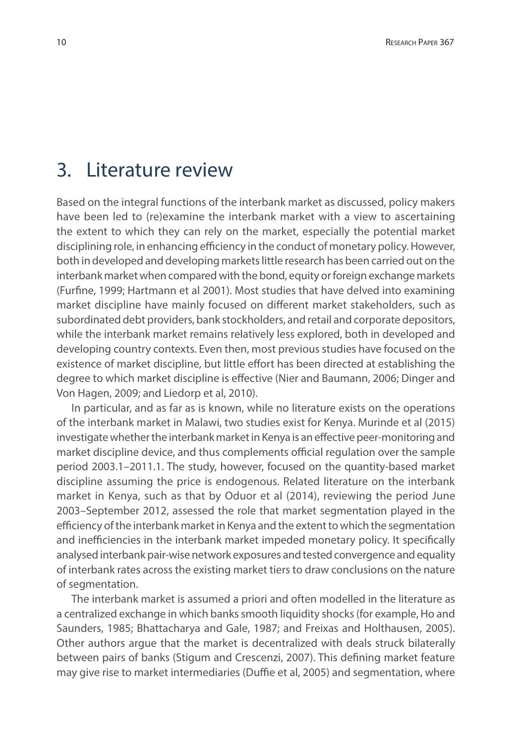# 3. Literature review

Based on the integral functions of the interbank market as discussed, policy makers have been led to (re)examine the interbank market with a view to ascertaining the extent to which they can rely on the market, especially the potential market disciplining role, in enhancing efficiency in the conduct of monetary policy. However, both in developed and developing markets little research has been carried out on the interbank market when compared with the bond, equity or foreign exchange markets (Furfine, 1999; Hartmann et al 2001). Most studies that have delved into examining market discipline have mainly focused on different market stakeholders, such as subordinated debt providers, bank stockholders, and retail and corporate depositors, while the interbank market remains relatively less explored, both in developed and developing country contexts. Even then, most previous studies have focused on the existence of market discipline, but little effort has been directed at establishing the degree to which market discipline is effective (Nier and Baumann, 2006; Dinger and Von Hagen, 2009; and Liedorp et al, 2010).

In particular, and as far as is known, while no literature exists on the operations of the interbank market in Malawi, two studies exist for Kenya. Murinde et al (2015) investigate whether the interbank market in Kenya is an effective peer-monitoring and market discipline device, and thus complements official regulation over the sample period 2003.1–2011.1. The study, however, focused on the quantity-based market discipline assuming the price is endogenous. Related literature on the interbank market in Kenya, such as that by Oduor et al (2014), reviewing the period June 2003–September 2012, assessed the role that market segmentation played in the efficiency of the interbank market in Kenya and the extent to which the segmentation and inefficiencies in the interbank market impeded monetary policy. It specifically analysed interbank pair-wise network exposures and tested convergence and equality of interbank rates across the existing market tiers to draw conclusions on the nature of segmentation.

The interbank market is assumed a priori and often modelled in the literature as a centralized exchange in which banks smooth liquidity shocks (for example, Ho and Saunders, 1985; Bhattacharya and Gale, 1987; and Freixas and Holthausen, 2005). Other authors argue that the market is decentralized with deals struck bilaterally between pairs of banks (Stigum and Crescenzi, 2007). This defining market feature may give rise to market intermediaries (Duffie et al, 2005) and segmentation, where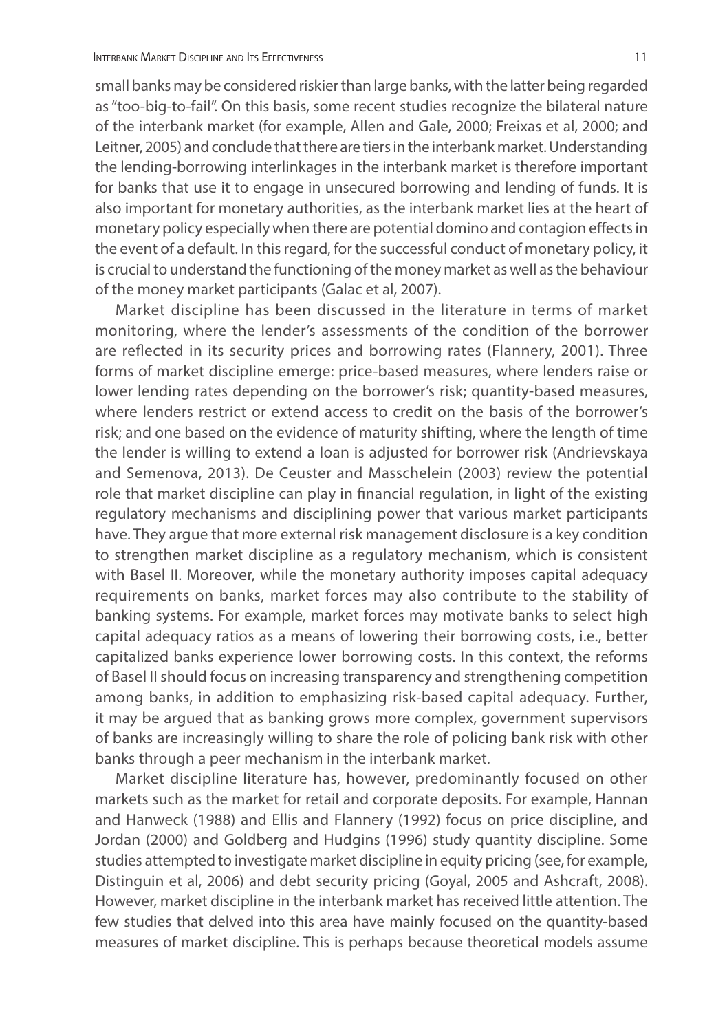small banks may be considered riskier than large banks, with the latter being regarded as "too-big-to-fail". On this basis, some recent studies recognize the bilateral nature of the interbank market (for example, Allen and Gale, 2000; Freixas et al, 2000; and Leitner, 2005) and conclude that there are tiers in the interbank market. Understanding the lending-borrowing interlinkages in the interbank market is therefore important for banks that use it to engage in unsecured borrowing and lending of funds. It is also important for monetary authorities, as the interbank market lies at the heart of monetary policy especially when there are potential domino and contagion effects in the event of a default. In this regard, for the successful conduct of monetary policy, it is crucial to understand the functioning of the money market as well as the behaviour of the money market participants (Galac et al, 2007).

Market discipline has been discussed in the literature in terms of market monitoring, where the lender's assessments of the condition of the borrower are reflected in its security prices and borrowing rates (Flannery, 2001). Three forms of market discipline emerge: price-based measures, where lenders raise or lower lending rates depending on the borrower's risk; quantity-based measures, where lenders restrict or extend access to credit on the basis of the borrower's risk; and one based on the evidence of maturity shifting, where the length of time the lender is willing to extend a loan is adjusted for borrower risk (Andrievskaya and Semenova, 2013). De Ceuster and Masschelein (2003) review the potential role that market discipline can play in financial regulation, in light of the existing regulatory mechanisms and disciplining power that various market participants have. They argue that more external risk management disclosure is a key condition to strengthen market discipline as a regulatory mechanism, which is consistent with Basel II. Moreover, while the monetary authority imposes capital adequacy requirements on banks, market forces may also contribute to the stability of banking systems. For example, market forces may motivate banks to select high capital adequacy ratios as a means of lowering their borrowing costs, i.e., better capitalized banks experience lower borrowing costs. In this context, the reforms of Basel II should focus on increasing transparency and strengthening competition among banks, in addition to emphasizing risk-based capital adequacy. Further, it may be argued that as banking grows more complex, government supervisors of banks are increasingly willing to share the role of policing bank risk with other banks through a peer mechanism in the interbank market.

Market discipline literature has, however, predominantly focused on other markets such as the market for retail and corporate deposits. For example, Hannan and Hanweck (1988) and Ellis and Flannery (1992) focus on price discipline, and Jordan (2000) and Goldberg and Hudgins (1996) study quantity discipline. Some studies attempted to investigate market discipline in equity pricing (see, for example, Distinguin et al, 2006) and debt security pricing (Goyal, 2005 and Ashcraft, 2008). However, market discipline in the interbank market has received little attention. The few studies that delved into this area have mainly focused on the quantity-based measures of market discipline. This is perhaps because theoretical models assume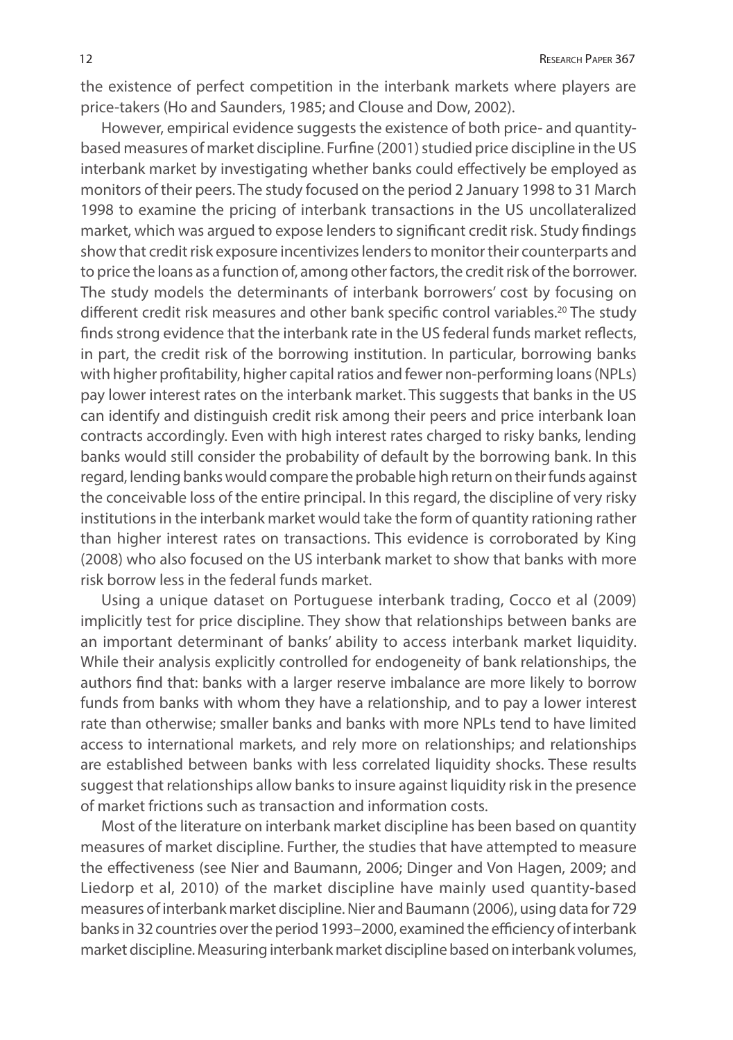the existence of perfect competition in the interbank markets where players are price-takers (Ho and Saunders, 1985; and Clouse and Dow, 2002).

However, empirical evidence suggests the existence of both price- and quantity-based measures of market discipline. Furfine (2001) studied price discipline in the US interbank market by investigating whether banks could effectively be employed as monitors of their peers. The study focused on the period 2 January 1998 to 31 March 1998 to examine the pricing of interbank transactions in the US uncollateralized market, which was argued to expose lenders to significant credit risk. Study findings show that credit risk exposure incentivizes lenders to monitor their counterparts and to price the loans as a function of, among other factors, the credit risk of the borrower. The study models the determinants of interbank borrowers' cost by focusing on different credit risk measures and other bank specific control variables.[20] The study finds strong evidence that the interbank rate in the US federal funds market reflects, in part, the credit risk of the borrowing institution. In particular, borrowing banks with higher profitability, higher capital ratios and fewer non-performing loans (NPLs) pay lower interest rates on the interbank market. This suggests that banks in the US can identify and distinguish credit risk among their peers and price interbank loan contracts accordingly. Even with high interest rates charged to risky banks, lending banks would still consider the probability of default by the borrowing bank. In this regard, lending banks would compare the probable high return on their funds against the conceivable loss of the entire principal. In this regard, the discipline of very risky institutions in the interbank market would take the form of quantity rationing rather than higher interest rates on transactions. This evidence is corroborated by King (2008) who also focused on the US interbank market to show that banks with more risk borrow less in the federal funds market.

Using a unique dataset on Portuguese interbank trading, Cocco et al (2009) implicitly test for price discipline. They show that relationships between banks are an important determinant of banks' ability to access interbank market liquidity. While their analysis explicitly controlled for endogeneity of bank relationships, the authors find that: banks with a larger reserve imbalance are more likely to borrow funds from banks with whom they have a relationship, and to pay a lower interest rate than otherwise; smaller banks and banks with more NPLs tend to have limited access to international markets, and rely more on relationships; and relationships are established between banks with less correlated liquidity shocks. These results suggest that relationships allow banks to insure against liquidity risk in the presence of market frictions such as transaction and information costs.

Most of the literature on interbank market discipline has been based on quantity measures of market discipline. Further, the studies that have attempted to measure the effectiveness (see Nier and Baumann, 2006; Dinger and Von Hagen, 2009; and Liedorp et al, 2010) of the market discipline have mainly used quantity-based measures of interbank market discipline. Nier and Baumann (2006), using data for 729 banks in 32 countries over the period 1993–2000, examined the efficiency of interbank market discipline. Measuring interbank market discipline based on interbank volumes,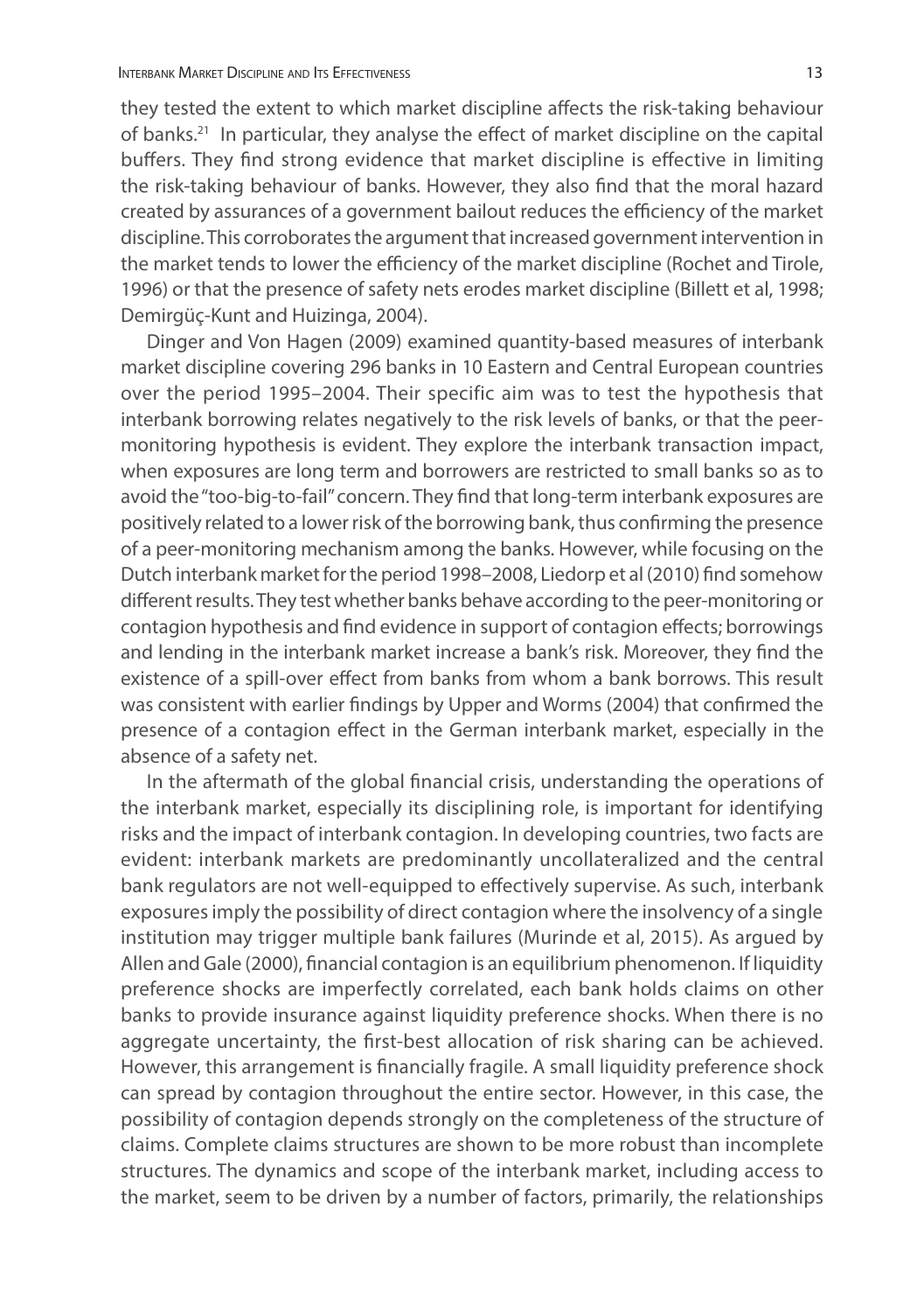they tested the extent to which market discipline affects the risk-taking behaviour of banks.[21] In particular, they analyse the effect of market discipline on the capital buffers. They find strong evidence that market discipline is effective in limiting the risk-taking behaviour of banks. However, they also find that the moral hazard created by assurances of a government bailout reduces the efficiency of the market discipline. This corroborates the argument that increased government intervention in the market tends to lower the efficiency of the market discipline (Rochet and Tirole, 1996) or that the presence of safety nets erodes market discipline (Billett et al, 1998; Demirgüç-Kunt and Huizinga, 2004).

Dinger and Von Hagen (2009) examined quantity-based measures of interbank market discipline covering 296 banks in 10 Eastern and Central European countries over the period 1995–2004. Their specific aim was to test the hypothesis that interbank borrowing relates negatively to the risk levels of banks, or that the peer-monitoring hypothesis is evident. They explore the interbank transaction impact, when exposures are long term and borrowers are restricted to small banks so as to avoid the "too-big-to-fail" concern. They find that long-term interbank exposures are positively related to a lower risk of the borrowing bank, thus confirming the presence of a peer-monitoring mechanism among the banks. However, while focusing on the Dutch interbank market for the period 1998–2008, Liedorp et al (2010) find somehow different results. They test whether banks behave according to the peer-monitoring or contagion hypothesis and find evidence in support of contagion effects; borrowings and lending in the interbank market increase a bank's risk. Moreover, they find the existence of a spill-over effect from banks from whom a bank borrows. This result was consistent with earlier findings by Upper and Worms (2004) that confirmed the presence of a contagion effect in the German interbank market, especially in the absence of a safety net.

In the aftermath of the global financial crisis, understanding the operations of the interbank market, especially its disciplining role, is important for identifying risks and the impact of interbank contagion. In developing countries, two facts are evident: interbank markets are predominantly uncollateralized and the central bank regulators are not well-equipped to effectively supervise. As such, interbank exposures imply the possibility of direct contagion where the insolvency of a single institution may trigger multiple bank failures (Murinde et al, 2015). As argued by Allen and Gale (2000), financial contagion is an equilibrium phenomenon. If liquidity preference shocks are imperfectly correlated, each bank holds claims on other banks to provide insurance against liquidity preference shocks. When there is no aggregate uncertainty, the first-best allocation of risk sharing can be achieved. However, this arrangement is financially fragile. A small liquidity preference shock can spread by contagion throughout the entire sector. However, in this case, the possibility of contagion depends strongly on the completeness of the structure of claims. Complete claims structures are shown to be more robust than incomplete structures. The dynamics and scope of the interbank market, including access to the market, seem to be driven by a number of factors, primarily, the relationships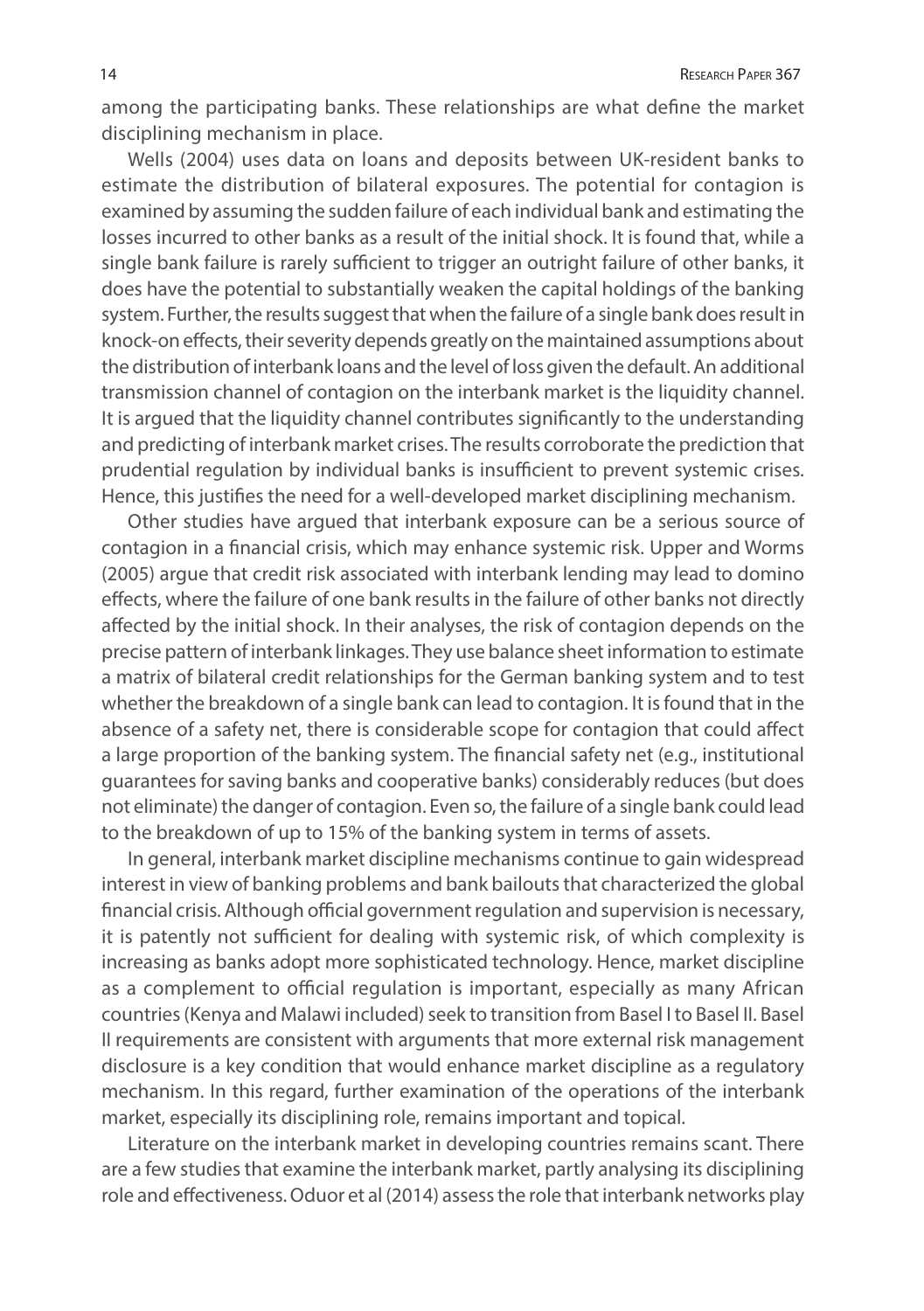among the participating banks. These relationships are what define the market disciplining mechanism in place.

Wells (2004) uses data on loans and deposits between UK-resident banks to estimate the distribution of bilateral exposures. The potential for contagion is examined by assuming the sudden failure of each individual bank and estimating the losses incurred to other banks as a result of the initial shock. It is found that, while a single bank failure is rarely sufficient to trigger an outright failure of other banks, it does have the potential to substantially weaken the capital holdings of the banking system. Further, the results suggest that when the failure of a single bank does result in knock-on effects, their severity depends greatly on the maintained assumptions about the distribution of interbank loans and the level of loss given the default. An additional transmission channel of contagion on the interbank market is the liquidity channel. It is argued that the liquidity channel contributes significantly to the understanding and predicting of interbank market crises. The results corroborate the prediction that prudential regulation by individual banks is insufficient to prevent systemic crises. Hence, this justifies the need for a well-developed market disciplining mechanism.

Other studies have argued that interbank exposure can be a serious source of contagion in a financial crisis, which may enhance systemic risk. Upper and Worms (2005) argue that credit risk associated with interbank lending may lead to domino effects, where the failure of one bank results in the failure of other banks not directly affected by the initial shock. In their analyses, the risk of contagion depends on the precise pattern of interbank linkages. They use balance sheet information to estimate a matrix of bilateral credit relationships for the German banking system and to test whether the breakdown of a single bank can lead to contagion. It is found that in the absence of a safety net, there is considerable scope for contagion that could affect a large proportion of the banking system. The financial safety net (e.g., institutional guarantees for saving banks and cooperative banks) considerably reduces (but does not eliminate) the danger of contagion. Even so, the failure of a single bank could lead to the breakdown of up to 15% of the banking system in terms of assets.

In general, interbank market discipline mechanisms continue to gain widespread interest in view of banking problems and bank bailouts that characterized the global financial crisis. Although official government regulation and supervision is necessary, it is patently not sufficient for dealing with systemic risk, of which complexity is increasing as banks adopt more sophisticated technology. Hence, market discipline as a complement to official regulation is important, especially as many African countries (Kenya and Malawi included) seek to transition from Basel I to Basel II. Basel II requirements are consistent with arguments that more external risk management disclosure is a key condition that would enhance market discipline as a regulatory mechanism. In this regard, further examination of the operations of the interbank market, especially its disciplining role, remains important and topical.

Literature on the interbank market in developing countries remains scant. There are a few studies that examine the interbank market, partly analysing its disciplining role and effectiveness. Oduor et al (2014) assess the role that interbank networks play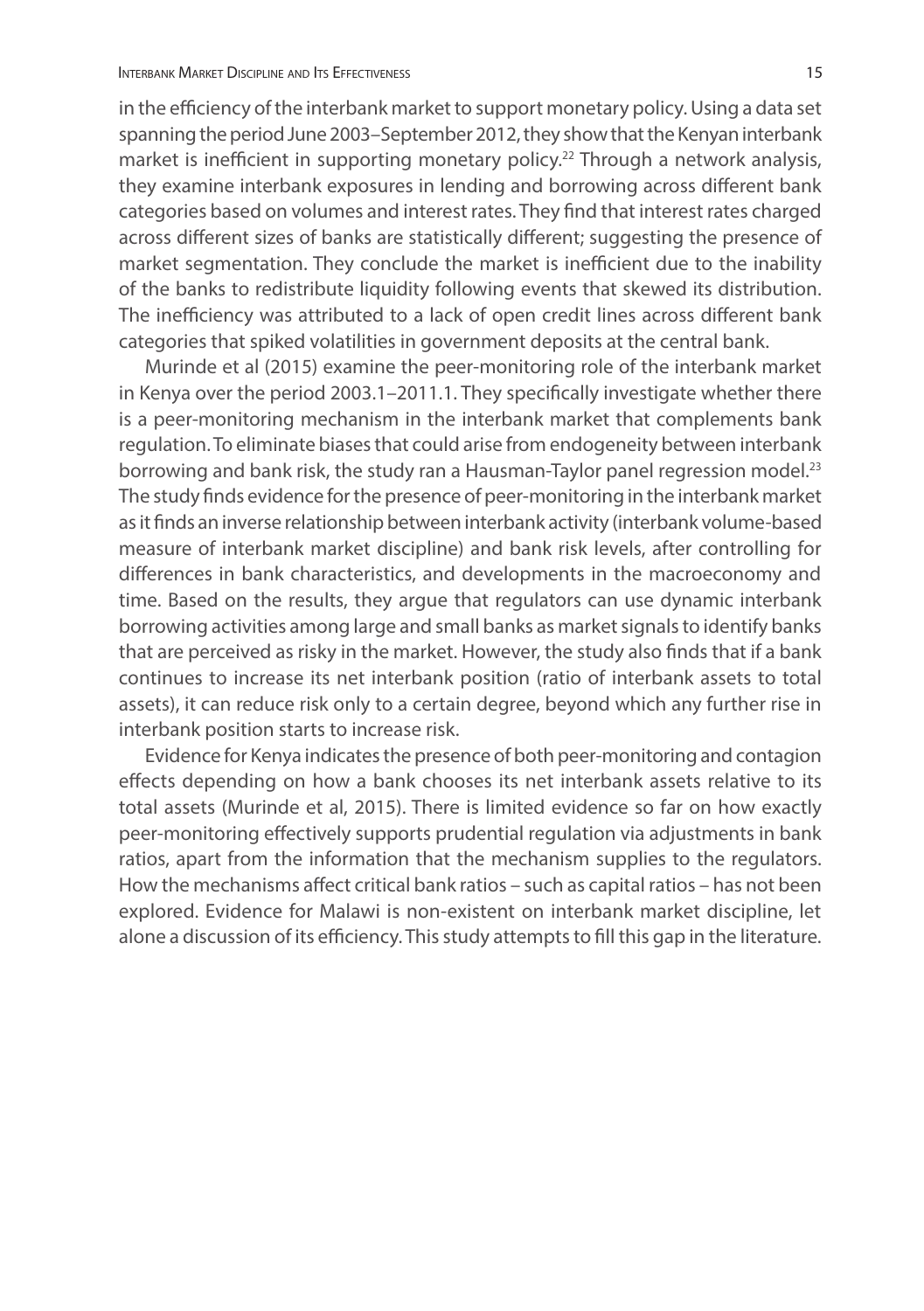in the efficiency of the interbank market to support monetary policy. Using a data set spanning the period June 2003–September 2012, they show that the Kenyan interbank market is inefficient in supporting monetary policy.[22] Through a network analysis, they examine interbank exposures in lending and borrowing across different bank categories based on volumes and interest rates. They find that interest rates charged across different sizes of banks are statistically different; suggesting the presence of market segmentation. They conclude the market is inefficient due to the inability of the banks to redistribute liquidity following events that skewed its distribution. The inefficiency was attributed to a lack of open credit lines across different bank categories that spiked volatilities in government deposits at the central bank.

Murinde et al (2015) examine the peer-monitoring role of the interbank market in Kenya over the period 2003.1–2011.1. They specifically investigate whether there is a peer-monitoring mechanism in the interbank market that complements bank regulation. To eliminate biases that could arise from endogeneity between interbank borrowing and bank risk, the study ran a Hausman-Taylor panel regression model.[23] The study finds evidence for the presence of peer-monitoring in the interbank market as it finds an inverse relationship between interbank activity (interbank volume-based measure of interbank market discipline) and bank risk levels, after controlling for differences in bank characteristics, and developments in the macroeconomy and time. Based on the results, they argue that regulators can use dynamic interbank borrowing activities among large and small banks as market signals to identify banks that are perceived as risky in the market. However, the study also finds that if a bank continues to increase its net interbank position (ratio of interbank assets to total assets), it can reduce risk only to a certain degree, beyond which any further rise in interbank position starts to increase risk.

Evidence for Kenya indicates the presence of both peer-monitoring and contagion effects depending on how a bank chooses its net interbank assets relative to its total assets (Murinde et al, 2015). There is limited evidence so far on how exactly peer-monitoring effectively supports prudential regulation via adjustments in bank ratios, apart from the information that the mechanism supplies to the regulators. How the mechanisms affect critical bank ratios – such as capital ratios – has not been explored. Evidence for Malawi is non-existent on interbank market discipline, let alone a discussion of its efficiency. This study attempts to fill this gap in the literature.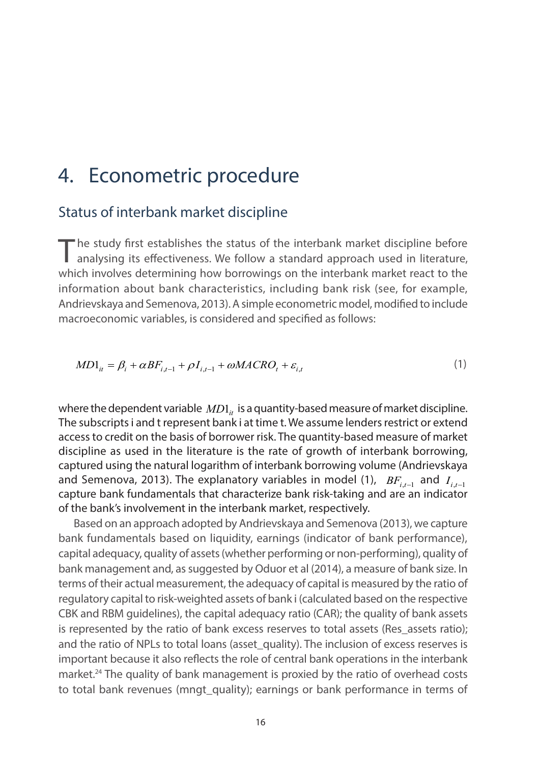# 4. Econometric procedure

## Status of interbank market discipline

The study first establishes the status of the interbank market discipline before analysing its effectiveness. We follow a standard approach used in literature, which involves determining how borrowings on the interbank market react to the information about bank characteristics, including bank risk (see, for example, Andrievskaya and Semenova, 2013). A simple econometric model, modified to include macroeconomic variables, is considered and specified as follows:

$$MD1_{it} = \beta_i + \alpha BF_{i,t-1} + \rho I_{i,t-1} + \omega MACRO_t + \varepsilon_{i,t} \tag{1}$$

where the dependent variable $MD1_{it}$ is a quantity-based measure of market discipline. The subscripts i and t represent bank i at time t. We assume lenders restrict or extend access to credit on the basis of borrower risk. The quantity-based measure of market discipline as used in the literature is the rate of growth of interbank borrowing, captured using the natural logarithm of interbank borrowing volume (Andrievskaya and Semenova, 2013). The explanatory variables in model (1), $BF_{i,t-1}$ and $I_{i,t-1}$ capture bank fundamentals that characterize bank risk-taking and are an indicator of the bank's involvement in the interbank market, respectively.

Based on an approach adopted by Andrievskaya and Semenova (2013), we capture bank fundamentals based on liquidity, earnings (indicator of bank performance), capital adequacy, quality of assets (whether performing or non-performing), quality of bank management and, as suggested by Oduor et al (2014), a measure of bank size. In terms of their actual measurement, the adequacy of capital is measured by the ratio of regulatory capital to risk-weighted assets of bank i (calculated based on the respective CBK and RBM guidelines), the capital adequacy ratio (CAR); the quality of bank assets is represented by the ratio of bank excess reserves to total assets (Res_assets ratio); and the ratio of NPLs to total loans (asset_quality). The inclusion of excess reserves is important because it also reflects the role of central bank operations in the interbank market.[24] The quality of bank management is proxied by the ratio of overhead costs to total bank revenues (mngt_quality); earnings or bank performance in terms of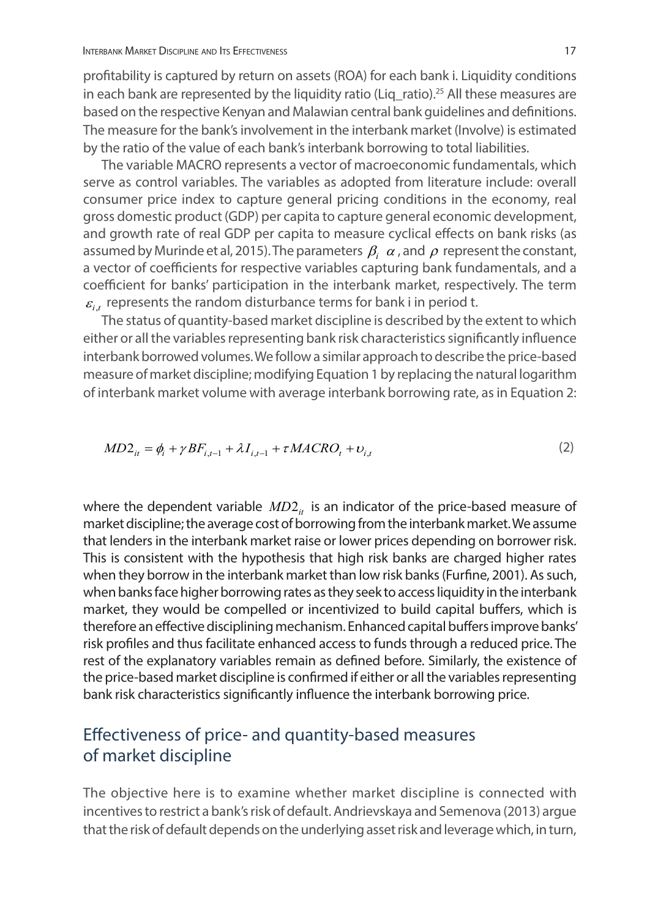profitability is captured by return on assets (ROA) for each bank i. Liquidity conditions in each bank are represented by the liquidity ratio (Liq_ratio).[25] All these measures are based on the respective Kenyan and Malawian central bank guidelines and definitions. The measure for the bank's involvement in the interbank market (Involve) is estimated by the ratio of the value of each bank's interbank borrowing to total liabilities.

The variable MACRO represents a vector of macroeconomic fundamentals, which serve as control variables. The variables as adopted from literature include: overall consumer price index to capture general pricing conditions in the economy, real gross domestic product (GDP) per capita to capture general economic development, and growth rate of real GDP per capita to measure cyclical effects on bank risks (as assumed by Murinde et al, 2015). The parameters $\beta_i$ $\alpha$, and $\rho$ represent the constant, a vector of coefficients for respective variables capturing bank fundamentals, and a coefficient for banks' participation in the interbank market, respectively. The term $\varepsilon_{i,t}$ represents the random disturbance terms for bank i in period t.

The status of quantity-based market discipline is described by the extent to which either or all the variables representing bank risk characteristics significantly influence interbank borrowed volumes. We follow a similar approach to describe the price-based measure of market discipline; modifying Equation 1 by replacing the natural logarithm of interbank market volume with average interbank borrowing rate, as in Equation 2:

$$MD2_{it} = \phi_i + \gamma BF_{i,t-1} + \lambda I_{i,t-1} + \tau MACRO_t + \upsilon_{i,t} \tag{2}$$

where the dependent variable $MD2_{it}$ is an indicator of the price-based measure of market discipline; the average cost of borrowing from the interbank market. We assume that lenders in the interbank market raise or lower prices depending on borrower risk. This is consistent with the hypothesis that high risk banks are charged higher rates when they borrow in the interbank market than low risk banks (Furfine, 2001). As such, when banks face higher borrowing rates as they seek to access liquidity in the interbank market, they would be compelled or incentivized to build capital buffers, which is therefore an effective disciplining mechanism. Enhanced capital buffers improve banks' risk profiles and thus facilitate enhanced access to funds through a reduced price. The rest of the explanatory variables remain as defined before. Similarly, the existence of the price-based market discipline is confirmed if either or all the variables representing bank risk characteristics significantly influence the interbank borrowing price.

## Effectiveness of price- and quantity-based measures of market discipline

The objective here is to examine whether market discipline is connected with incentives to restrict a bank's risk of default. Andrievskaya and Semenova (2013) argue that the risk of default depends on the underlying asset risk and leverage which, in turn,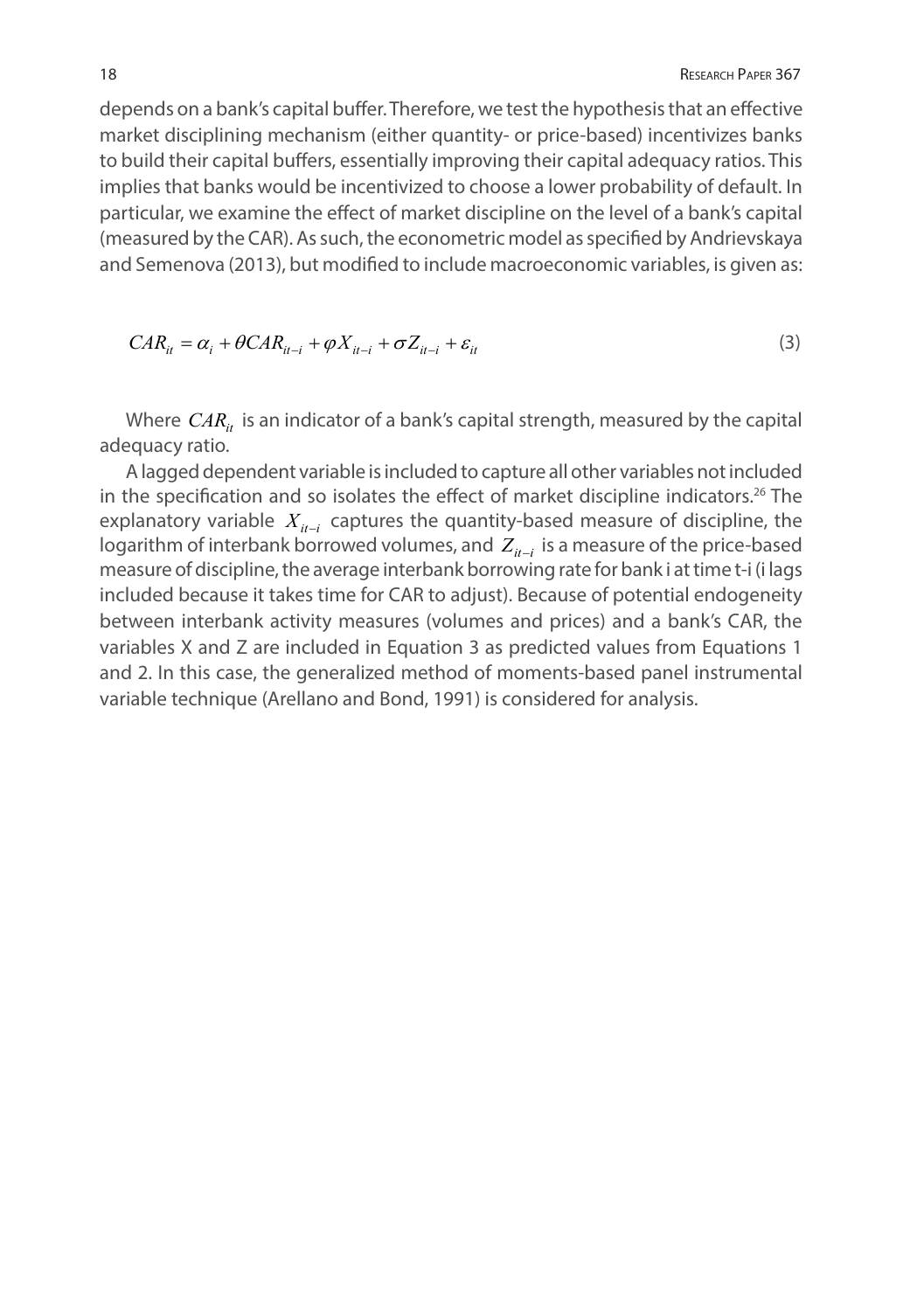depends on a bank's capital buffer. Therefore, we test the hypothesis that an effective market disciplining mechanism (either quantity- or price-based) incentivizes banks to build their capital buffers, essentially improving their capital adequacy ratios. This implies that banks would be incentivized to choose a lower probability of default. In particular, we examine the effect of market discipline on the level of a bank's capital (measured by the CAR). As such, the econometric model as specified by Andrievskaya and Semenova (2013), but modified to include macroeconomic variables, is given as:

$$CAR_{it} = \alpha_i + \theta CAR_{it-i} + \varphi X_{it-i} + \sigma Z_{it-i} + \varepsilon_{it} \tag{3}$$

Where $CAR_{it}$ is an indicator of a bank's capital strength, measured by the capital adequacy ratio.

A lagged dependent variable is included to capture all other variables not included in the specification and so isolates the effect of market discipline indicators.[26] The explanatory variable $X_{it-i}$ captures the quantity-based measure of discipline, the logarithm of interbank borrowed volumes, and $Z_{it-i}$ is a measure of the price-based measure of discipline, the average interbank borrowing rate for bank i at time t-i (i lags included because it takes time for CAR to adjust). Because of potential endogeneity between interbank activity measures (volumes and prices) and a bank's CAR, the variables X and Z are included in Equation 3 as predicted values from Equations 1 and 2. In this case, the generalized method of moments-based panel instrumental variable technique (Arellano and Bond, 1991) is considered for analysis.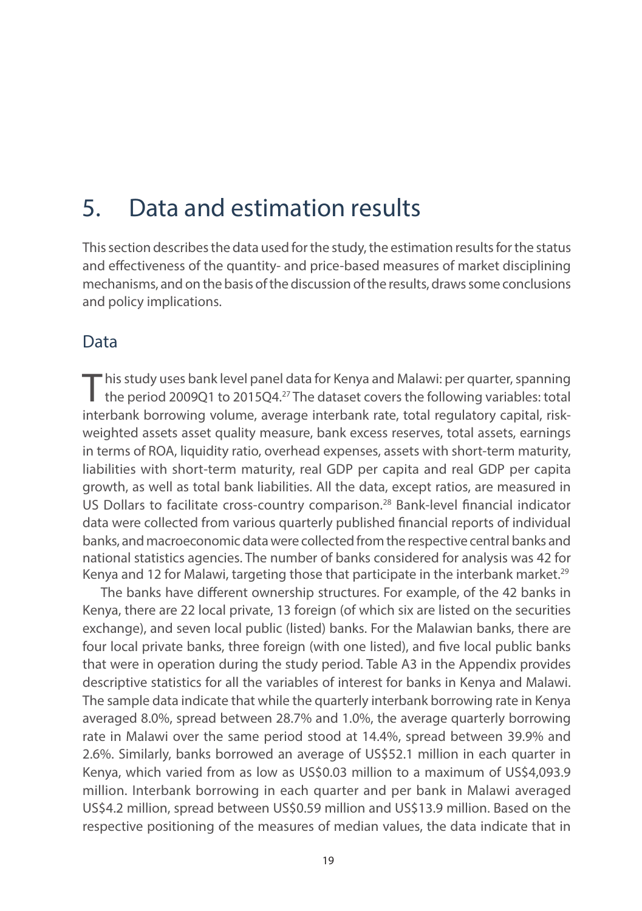# 5. Data and estimation results

This section describes the data used for the study, the estimation results for the status and effectiveness of the quantity- and price-based measures of market disciplining mechanisms, and on the basis of the discussion of the results, draws some conclusions and policy implications.

## Data

This study uses bank level panel data for Kenya and Malawi: per quarter, spanning the period 2009Q1 to 2015Q4.[27] The dataset covers the following variables: total interbank borrowing volume, average interbank rate, total regulatory capital, risk-weighted assets asset quality measure, bank excess reserves, total assets, earnings in terms of ROA, liquidity ratio, overhead expenses, assets with short-term maturity, liabilities with short-term maturity, real GDP per capita and real GDP per capita growth, as well as total bank liabilities. All the data, except ratios, are measured in US Dollars to facilitate cross-country comparison.[28] Bank-level financial indicator data were collected from various quarterly published financial reports of individual banks, and macroeconomic data were collected from the respective central banks and national statistics agencies. The number of banks considered for analysis was 42 for Kenya and 12 for Malawi, targeting those that participate in the interbank market.[29]

The banks have different ownership structures. For example, of the 42 banks in Kenya, there are 22 local private, 13 foreign (of which six are listed on the securities exchange), and seven local public (listed) banks. For the Malawian banks, there are four local private banks, three foreign (with one listed), and five local public banks that were in operation during the study period. Table A3 in the Appendix provides descriptive statistics for all the variables of interest for banks in Kenya and Malawi. The sample data indicate that while the quarterly interbank borrowing rate in Kenya averaged 8.0%, spread between 28.7% and 1.0%, the average quarterly borrowing rate in Malawi over the same period stood at 14.4%, spread between 39.9% and 2.6%. Similarly, banks borrowed an average of US$52.1 million in each quarter in Kenya, which varied from as low as US$0.03 million to a maximum of US$4,093.9 million. Interbank borrowing in each quarter and per bank in Malawi averaged US$4.2 million, spread between US$0.59 million and US$13.9 million. Based on the respective positioning of the measures of median values, the data indicate that in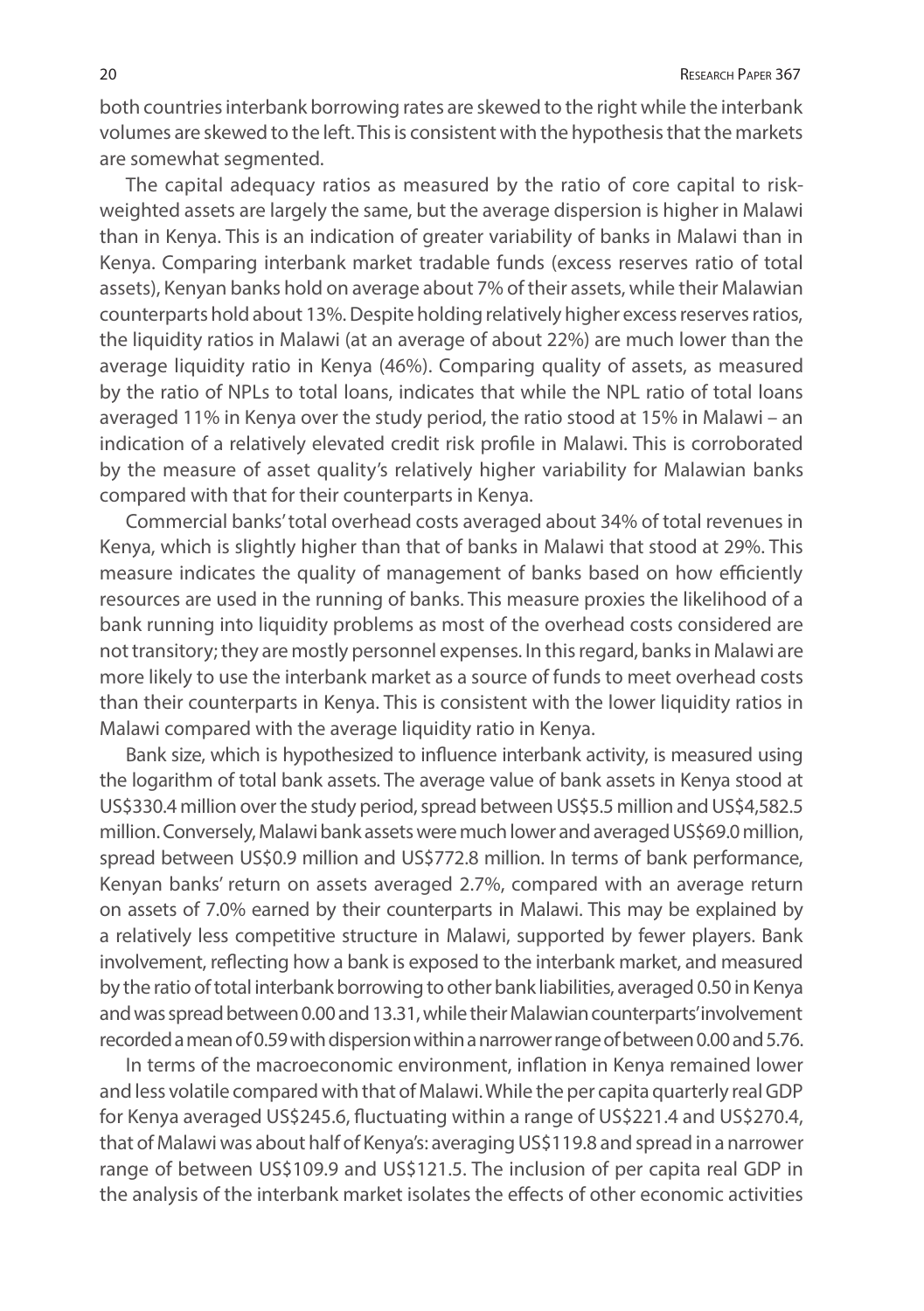both countries interbank borrowing rates are skewed to the right while the interbank volumes are skewed to the left. This is consistent with the hypothesis that the markets are somewhat segmented.

The capital adequacy ratios as measured by the ratio of core capital to risk-weighted assets are largely the same, but the average dispersion is higher in Malawi than in Kenya. This is an indication of greater variability of banks in Malawi than in Kenya. Comparing interbank market tradable funds (excess reserves ratio of total assets), Kenyan banks hold on average about 7% of their assets, while their Malawian counterparts hold about 13%. Despite holding relatively higher excess reserves ratios, the liquidity ratios in Malawi (at an average of about 22%) are much lower than the average liquidity ratio in Kenya (46%). Comparing quality of assets, as measured by the ratio of NPLs to total loans, indicates that while the NPL ratio of total loans averaged 11% in Kenya over the study period, the ratio stood at 15% in Malawi – an indication of a relatively elevated credit risk profile in Malawi. This is corroborated by the measure of asset quality's relatively higher variability for Malawian banks compared with that for their counterparts in Kenya.

Commercial banks' total overhead costs averaged about 34% of total revenues in Kenya, which is slightly higher than that of banks in Malawi that stood at 29%. This measure indicates the quality of management of banks based on how efficiently resources are used in the running of banks. This measure proxies the likelihood of a bank running into liquidity problems as most of the overhead costs considered are not transitory; they are mostly personnel expenses. In this regard, banks in Malawi are more likely to use the interbank market as a source of funds to meet overhead costs than their counterparts in Kenya. This is consistent with the lower liquidity ratios in Malawi compared with the average liquidity ratio in Kenya.

Bank size, which is hypothesized to influence interbank activity, is measured using the logarithm of total bank assets. The average value of bank assets in Kenya stood at US$330.4 million over the study period, spread between US$5.5 million and US$4,582.5 million. Conversely, Malawi bank assets were much lower and averaged US$69.0 million, spread between US$0.9 million and US$772.8 million. In terms of bank performance, Kenyan banks' return on assets averaged 2.7%, compared with an average return on assets of 7.0% earned by their counterparts in Malawi. This may be explained by a relatively less competitive structure in Malawi, supported by fewer players. Bank involvement, reflecting how a bank is exposed to the interbank market, and measured by the ratio of total interbank borrowing to other bank liabilities, averaged 0.50 in Kenya and was spread between 0.00 and 13.31, while their Malawian counterparts' involvement recorded a mean of 0.59 with dispersion within a narrower range of between 0.00 and 5.76.

In terms of the macroeconomic environment, inflation in Kenya remained lower and less volatile compared with that of Malawi. While the per capita quarterly real GDP for Kenya averaged US$245.6, fluctuating within a range of US$221.4 and US$270.4, that of Malawi was about half of Kenya's: averaging US$119.8 and spread in a narrower range of between US$109.9 and US$121.5. The inclusion of per capita real GDP in the analysis of the interbank market isolates the effects of other economic activities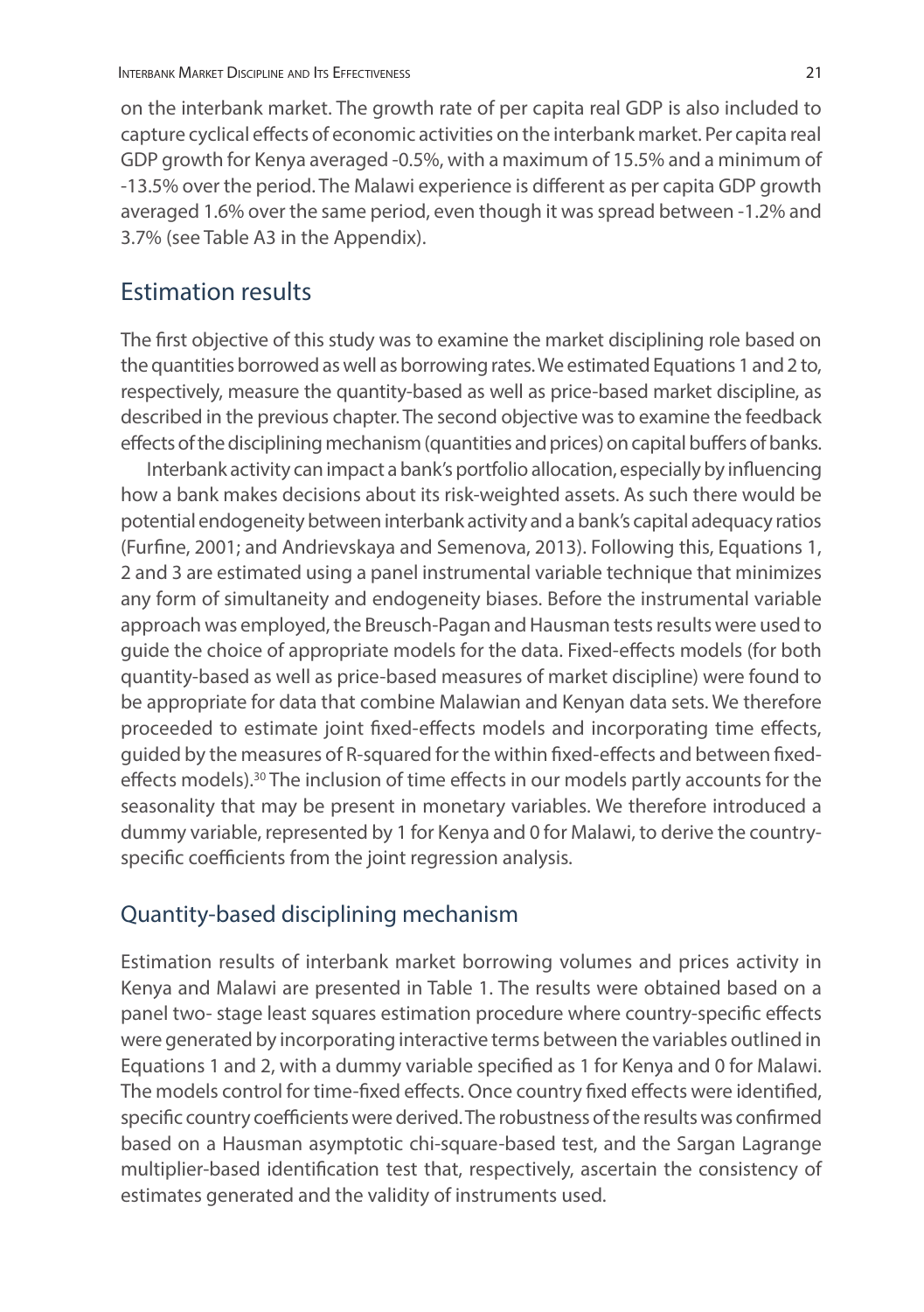on the interbank market. The growth rate of per capita real GDP is also included to capture cyclical effects of economic activities on the interbank market. Per capita real GDP growth for Kenya averaged -0.5%, with a maximum of 15.5% and a minimum of -13.5% over the period. The Malawi experience is different as per capita GDP growth averaged 1.6% over the same period, even though it was spread between -1.2% and 3.7% (see Table A3 in the Appendix).

## Estimation results

The first objective of this study was to examine the market disciplining role based on the quantities borrowed as well as borrowing rates. We estimated Equations 1 and 2 to, respectively, measure the quantity-based as well as price-based market discipline, as described in the previous chapter. The second objective was to examine the feedback effects of the disciplining mechanism (quantities and prices) on capital buffers of banks.

Interbank activity can impact a bank's portfolio allocation, especially by influencing how a bank makes decisions about its risk-weighted assets. As such there would be potential endogeneity between interbank activity and a bank's capital adequacy ratios (Furfine, 2001; and Andrievskaya and Semenova, 2013). Following this, Equations 1, 2 and 3 are estimated using a panel instrumental variable technique that minimizes any form of simultaneity and endogeneity biases. Before the instrumental variable approach was employed, the Breusch-Pagan and Hausman tests results were used to guide the choice of appropriate models for the data. Fixed-effects models (for both quantity-based as well as price-based measures of market discipline) were found to be appropriate for data that combine Malawian and Kenyan data sets. We therefore proceeded to estimate joint fixed-effects models and incorporating time effects, guided by the measures of R-squared for the within fixed-effects and between fixed-effects models).[30] The inclusion of time effects in our models partly accounts for the seasonality that may be present in monetary variables. We therefore introduced a dummy variable, represented by 1 for Kenya and 0 for Malawi, to derive the country-specific coefficients from the joint regression analysis.

### Quantity-based disciplining mechanism

Estimation results of interbank market borrowing volumes and prices activity in Kenya and Malawi are presented in Table 1. The results were obtained based on a panel two- stage least squares estimation procedure where country-specific effects were generated by incorporating interactive terms between the variables outlined in Equations 1 and 2, with a dummy variable specified as 1 for Kenya and 0 for Malawi. The models control for time-fixed effects. Once country fixed effects were identified, specific country coefficients were derived. The robustness of the results was confirmed based on a Hausman asymptotic chi-square-based test, and the Sargan Lagrange multiplier-based identification test that, respectively, ascertain the consistency of estimates generated and the validity of instruments used.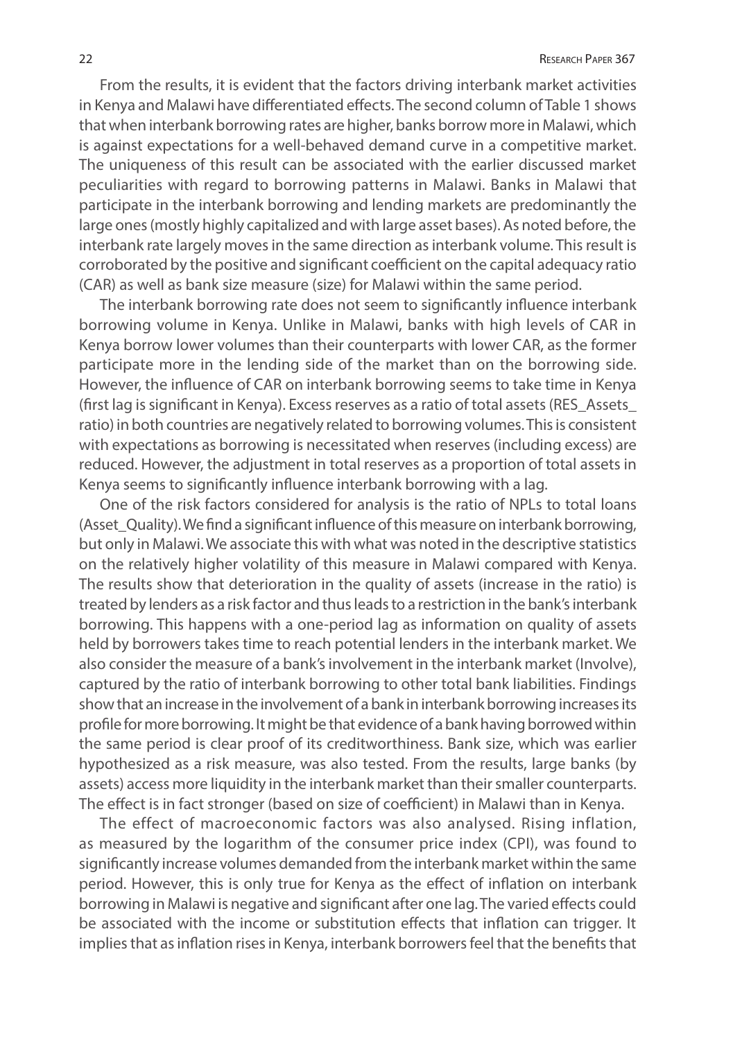From the results, it is evident that the factors driving interbank market activities in Kenya and Malawi have differentiated effects. The second column of Table 1 shows that when interbank borrowing rates are higher, banks borrow more in Malawi, which is against expectations for a well-behaved demand curve in a competitive market. The uniqueness of this result can be associated with the earlier discussed market peculiarities with regard to borrowing patterns in Malawi. Banks in Malawi that participate in the interbank borrowing and lending markets are predominantly the large ones (mostly highly capitalized and with large asset bases). As noted before, the interbank rate largely moves in the same direction as interbank volume. This result is corroborated by the positive and significant coefficient on the capital adequacy ratio (CAR) as well as bank size measure (size) for Malawi within the same period.

The interbank borrowing rate does not seem to significantly influence interbank borrowing volume in Kenya. Unlike in Malawi, banks with high levels of CAR in Kenya borrow lower volumes than their counterparts with lower CAR, as the former participate more in the lending side of the market than on the borrowing side. However, the influence of CAR on interbank borrowing seems to take time in Kenya (first lag is significant in Kenya). Excess reserves as a ratio of total assets (RES_Assets_ratio) in both countries are negatively related to borrowing volumes. This is consistent with expectations as borrowing is necessitated when reserves (including excess) are reduced. However, the adjustment in total reserves as a proportion of total assets in Kenya seems to significantly influence interbank borrowing with a lag.

One of the risk factors considered for analysis is the ratio of NPLs to total loans (Asset_Quality). We find a significant influence of this measure on interbank borrowing, but only in Malawi. We associate this with what was noted in the descriptive statistics on the relatively higher volatility of this measure in Malawi compared with Kenya. The results show that deterioration in the quality of assets (increase in the ratio) is treated by lenders as a risk factor and thus leads to a restriction in the bank's interbank borrowing. This happens with a one-period lag as information on quality of assets held by borrowers takes time to reach potential lenders in the interbank market. We also consider the measure of a bank's involvement in the interbank market (Involve), captured by the ratio of interbank borrowing to other total bank liabilities. Findings show that an increase in the involvement of a bank in interbank borrowing increases its profile for more borrowing. It might be that evidence of a bank having borrowed within the same period is clear proof of its creditworthiness. Bank size, which was earlier hypothesized as a risk measure, was also tested. From the results, large banks (by assets) access more liquidity in the interbank market than their smaller counterparts. The effect is in fact stronger (based on size of coefficient) in Malawi than in Kenya.

The effect of macroeconomic factors was also analysed. Rising inflation, as measured by the logarithm of the consumer price index (CPI), was found to significantly increase volumes demanded from the interbank market within the same period. However, this is only true for Kenya as the effect of inflation on interbank borrowing in Malawi is negative and significant after one lag. The varied effects could be associated with the income or substitution effects that inflation can trigger. It implies that as inflation rises in Kenya, interbank borrowers feel that the benefits that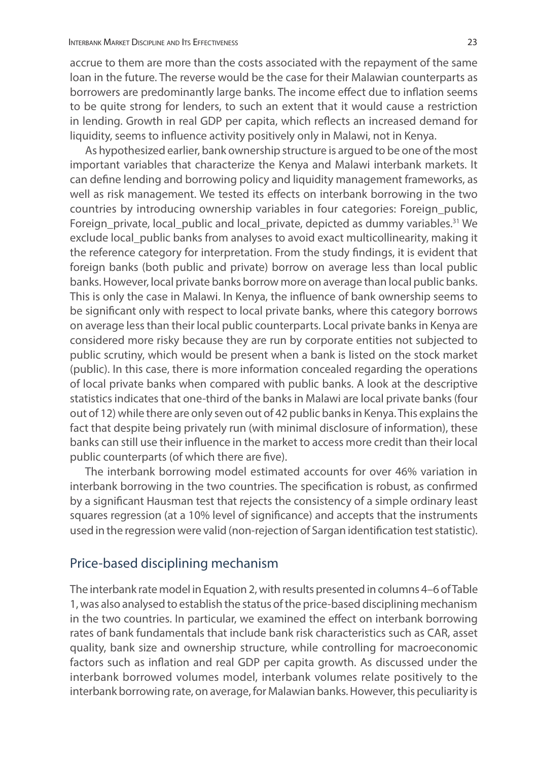accrue to them are more than the costs associated with the repayment of the same loan in the future. The reverse would be the case for their Malawian counterparts as borrowers are predominantly large banks. The income effect due to inflation seems to be quite strong for lenders, to such an extent that it would cause a restriction in lending. Growth in real GDP per capita, which reflects an increased demand for liquidity, seems to influence activity positively only in Malawi, not in Kenya.

As hypothesized earlier, bank ownership structure is argued to be one of the most important variables that characterize the Kenya and Malawi interbank markets. It can define lending and borrowing policy and liquidity management frameworks, as well as risk management. We tested its effects on interbank borrowing in the two countries by introducing ownership variables in four categories: Foreign_public, Foreign_private, local_public and local_private, depicted as dummy variables.[31] We exclude local_public banks from analyses to avoid exact multicollinearity, making it the reference category for interpretation. From the study findings, it is evident that foreign banks (both public and private) borrow on average less than local public banks. However, local private banks borrow more on average than local public banks. This is only the case in Malawi. In Kenya, the influence of bank ownership seems to be significant only with respect to local private banks, where this category borrows on average less than their local public counterparts. Local private banks in Kenya are considered more risky because they are run by corporate entities not subjected to public scrutiny, which would be present when a bank is listed on the stock market (public). In this case, there is more information concealed regarding the operations of local private banks when compared with public banks. A look at the descriptive statistics indicates that one-third of the banks in Malawi are local private banks (four out of 12) while there are only seven out of 42 public banks in Kenya. This explains the fact that despite being privately run (with minimal disclosure of information), these banks can still use their influence in the market to access more credit than their local public counterparts (of which there are five).

The interbank borrowing model estimated accounts for over 46% variation in interbank borrowing in the two countries. The specification is robust, as confirmed by a significant Hausman test that rejects the consistency of a simple ordinary least squares regression (at a 10% level of significance) and accepts that the instruments used in the regression were valid (non-rejection of Sargan identification test statistic).

## Price-based disciplining mechanism

The interbank rate model in Equation 2, with results presented in columns 4–6 of Table 1, was also analysed to establish the status of the price-based disciplining mechanism in the two countries. In particular, we examined the effect on interbank borrowing rates of bank fundamentals that include bank risk characteristics such as CAR, asset quality, bank size and ownership structure, while controlling for macroeconomic factors such as inflation and real GDP per capita growth. As discussed under the interbank borrowed volumes model, interbank volumes relate positively to the interbank borrowing rate, on average, for Malawian banks. However, this peculiarity is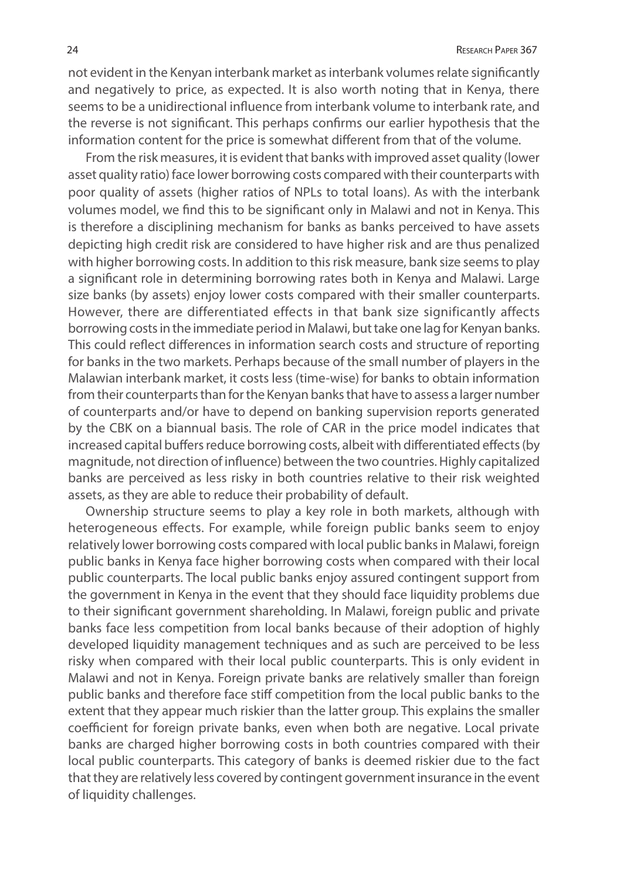not evident in the Kenyan interbank market as interbank volumes relate significantly and negatively to price, as expected. It is also worth noting that in Kenya, there seems to be a unidirectional influence from interbank volume to interbank rate, and the reverse is not significant. This perhaps confirms our earlier hypothesis that the information content for the price is somewhat different from that of the volume.

From the risk measures, it is evident that banks with improved asset quality (lower asset quality ratio) face lower borrowing costs compared with their counterparts with poor quality of assets (higher ratios of NPLs to total loans). As with the interbank volumes model, we find this to be significant only in Malawi and not in Kenya. This is therefore a disciplining mechanism for banks as banks perceived to have assets depicting high credit risk are considered to have higher risk and are thus penalized with higher borrowing costs. In addition to this risk measure, bank size seems to play a significant role in determining borrowing rates both in Kenya and Malawi. Large size banks (by assets) enjoy lower costs compared with their smaller counterparts. However, there are differentiated effects in that bank size significantly affects borrowing costs in the immediate period in Malawi, but take one lag for Kenyan banks. This could reflect differences in information search costs and structure of reporting for banks in the two markets. Perhaps because of the small number of players in the Malawian interbank market, it costs less (time-wise) for banks to obtain information from their counterparts than for the Kenyan banks that have to assess a larger number of counterparts and/or have to depend on banking supervision reports generated by the CBK on a biannual basis. The role of CAR in the price model indicates that increased capital buffers reduce borrowing costs, albeit with differentiated effects (by magnitude, not direction of influence) between the two countries. Highly capitalized banks are perceived as less risky in both countries relative to their risk weighted assets, as they are able to reduce their probability of default.

Ownership structure seems to play a key role in both markets, although with heterogeneous effects. For example, while foreign public banks seem to enjoy relatively lower borrowing costs compared with local public banks in Malawi, foreign public banks in Kenya face higher borrowing costs when compared with their local public counterparts. The local public banks enjoy assured contingent support from the government in Kenya in the event that they should face liquidity problems due to their significant government shareholding. In Malawi, foreign public and private banks face less competition from local banks because of their adoption of highly developed liquidity management techniques and as such are perceived to be less risky when compared with their local public counterparts. This is only evident in Malawi and not in Kenya. Foreign private banks are relatively smaller than foreign public banks and therefore face stiff competition from the local public banks to the extent that they appear much riskier than the latter group. This explains the smaller coefficient for foreign private banks, even when both are negative. Local private banks are charged higher borrowing costs in both countries compared with their local public counterparts. This category of banks is deemed riskier due to the fact that they are relatively less covered by contingent government insurance in the event of liquidity challenges.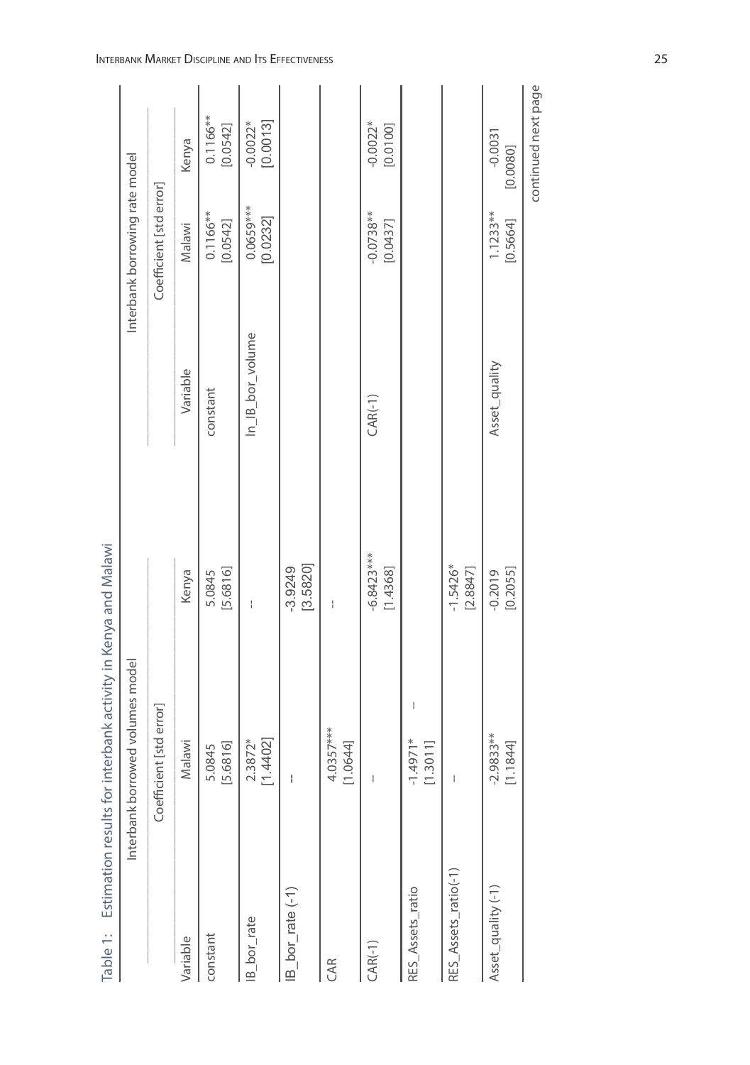Table 1: Estimation results for interbank activity in Kenya and Malawi

| Interbank borrowed volumes model | | | Interbank borrowing rate model | | |
|---|---|---|---|---|---|
| | Coefficient [std error] | | | Coefficient [std error] | |
| Variable | Malawi | Kenya | Variable | Malawi | Kenya |
| constant | 5.0845 [5.6816] | 5.0845 [5.6816] | constant | 0.1166** [0.0542] | 0.1166** [0.0542] |
| IB_bor_rate | 2.3872* [1.4402] | -- | ln_IB_bor_volume | 0.0659*** [0.0232] | -0.0022* [0.0013] |
| IB_bor_rate (-1) | -- | -3.9249 [3.5820] | | | |
| CAR | 4.0357*** [1.0644] | -- | | | |
| CAR(-1) | -- | -6.8423*** [1.4368] | CAR(-1) | -0.0738** [0.0437] | -0.0022* [0.0100] |
| RES_Assets_ratio | -1.4971* [1.3011] | -- | | | |
| RES_Assets_ratio(-1) | -- | -1.5426* [2.8847] | | | |
| Asset_quality (-1) | -2.9833** [1.1844] | -0.2019 [0.2055] | Asset_quality | 1.1233** [0.5664] | -0.0031 [0.0080] |

continued next page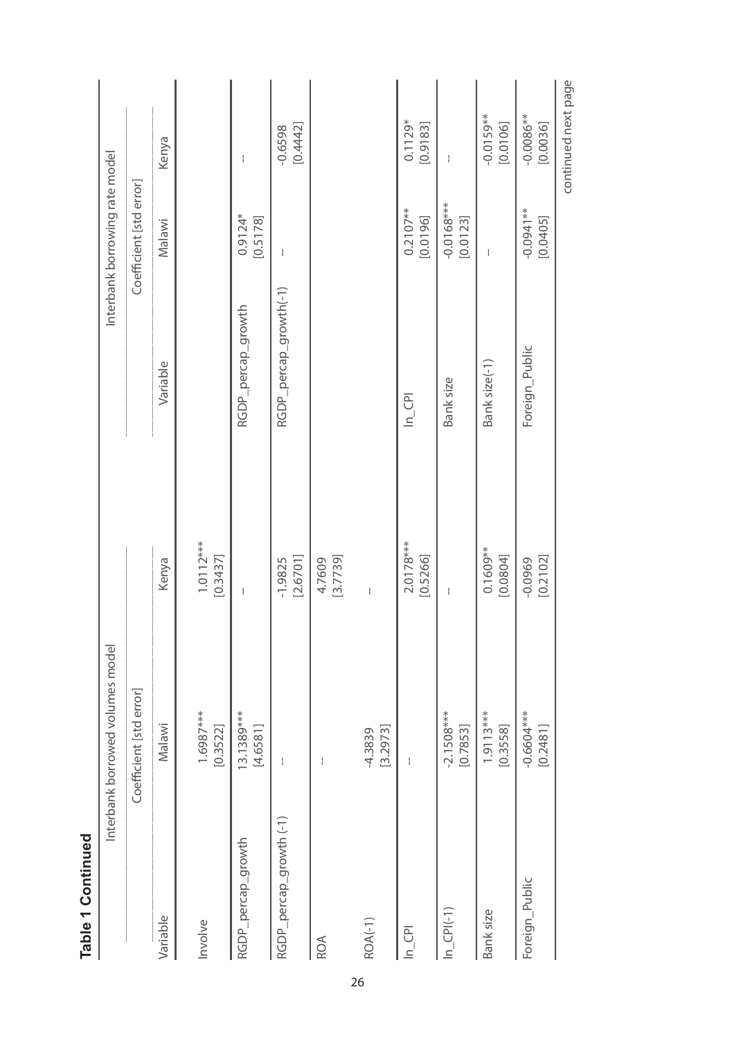**Table 1 Continued**

| Interbank borrowed volumes model | | | Interbank borrowing rate model | | |
|---|---|---|---|---|---|
| | Coefficient [std error] | | | Coefficient [std error] | |
| Variable | Malawi | Kenya | Variable | Malawi | Kenya |
| Involve | 1.6987*** [0.3522] | 1.0112*** [0.3437] | | | |
| RGDP_percap_growth | 13.1389*** [4.6581] | – | RGDP_percap_growth | 0.9124* [0.5178] | – |
| RGDP_percap_growth (-1) | – | -1.9825 [2.6701] | RGDP_percap_growth(-1) | – | -0.6598 [0.4442] |
| ROA | – | 4.7609 [3.7739] | | | |
| ROA(-1) | -4.3839 [3.2973] | – | | | |
| ln_CPI | – | 2.0178*** [0.5266] | ln_CPI | 0.2107** [0.0196] | 0.1129* [0.9183] |
| ln_CPI(-1) | -2.1508*** [0.7853] | – | Bank size | -0.0168*** [0.0123] | – |
| Bank size | 1.9113*** [0.3558] | 0.1609** [0.0804] | Bank size(-1) | – | -0.0159** [0.0106] |
| Foreign_Public | -0.6604*** [0.2481] | -0.0969 [0.2102] | Foreign_Public | -0.0941** [0.0405] | -0.0086** [0.0036] |

continued next page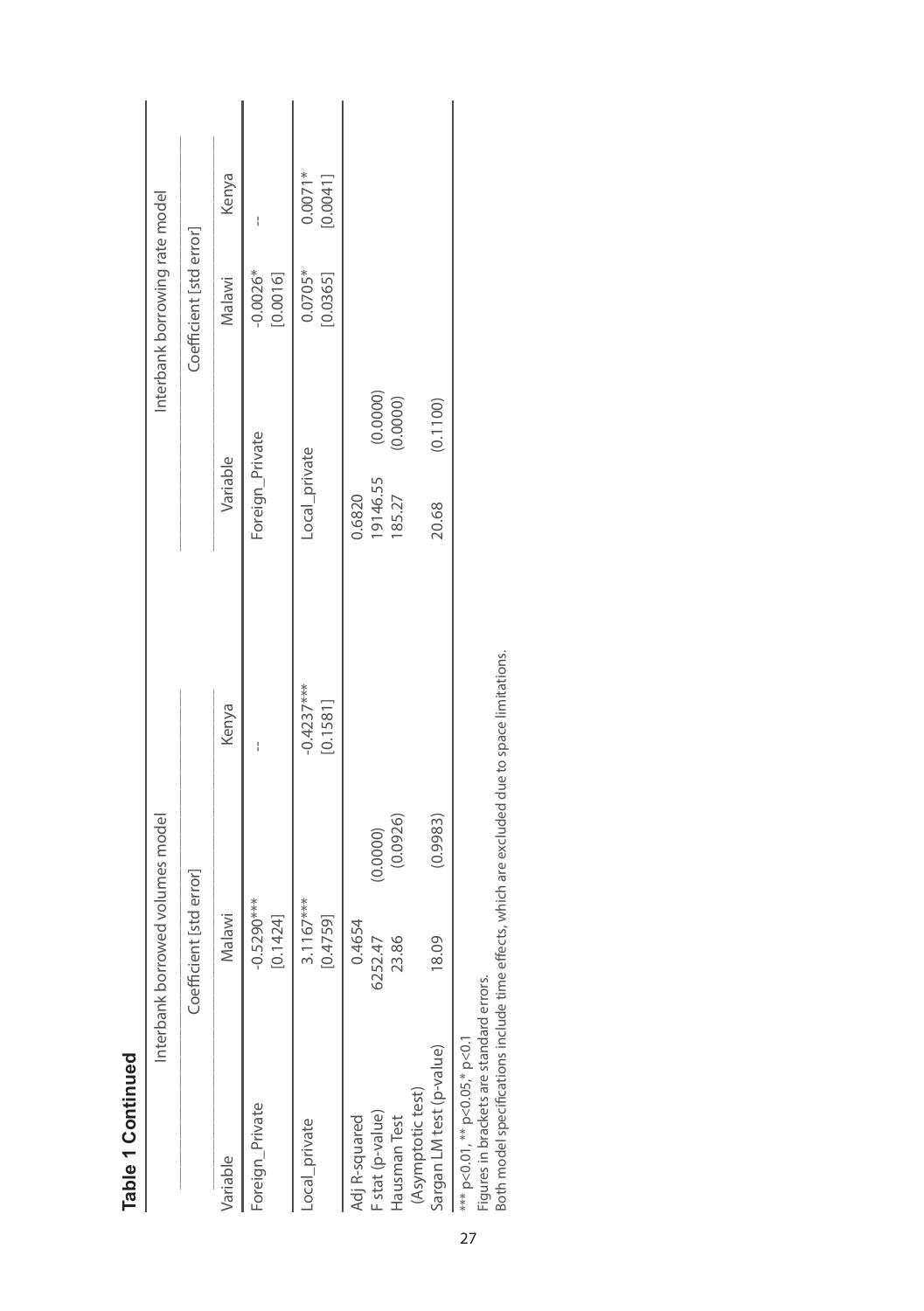**Table 1 Continued**

| | Interbank borrowed volumes model | | | Interbank borrowing rate model | |
|---|---|---|---|---|---|
| | Coefficient [std error] | | | Coefficient [std error] | |
| Variable | Malawi | Kenya | Variable | Malawi | Kenya |
| Foreign_Private | -0.5290***<br>[0.1424] | -- | Foreign_Private | -0.0026*<br>[0.0016] | -- |
| Local_private | 3.1167***<br>[0.4759] | -0.4237***<br>[0.1581] | Local_private | 0.0705*<br>[0.0365] | 0.0071*<br>[0.0041] |
| Adj R-squared | 0.4654 | | 0.6820 | | |
| F stat (p-value) | 6252.47 | (0.0000) | 19146.55 | (0.0000) | |
| Hausman Test (Asymptotic test) | 23.86 | (0.0926) | 185.27 | (0.0000) | |
| Sargan LM test (p-value) | 18.09 | (0.9983) | 20.68 | (0.1100) | |

*** p<0.01, ** p<0.05, * p<0.1
Figures in brackets are standard errors.
Both model specifications include time effects, which are excluded due to space limitations.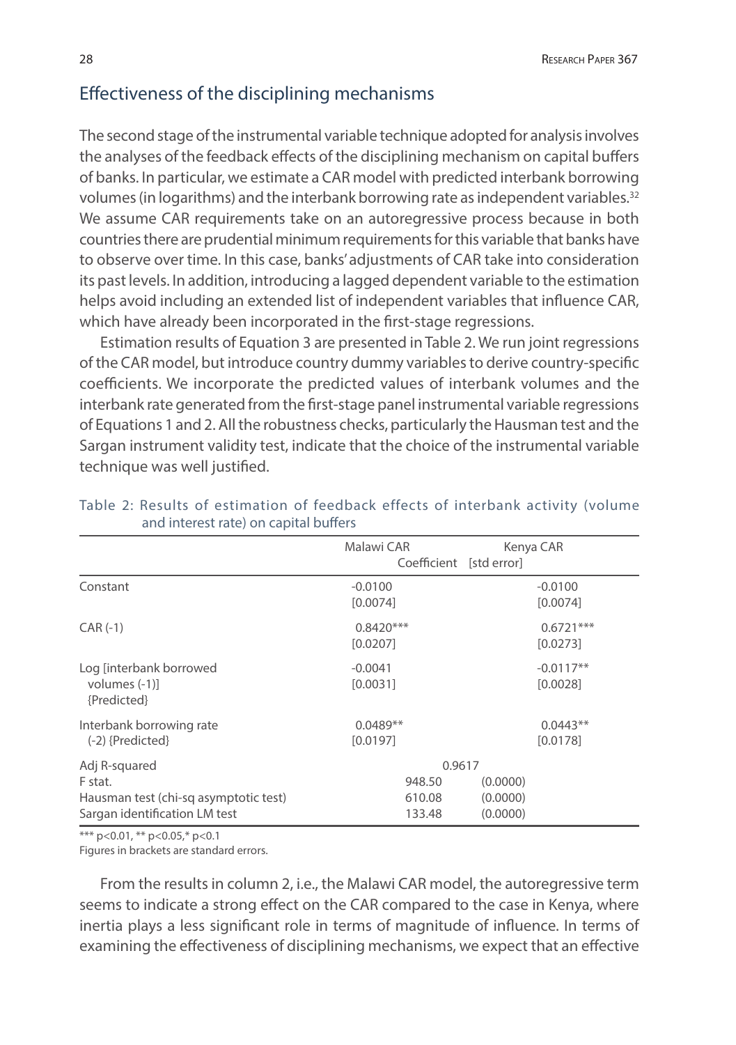## Effectiveness of the disciplining mechanisms

The second stage of the instrumental variable technique adopted for analysis involves the analyses of the feedback effects of the disciplining mechanism on capital buffers of banks. In particular, we estimate a CAR model with predicted interbank borrowing volumes (in logarithms) and the interbank borrowing rate as independent variables.[32] We assume CAR requirements take on an autoregressive process because in both countries there are prudential minimum requirements for this variable that banks have to observe over time. In this case, banks' adjustments of CAR take into consideration its past levels. In addition, introducing a lagged dependent variable to the estimation helps avoid including an extended list of independent variables that influence CAR, which have already been incorporated in the first-stage regressions.

Estimation results of Equation 3 are presented in Table 2. We run joint regressions of the CAR model, but introduce country dummy variables to derive country-specific coefficients. We incorporate the predicted values of interbank volumes and the interbank rate generated from the first-stage panel instrumental variable regressions of Equations 1 and 2. All the robustness checks, particularly the Hausman test and the Sargan instrument validity test, indicate that the choice of the instrumental variable technique was well justified.

Table 2: Results of estimation of feedback effects of interbank activity (volume and interest rate) on capital buffers

| | Malawi CAR | Kenya CAR |
|---|---|---|
| | Coefficient [std error] | |
| Constant | -0.0100<br>[0.0074] | -0.0100<br>[0.0074] |
| CAR (-1) | 0.8420***<br>[0.0207] | 0.6721***<br>[0.0273] |
| Log [interbank borrowed volumes (-1)] {Predicted} | -0.0041<br>[0.0031] | -0.0117**<br>[0.0028] |
| Interbank borrowing rate (-2) {Predicted} | 0.0489**<br>[0.0197] | 0.0443**<br>[0.0178] |
| Adj R-squared | 0.9617 | |
| F stat. | 948.50 | (0.0000) |
| Hausman test (chi-sq asymptotic test) | 610.08 | (0.0000) |
| Sargan identification LM test | 133.48 | (0.0000) |

*** p<0.01, ** p<0.05,* p<0.1

Figures in brackets are standard errors.

From the results in column 2, i.e., the Malawi CAR model, the autoregressive term seems to indicate a strong effect on the CAR compared to the case in Kenya, where inertia plays a less significant role in terms of magnitude of influence. In terms of examining the effectiveness of disciplining mechanisms, we expect that an effective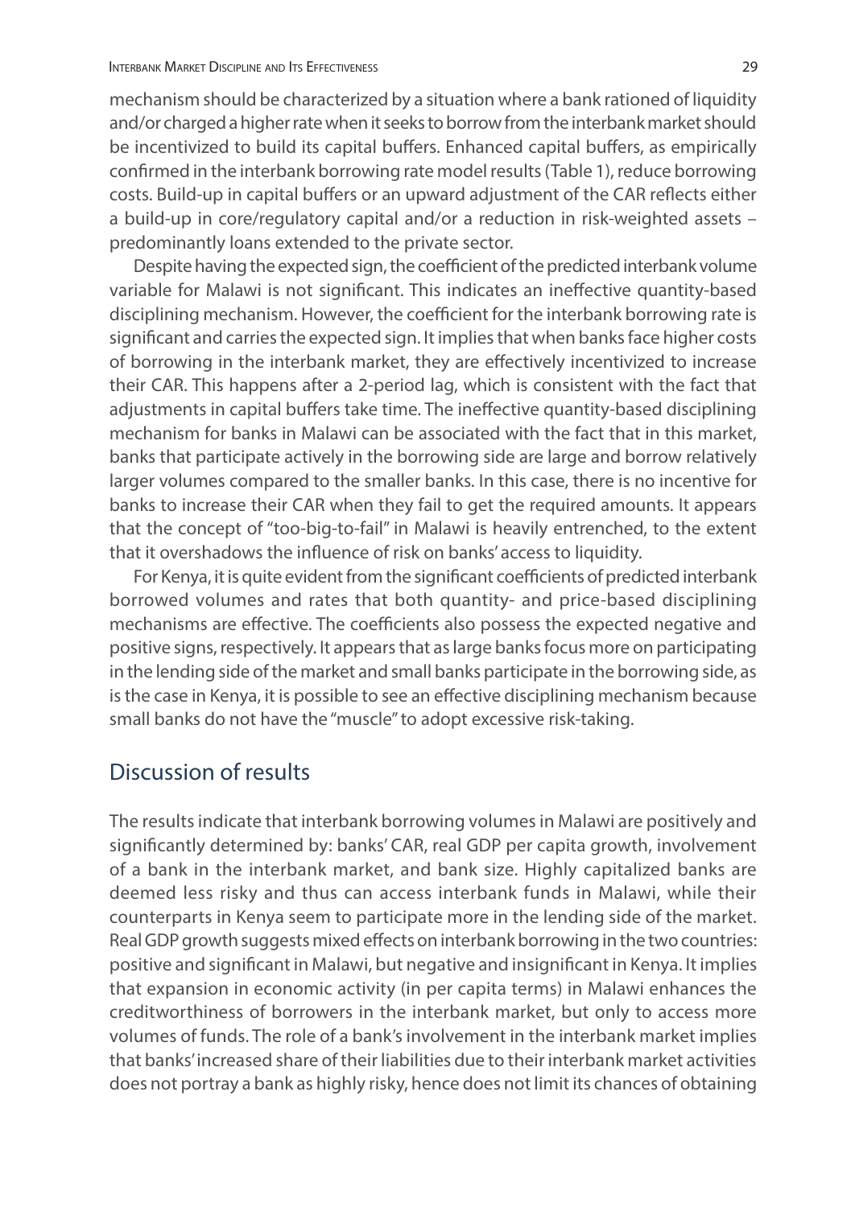mechanism should be characterized by a situation where a bank rationed of liquidity and/or charged a higher rate when it seeks to borrow from the interbank market should be incentivized to build its capital buffers. Enhanced capital buffers, as empirically confirmed in the interbank borrowing rate model results (Table 1), reduce borrowing costs. Build-up in capital buffers or an upward adjustment of the CAR reflects either a build-up in core/regulatory capital and/or a reduction in risk-weighted assets – predominantly loans extended to the private sector.

Despite having the expected sign, the coefficient of the predicted interbank volume variable for Malawi is not significant. This indicates an ineffective quantity-based disciplining mechanism. However, the coefficient for the interbank borrowing rate is significant and carries the expected sign. It implies that when banks face higher costs of borrowing in the interbank market, they are effectively incentivized to increase their CAR. This happens after a 2-period lag, which is consistent with the fact that adjustments in capital buffers take time. The ineffective quantity-based disciplining mechanism for banks in Malawi can be associated with the fact that in this market, banks that participate actively in the borrowing side are large and borrow relatively larger volumes compared to the smaller banks. In this case, there is no incentive for banks to increase their CAR when they fail to get the required amounts. It appears that the concept of "too-big-to-fail" in Malawi is heavily entrenched, to the extent that it overshadows the influence of risk on banks' access to liquidity.

For Kenya, it is quite evident from the significant coefficients of predicted interbank borrowed volumes and rates that both quantity- and price-based disciplining mechanisms are effective. The coefficients also possess the expected negative and positive signs, respectively. It appears that as large banks focus more on participating in the lending side of the market and small banks participate in the borrowing side, as is the case in Kenya, it is possible to see an effective disciplining mechanism because small banks do not have the "muscle" to adopt excessive risk-taking.

## Discussion of results

The results indicate that interbank borrowing volumes in Malawi are positively and significantly determined by: banks' CAR, real GDP per capita growth, involvement of a bank in the interbank market, and bank size. Highly capitalized banks are deemed less risky and thus can access interbank funds in Malawi, while their counterparts in Kenya seem to participate more in the lending side of the market. Real GDP growth suggests mixed effects on interbank borrowing in the two countries: positive and significant in Malawi, but negative and insignificant in Kenya. It implies that expansion in economic activity (in per capita terms) in Malawi enhances the creditworthiness of borrowers in the interbank market, but only to access more volumes of funds. The role of a bank's involvement in the interbank market implies that banks' increased share of their liabilities due to their interbank market activities does not portray a bank as highly risky, hence does not limit its chances of obtaining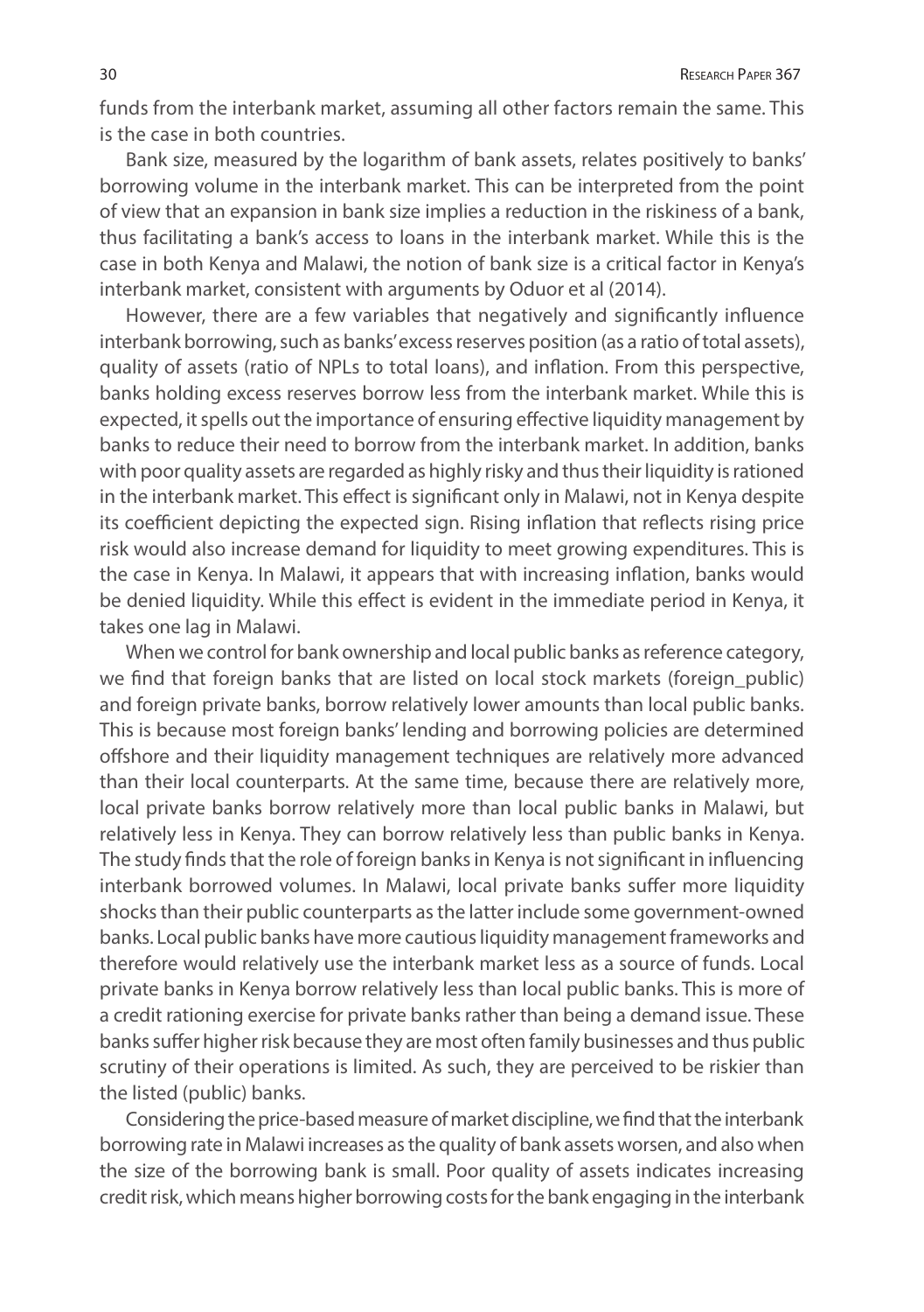funds from the interbank market, assuming all other factors remain the same. This is the case in both countries.

Bank size, measured by the logarithm of bank assets, relates positively to banks' borrowing volume in the interbank market. This can be interpreted from the point of view that an expansion in bank size implies a reduction in the riskiness of a bank, thus facilitating a bank's access to loans in the interbank market. While this is the case in both Kenya and Malawi, the notion of bank size is a critical factor in Kenya's interbank market, consistent with arguments by Oduor et al (2014).

However, there are a few variables that negatively and significantly influence interbank borrowing, such as banks' excess reserves position (as a ratio of total assets), quality of assets (ratio of NPLs to total loans), and inflation. From this perspective, banks holding excess reserves borrow less from the interbank market. While this is expected, it spells out the importance of ensuring effective liquidity management by banks to reduce their need to borrow from the interbank market. In addition, banks with poor quality assets are regarded as highly risky and thus their liquidity is rationed in the interbank market. This effect is significant only in Malawi, not in Kenya despite its coefficient depicting the expected sign. Rising inflation that reflects rising price risk would also increase demand for liquidity to meet growing expenditures. This is the case in Kenya. In Malawi, it appears that with increasing inflation, banks would be denied liquidity. While this effect is evident in the immediate period in Kenya, it takes one lag in Malawi.

When we control for bank ownership and local public banks as reference category, we find that foreign banks that are listed on local stock markets (foreign_public) and foreign private banks, borrow relatively lower amounts than local public banks. This is because most foreign banks' lending and borrowing policies are determined offshore and their liquidity management techniques are relatively more advanced than their local counterparts. At the same time, because there are relatively more, local private banks borrow relatively more than local public banks in Malawi, but relatively less in Kenya. They can borrow relatively less than public banks in Kenya. The study finds that the role of foreign banks in Kenya is not significant in influencing interbank borrowed volumes. In Malawi, local private banks suffer more liquidity shocks than their public counterparts as the latter include some government-owned banks. Local public banks have more cautious liquidity management frameworks and therefore would relatively use the interbank market less as a source of funds. Local private banks in Kenya borrow relatively less than local public banks. This is more of a credit rationing exercise for private banks rather than being a demand issue. These banks suffer higher risk because they are most often family businesses and thus public scrutiny of their operations is limited. As such, they are perceived to be riskier than the listed (public) banks.

Considering the price-based measure of market discipline, we find that the interbank borrowing rate in Malawi increases as the quality of bank assets worsen, and also when the size of the borrowing bank is small. Poor quality of assets indicates increasing credit risk, which means higher borrowing costs for the bank engaging in the interbank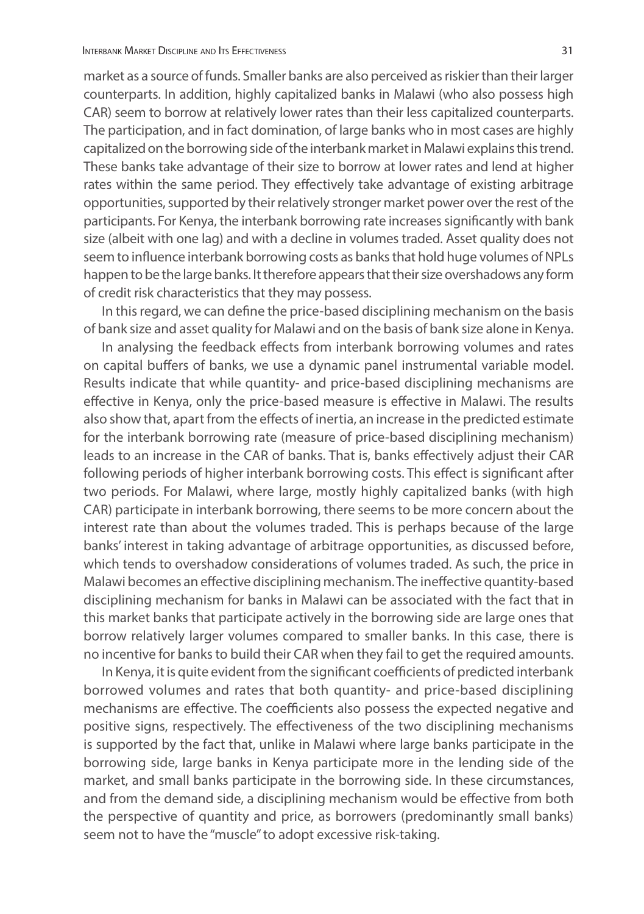market as a source of funds. Smaller banks are also perceived as riskier than their larger counterparts. In addition, highly capitalized banks in Malawi (who also possess high CAR) seem to borrow at relatively lower rates than their less capitalized counterparts. The participation, and in fact domination, of large banks who in most cases are highly capitalized on the borrowing side of the interbank market in Malawi explains this trend. These banks take advantage of their size to borrow at lower rates and lend at higher rates within the same period. They effectively take advantage of existing arbitrage opportunities, supported by their relatively stronger market power over the rest of the participants. For Kenya, the interbank borrowing rate increases significantly with bank size (albeit with one lag) and with a decline in volumes traded. Asset quality does not seem to influence interbank borrowing costs as banks that hold huge volumes of NPLs happen to be the large banks. It therefore appears that their size overshadows any form of credit risk characteristics that they may possess.

In this regard, we can define the price-based disciplining mechanism on the basis of bank size and asset quality for Malawi and on the basis of bank size alone in Kenya.

In analysing the feedback effects from interbank borrowing volumes and rates on capital buffers of banks, we use a dynamic panel instrumental variable model. Results indicate that while quantity- and price-based disciplining mechanisms are effective in Kenya, only the price-based measure is effective in Malawi. The results also show that, apart from the effects of inertia, an increase in the predicted estimate for the interbank borrowing rate (measure of price-based disciplining mechanism) leads to an increase in the CAR of banks. That is, banks effectively adjust their CAR following periods of higher interbank borrowing costs. This effect is significant after two periods. For Malawi, where large, mostly highly capitalized banks (with high CAR) participate in interbank borrowing, there seems to be more concern about the interest rate than about the volumes traded. This is perhaps because of the large banks' interest in taking advantage of arbitrage opportunities, as discussed before, which tends to overshadow considerations of volumes traded. As such, the price in Malawi becomes an effective disciplining mechanism. The ineffective quantity-based disciplining mechanism for banks in Malawi can be associated with the fact that in this market banks that participate actively in the borrowing side are large ones that borrow relatively larger volumes compared to smaller banks. In this case, there is no incentive for banks to build their CAR when they fail to get the required amounts.

In Kenya, it is quite evident from the significant coefficients of predicted interbank borrowed volumes and rates that both quantity- and price-based disciplining mechanisms are effective. The coefficients also possess the expected negative and positive signs, respectively. The effectiveness of the two disciplining mechanisms is supported by the fact that, unlike in Malawi where large banks participate in the borrowing side, large banks in Kenya participate more in the lending side of the market, and small banks participate in the borrowing side. In these circumstances, and from the demand side, a disciplining mechanism would be effective from both the perspective of quantity and price, as borrowers (predominantly small banks) seem not to have the "muscle" to adopt excessive risk-taking.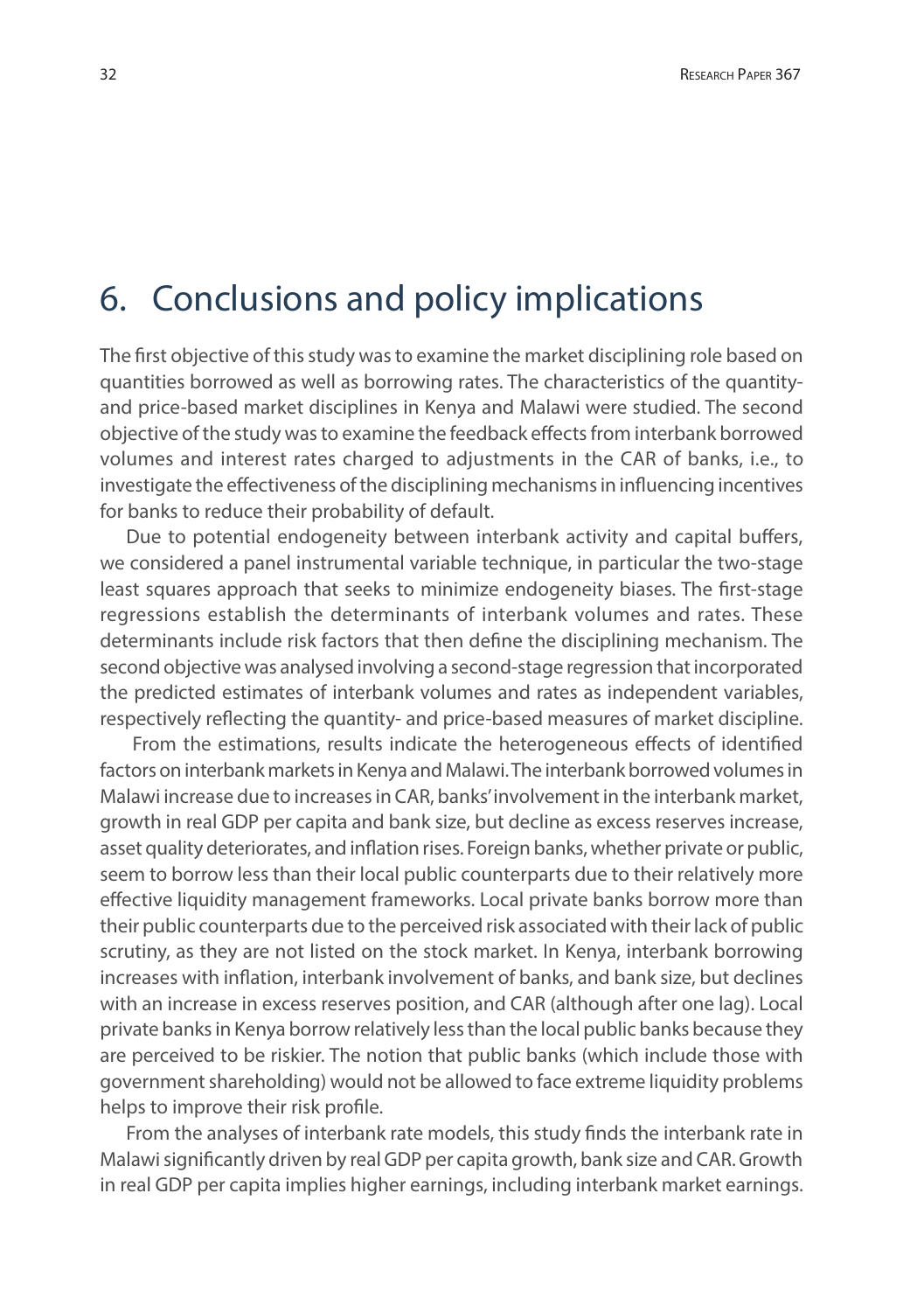# 6. Conclusions and policy implications

The first objective of this study was to examine the market disciplining role based on quantities borrowed as well as borrowing rates. The characteristics of the quantity- and price-based market disciplines in Kenya and Malawi were studied. The second objective of the study was to examine the feedback effects from interbank borrowed volumes and interest rates charged to adjustments in the CAR of banks, i.e., to investigate the effectiveness of the disciplining mechanisms in influencing incentives for banks to reduce their probability of default.

Due to potential endogeneity between interbank activity and capital buffers, we considered a panel instrumental variable technique, in particular the two-stage least squares approach that seeks to minimize endogeneity biases. The first-stage regressions establish the determinants of interbank volumes and rates. These determinants include risk factors that then define the disciplining mechanism. The second objective was analysed involving a second-stage regression that incorporated the predicted estimates of interbank volumes and rates as independent variables, respectively reflecting the quantity- and price-based measures of market discipline.

From the estimations, results indicate the heterogeneous effects of identified factors on interbank markets in Kenya and Malawi. The interbank borrowed volumes in Malawi increase due to increases in CAR, banks' involvement in the interbank market, growth in real GDP per capita and bank size, but decline as excess reserves increase, asset quality deteriorates, and inflation rises. Foreign banks, whether private or public, seem to borrow less than their local public counterparts due to their relatively more effective liquidity management frameworks. Local private banks borrow more than their public counterparts due to the perceived risk associated with their lack of public scrutiny, as they are not listed on the stock market. In Kenya, interbank borrowing increases with inflation, interbank involvement of banks, and bank size, but declines with an increase in excess reserves position, and CAR (although after one lag). Local private banks in Kenya borrow relatively less than the local public banks because they are perceived to be riskier. The notion that public banks (which include those with government shareholding) would not be allowed to face extreme liquidity problems helps to improve their risk profile.

From the analyses of interbank rate models, this study finds the interbank rate in Malawi significantly driven by real GDP per capita growth, bank size and CAR. Growth in real GDP per capita implies higher earnings, including interbank market earnings.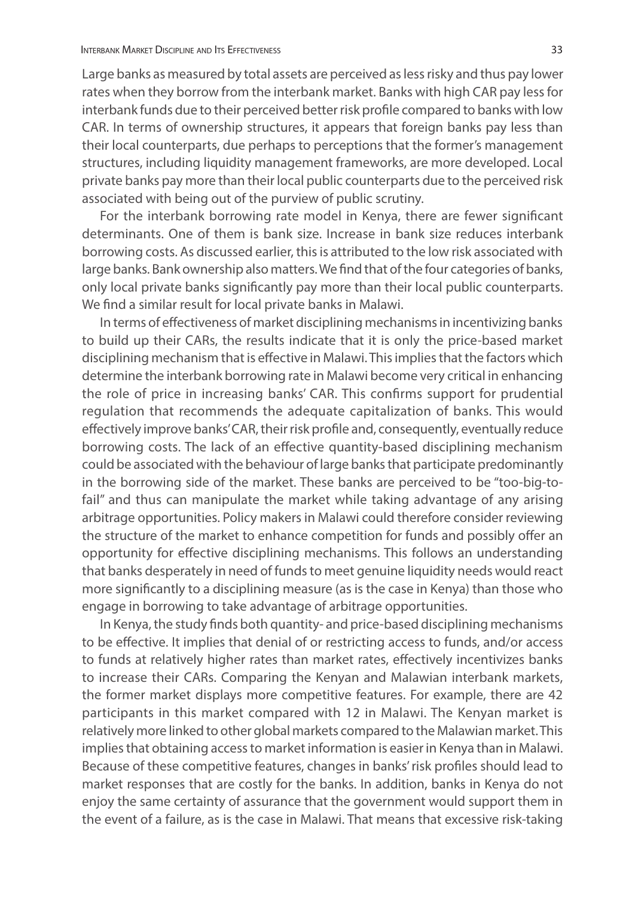Large banks as measured by total assets are perceived as less risky and thus pay lower rates when they borrow from the interbank market. Banks with high CAR pay less for interbank funds due to their perceived better risk profile compared to banks with low CAR. In terms of ownership structures, it appears that foreign banks pay less than their local counterparts, due perhaps to perceptions that the former's management structures, including liquidity management frameworks, are more developed. Local private banks pay more than their local public counterparts due to the perceived risk associated with being out of the purview of public scrutiny.

For the interbank borrowing rate model in Kenya, there are fewer significant determinants. One of them is bank size. Increase in bank size reduces interbank borrowing costs. As discussed earlier, this is attributed to the low risk associated with large banks. Bank ownership also matters. We find that of the four categories of banks, only local private banks significantly pay more than their local public counterparts. We find a similar result for local private banks in Malawi.

In terms of effectiveness of market disciplining mechanisms in incentivizing banks to build up their CARs, the results indicate that it is only the price-based market disciplining mechanism that is effective in Malawi. This implies that the factors which determine the interbank borrowing rate in Malawi become very critical in enhancing the role of price in increasing banks' CAR. This confirms support for prudential regulation that recommends the adequate capitalization of banks. This would effectively improve banks' CAR, their risk profile and, consequently, eventually reduce borrowing costs. The lack of an effective quantity-based disciplining mechanism could be associated with the behaviour of large banks that participate predominantly in the borrowing side of the market. These banks are perceived to be "too-big-to-fail" and thus can manipulate the market while taking advantage of any arising arbitrage opportunities. Policy makers in Malawi could therefore consider reviewing the structure of the market to enhance competition for funds and possibly offer an opportunity for effective disciplining mechanisms. This follows an understanding that banks desperately in need of funds to meet genuine liquidity needs would react more significantly to a disciplining measure (as is the case in Kenya) than those who engage in borrowing to take advantage of arbitrage opportunities.

In Kenya, the study finds both quantity- and price-based disciplining mechanisms to be effective. It implies that denial of or restricting access to funds, and/or access to funds at relatively higher rates than market rates, effectively incentivizes banks to increase their CARs. Comparing the Kenyan and Malawian interbank markets, the former market displays more competitive features. For example, there are 42 participants in this market compared with 12 in Malawi. The Kenyan market is relatively more linked to other global markets compared to the Malawian market. This implies that obtaining access to market information is easier in Kenya than in Malawi. Because of these competitive features, changes in banks' risk profiles should lead to market responses that are costly for the banks. In addition, banks in Kenya do not enjoy the same certainty of assurance that the government would support them in the event of a failure, as is the case in Malawi. That means that excessive risk-taking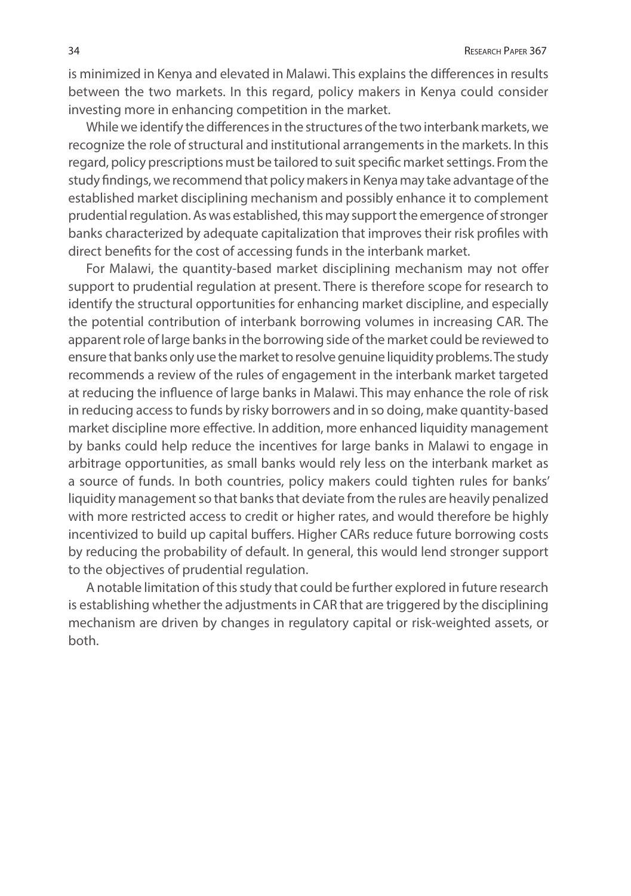is minimized in Kenya and elevated in Malawi. This explains the differences in results between the two markets. In this regard, policy makers in Kenya could consider investing more in enhancing competition in the market.

While we identify the differences in the structures of the two interbank markets, we recognize the role of structural and institutional arrangements in the markets. In this regard, policy prescriptions must be tailored to suit specific market settings. From the study findings, we recommend that policy makers in Kenya may take advantage of the established market disciplining mechanism and possibly enhance it to complement prudential regulation. As was established, this may support the emergence of stronger banks characterized by adequate capitalization that improves their risk profiles with direct benefits for the cost of accessing funds in the interbank market.

For Malawi, the quantity-based market disciplining mechanism may not offer support to prudential regulation at present. There is therefore scope for research to identify the structural opportunities for enhancing market discipline, and especially the potential contribution of interbank borrowing volumes in increasing CAR. The apparent role of large banks in the borrowing side of the market could be reviewed to ensure that banks only use the market to resolve genuine liquidity problems. The study recommends a review of the rules of engagement in the interbank market targeted at reducing the influence of large banks in Malawi. This may enhance the role of risk in reducing access to funds by risky borrowers and in so doing, make quantity-based market discipline more effective. In addition, more enhanced liquidity management by banks could help reduce the incentives for large banks in Malawi to engage in arbitrage opportunities, as small banks would rely less on the interbank market as a source of funds. In both countries, policy makers could tighten rules for banks' liquidity management so that banks that deviate from the rules are heavily penalized with more restricted access to credit or higher rates, and would therefore be highly incentivized to build up capital buffers. Higher CARs reduce future borrowing costs by reducing the probability of default. In general, this would lend stronger support to the objectives of prudential regulation.

A notable limitation of this study that could be further explored in future research is establishing whether the adjustments in CAR that are triggered by the disciplining mechanism are driven by changes in regulatory capital or risk-weighted assets, or both.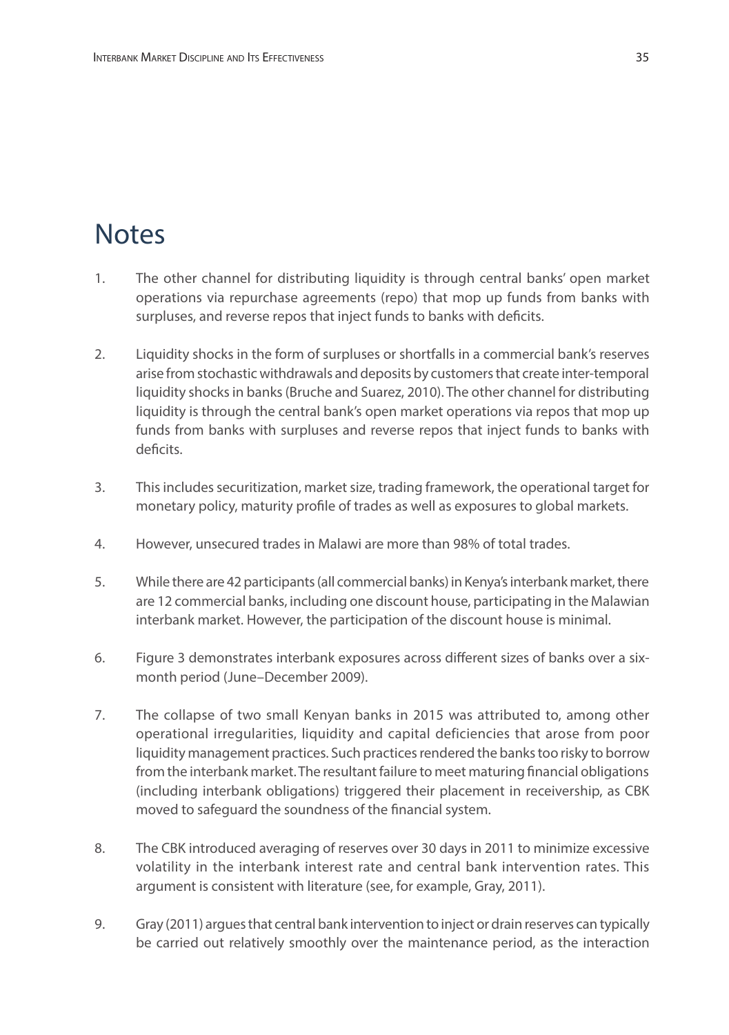# Notes

1. The other channel for distributing liquidity is through central banks' open market operations via repurchase agreements (repo) that mop up funds from banks with surpluses, and reverse repos that inject funds to banks with deficits.

2. Liquidity shocks in the form of surpluses or shortfalls in a commercial bank's reserves arise from stochastic withdrawals and deposits by customers that create inter-temporal liquidity shocks in banks (Bruche and Suarez, 2010). The other channel for distributing liquidity is through the central bank's open market operations via repos that mop up funds from banks with surpluses and reverse repos that inject funds to banks with deficits.

3. This includes securitization, market size, trading framework, the operational target for monetary policy, maturity profile of trades as well as exposures to global markets.

4. However, unsecured trades in Malawi are more than 98% of total trades.

5. While there are 42 participants (all commercial banks) in Kenya's interbank market, there are 12 commercial banks, including one discount house, participating in the Malawian interbank market. However, the participation of the discount house is minimal.

6. Figure 3 demonstrates interbank exposures across different sizes of banks over a six-month period (June–December 2009).

7. The collapse of two small Kenyan banks in 2015 was attributed to, among other operational irregularities, liquidity and capital deficiencies that arose from poor liquidity management practices. Such practices rendered the banks too risky to borrow from the interbank market. The resultant failure to meet maturing financial obligations (including interbank obligations) triggered their placement in receivership, as CBK moved to safeguard the soundness of the financial system.

8. The CBK introduced averaging of reserves over 30 days in 2011 to minimize excessive volatility in the interbank interest rate and central bank intervention rates. This argument is consistent with literature (see, for example, Gray, 2011).

9. Gray (2011) argues that central bank intervention to inject or drain reserves can typically be carried out relatively smoothly over the maintenance period, as the interaction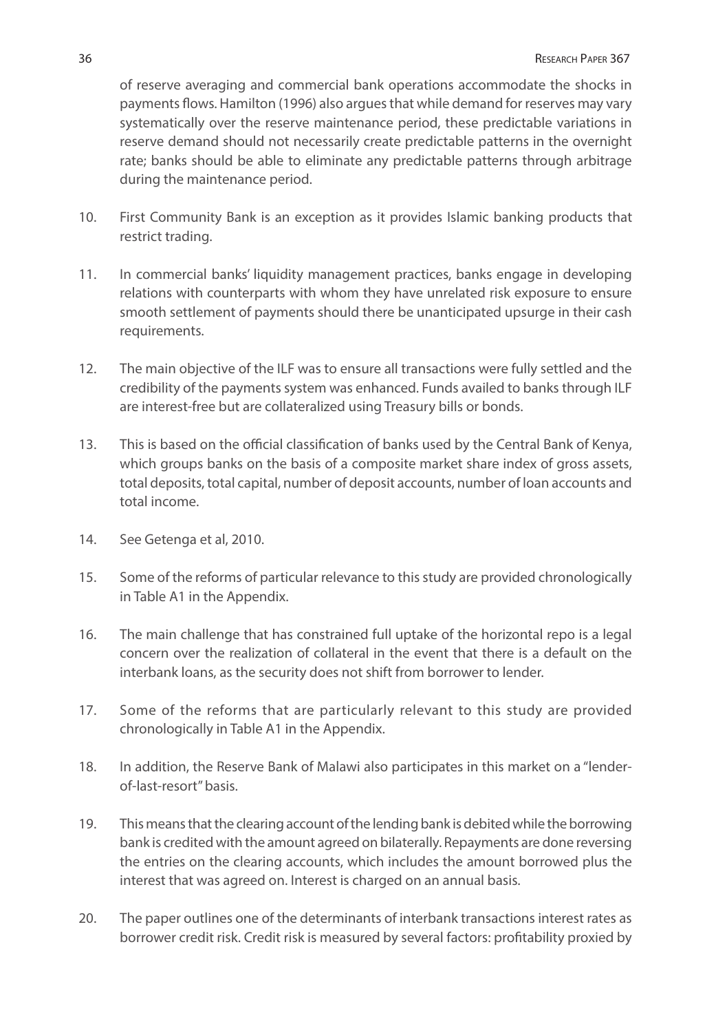of reserve averaging and commercial bank operations accommodate the shocks in payments flows. Hamilton (1996) also argues that while demand for reserves may vary systematically over the reserve maintenance period, these predictable variations in reserve demand should not necessarily create predictable patterns in the overnight rate; banks should be able to eliminate any predictable patterns through arbitrage during the maintenance period.

10. First Community Bank is an exception as it provides Islamic banking products that restrict trading.

11. In commercial banks' liquidity management practices, banks engage in developing relations with counterparts with whom they have unrelated risk exposure to ensure smooth settlement of payments should there be unanticipated upsurge in their cash requirements.

12. The main objective of the ILF was to ensure all transactions were fully settled and the credibility of the payments system was enhanced. Funds availed to banks through ILF are interest-free but are collateralized using Treasury bills or bonds.

13. This is based on the official classification of banks used by the Central Bank of Kenya, which groups banks on the basis of a composite market share index of gross assets, total deposits, total capital, number of deposit accounts, number of loan accounts and total income.

14. See Getenga et al, 2010.

15. Some of the reforms of particular relevance to this study are provided chronologically in Table A1 in the Appendix.

16. The main challenge that has constrained full uptake of the horizontal repo is a legal concern over the realization of collateral in the event that there is a default on the interbank loans, as the security does not shift from borrower to lender.

17. Some of the reforms that are particularly relevant to this study are provided chronologically in Table A1 in the Appendix.

18. In addition, the Reserve Bank of Malawi also participates in this market on a "lender-of-last-resort" basis.

19. This means that the clearing account of the lending bank is debited while the borrowing bank is credited with the amount agreed on bilaterally. Repayments are done reversing the entries on the clearing accounts, which includes the amount borrowed plus the interest that was agreed on. Interest is charged on an annual basis.

20. The paper outlines one of the determinants of interbank transactions interest rates as borrower credit risk. Credit risk is measured by several factors: profitability proxied by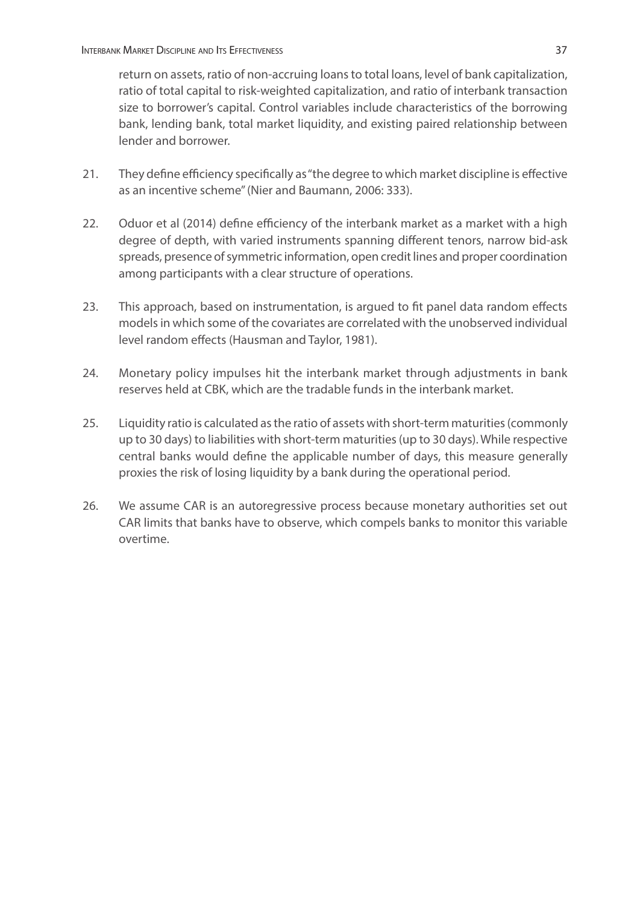return on assets, ratio of non-accruing loans to total loans, level of bank capitalization, ratio of total capital to risk-weighted capitalization, and ratio of interbank transaction size to borrower's capital. Control variables include characteristics of the borrowing bank, lending bank, total market liquidity, and existing paired relationship between lender and borrower.

21. They define efficiency specifically as "the degree to which market discipline is effective as an incentive scheme" (Nier and Baumann, 2006: 333).

22. Oduor et al (2014) define efficiency of the interbank market as a market with a high degree of depth, with varied instruments spanning different tenors, narrow bid-ask spreads, presence of symmetric information, open credit lines and proper coordination among participants with a clear structure of operations.

23. This approach, based on instrumentation, is argued to fit panel data random effects models in which some of the covariates are correlated with the unobserved individual level random effects (Hausman and Taylor, 1981).

24. Monetary policy impulses hit the interbank market through adjustments in bank reserves held at CBK, which are the tradable funds in the interbank market.

25. Liquidity ratio is calculated as the ratio of assets with short-term maturities (commonly up to 30 days) to liabilities with short-term maturities (up to 30 days). While respective central banks would define the applicable number of days, this measure generally proxies the risk of losing liquidity by a bank during the operational period.

26. We assume CAR is an autoregressive process because monetary authorities set out CAR limits that banks have to observe, which compels banks to monitor this variable overtime.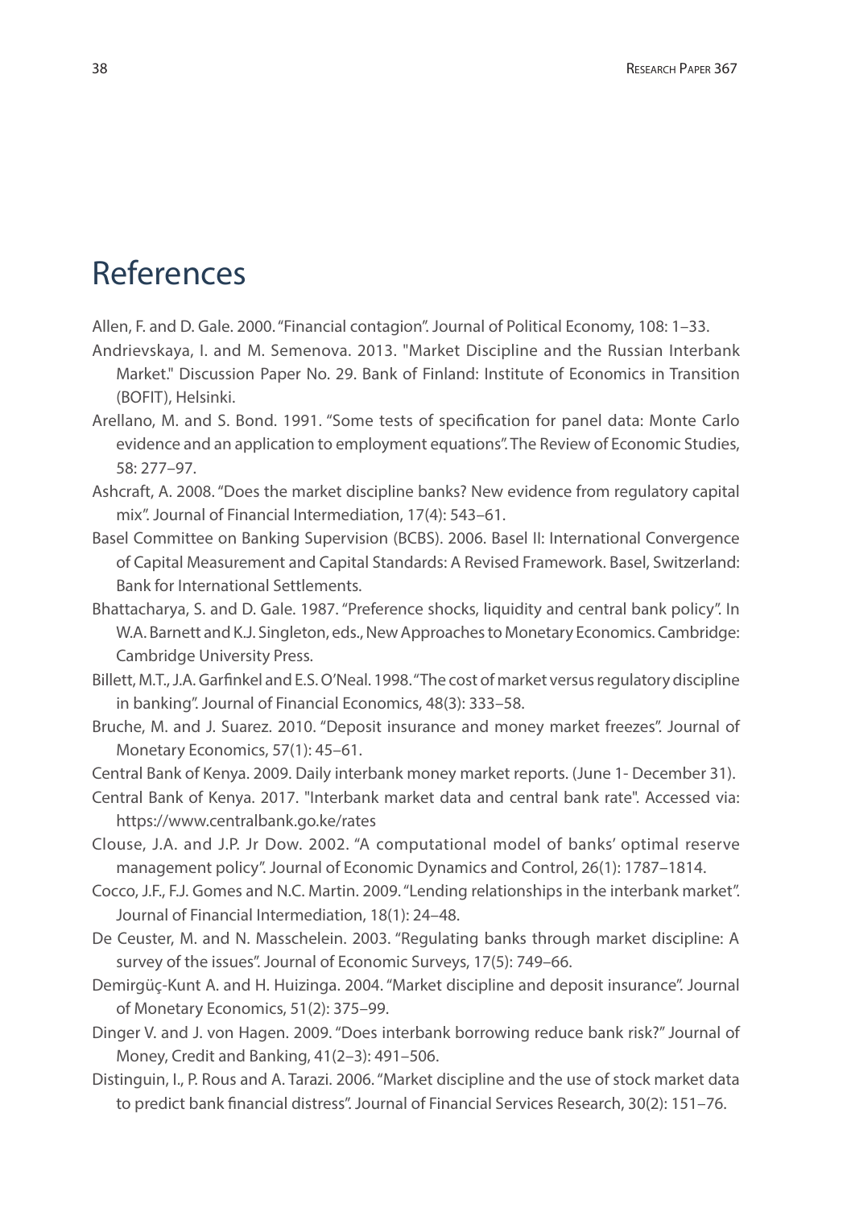# References

Allen, F. and D. Gale. 2000. "Financial contagion". Journal of Political Economy, 108: 1–33.

Andrievskaya, I. and M. Semenova. 2013. "Market Discipline and the Russian Interbank Market." Discussion Paper No. 29. Bank of Finland: Institute of Economics in Transition (BOFIT), Helsinki.

Arellano, M. and S. Bond. 1991. "Some tests of specification for panel data: Monte Carlo evidence and an application to employment equations". The Review of Economic Studies, 58: 277–97.

Ashcraft, A. 2008. "Does the market discipline banks? New evidence from regulatory capital mix". Journal of Financial Intermediation, 17(4): 543–61.

Basel Committee on Banking Supervision (BCBS). 2006. Basel II: International Convergence of Capital Measurement and Capital Standards: A Revised Framework. Basel, Switzerland: Bank for International Settlements.

Bhattacharya, S. and D. Gale. 1987. "Preference shocks, liquidity and central bank policy". In W.A. Barnett and K.J. Singleton, eds., New Approaches to Monetary Economics. Cambridge: Cambridge University Press.

Billett, M.T., J.A. Garfinkel and E.S. O'Neal. 1998. "The cost of market versus regulatory discipline in banking". Journal of Financial Economics, 48(3): 333–58.

Bruche, M. and J. Suarez. 2010. "Deposit insurance and money market freezes". Journal of Monetary Economics, 57(1): 45–61.

Central Bank of Kenya. 2009. Daily interbank money market reports. (June 1- December 31).

Central Bank of Kenya. 2017. "Interbank market data and central bank rate". Accessed via: https://www.centralbank.go.ke/rates

Clouse, J.A. and J.P. Jr Dow. 2002. "A computational model of banks' optimal reserve management policy". Journal of Economic Dynamics and Control, 26(1): 1787–1814.

Cocco, J.F., F.J. Gomes and N.C. Martin. 2009. "Lending relationships in the interbank market". Journal of Financial Intermediation, 18(1): 24–48.

De Ceuster, M. and N. Masschelein. 2003. "Regulating banks through market discipline: A survey of the issues". Journal of Economic Surveys, 17(5): 749–66.

Demirgüç-Kunt A. and H. Huizinga. 2004. "Market discipline and deposit insurance". Journal of Monetary Economics, 51(2): 375–99.

Dinger V. and J. von Hagen. 2009. "Does interbank borrowing reduce bank risk?" Journal of Money, Credit and Banking, 41(2–3): 491–506.

Distinguin, I., P. Rous and A. Tarazi. 2006. "Market discipline and the use of stock market data to predict bank financial distress". Journal of Financial Services Research, 30(2): 151–76.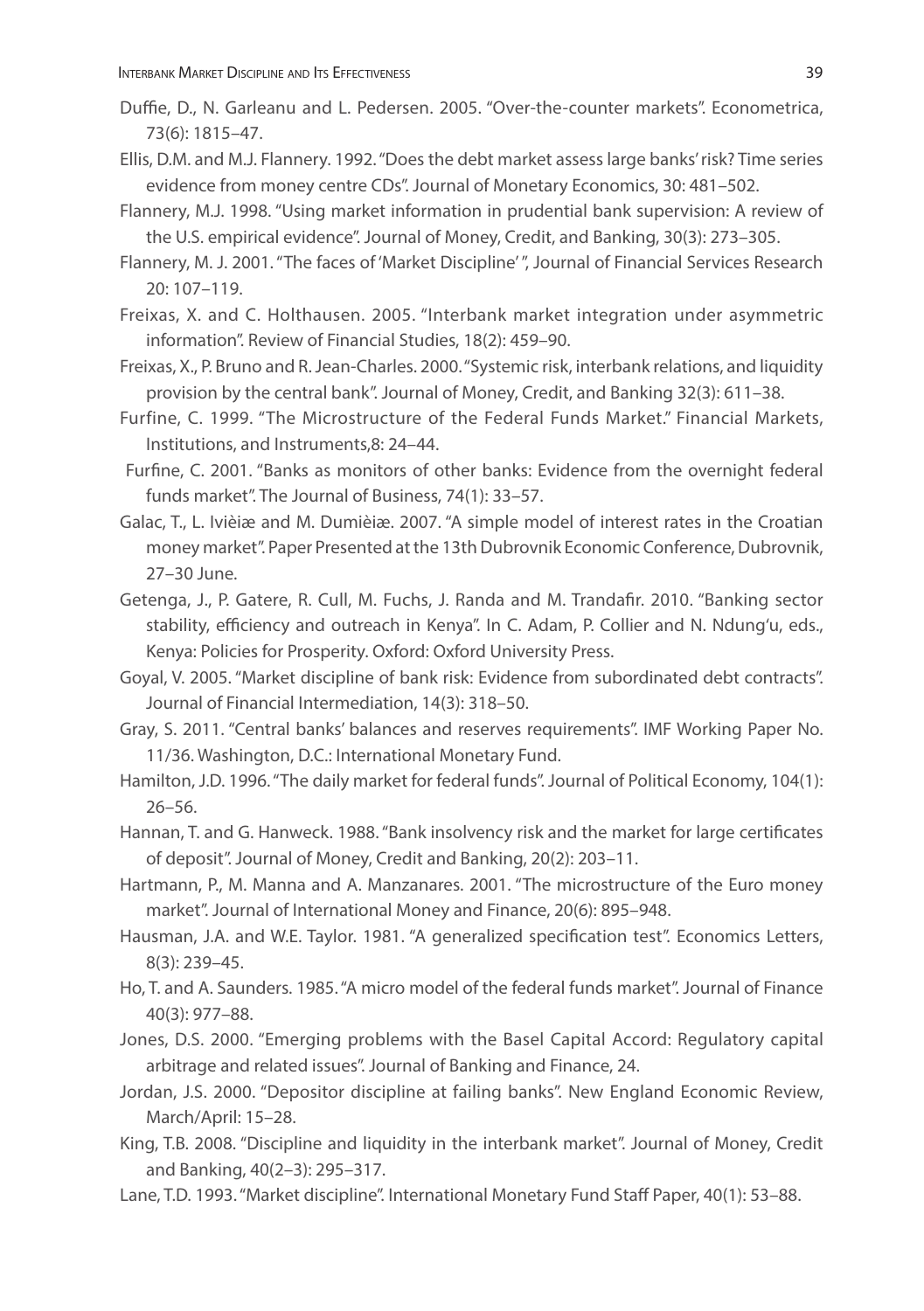Duffie, D., N. Garleanu and L. Pedersen. 2005. "Over-the-counter markets". Econometrica, 73(6): 1815–47.

Ellis, D.M. and M.J. Flannery. 1992. "Does the debt market assess large banks' risk? Time series evidence from money centre CDs". Journal of Monetary Economics, 30: 481–502.

Flannery, M.J. 1998. "Using market information in prudential bank supervision: A review of the U.S. empirical evidence". Journal of Money, Credit, and Banking, 30(3): 273–305.

Flannery, M. J. 2001. "The faces of 'Market Discipline' ", Journal of Financial Services Research 20: 107–119.

Freixas, X. and C. Holthausen. 2005. "Interbank market integration under asymmetric information". Review of Financial Studies, 18(2): 459–90.

Freixas, X., P. Bruno and R. Jean-Charles. 2000. "Systemic risk, interbank relations, and liquidity provision by the central bank". Journal of Money, Credit, and Banking 32(3): 611–38.

Furfine, C. 1999. "The Microstructure of the Federal Funds Market." Financial Markets, Institutions, and Instruments,8: 24–44.

Furfine, C. 2001. "Banks as monitors of other banks: Evidence from the overnight federal funds market". The Journal of Business, 74(1): 33–57.

Galac, T., L. Ivièiæ and M. Dumièiæ. 2007. "A simple model of interest rates in the Croatian money market". Paper Presented at the 13th Dubrovnik Economic Conference, Dubrovnik, 27–30 June.

Getenga, J., P. Gatere, R. Cull, M. Fuchs, J. Randa and M. Trandafir. 2010. "Banking sector stability, efficiency and outreach in Kenya". In C. Adam, P. Collier and N. Ndung'u, eds., Kenya: Policies for Prosperity. Oxford: Oxford University Press.

Goyal, V. 2005. "Market discipline of bank risk: Evidence from subordinated debt contracts". Journal of Financial Intermediation, 14(3): 318–50.

Gray, S. 2011. "Central banks' balances and reserves requirements". IMF Working Paper No. 11/36. Washington, D.C.: International Monetary Fund.

Hamilton, J.D. 1996. "The daily market for federal funds". Journal of Political Economy, 104(1): 26–56.

Hannan, T. and G. Hanweck. 1988. "Bank insolvency risk and the market for large certificates of deposit". Journal of Money, Credit and Banking, 20(2): 203–11.

Hartmann, P., M. Manna and A. Manzanares. 2001. "The microstructure of the Euro money market". Journal of International Money and Finance, 20(6): 895–948.

Hausman, J.A. and W.E. Taylor. 1981. "A generalized specification test". Economics Letters, 8(3): 239–45.

Ho, T. and A. Saunders. 1985. "A micro model of the federal funds market". Journal of Finance 40(3): 977–88.

Jones, D.S. 2000. "Emerging problems with the Basel Capital Accord: Regulatory capital arbitrage and related issues". Journal of Banking and Finance, 24.

Jordan, J.S. 2000. "Depositor discipline at failing banks". New England Economic Review, March/April: 15–28.

King, T.B. 2008. "Discipline and liquidity in the interbank market". Journal of Money, Credit and Banking, 40(2–3): 295–317.

Lane, T.D. 1993. "Market discipline". International Monetary Fund Staff Paper, 40(1): 53–88.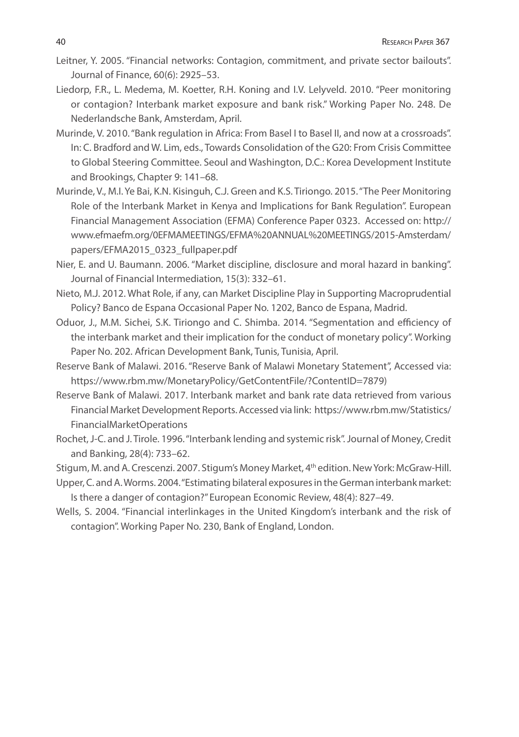Leitner, Y. 2005. "Financial networks: Contagion, commitment, and private sector bailouts". Journal of Finance, 60(6): 2925–53.

Liedorp, F.R., L. Medema, M. Koetter, R.H. Koning and I.V. Lelyveld. 2010. "Peer monitoring or contagion? Interbank market exposure and bank risk." Working Paper No. 248. De Nederlandsche Bank, Amsterdam, April.

Murinde, V. 2010. "Bank regulation in Africa: From Basel I to Basel II, and now at a crossroads". In: C. Bradford and W. Lim, eds., Towards Consolidation of the G20: From Crisis Committee to Global Steering Committee. Seoul and Washington, D.C.: Korea Development Institute and Brookings, Chapter 9: 141–68.

Murinde, V., M.I. Ye Bai, K.N. Kisinguh, C.J. Green and K.S. Tiriongo. 2015. "The Peer Monitoring Role of the Interbank Market in Kenya and Implications for Bank Regulation". European Financial Management Association (EFMA) Conference Paper 0323. Accessed on: http://www.efmaefm.org/0EFMAMEETINGS/EFMA%20ANNUAL%20MEETINGS/2015-Amsterdam/papers/EFMA2015_0323_fullpaper.pdf

Nier, E. and U. Baumann. 2006. "Market discipline, disclosure and moral hazard in banking". Journal of Financial Intermediation, 15(3): 332–61.

Nieto, M.J. 2012. What Role, if any, can Market Discipline Play in Supporting Macroprudential Policy? Banco de Espana Occasional Paper No. 1202, Banco de Espana, Madrid.

Oduor, J., M.M. Sichei, S.K. Tiriongo and C. Shimba. 2014. "Segmentation and efficiency of the interbank market and their implication for the conduct of monetary policy". Working Paper No. 202. African Development Bank, Tunis, Tunisia, April.

Reserve Bank of Malawi. 2016. "Reserve Bank of Malawi Monetary Statement", Accessed via: https://www.rbm.mw/MonetaryPolicy/GetContentFile/?ContentID=7879)

Reserve Bank of Malawi. 2017. Interbank market and bank rate data retrieved from various Financial Market Development Reports. Accessed via link: https://www.rbm.mw/Statistics/FinancialMarketOperations

Rochet, J-C. and J. Tirole. 1996. "Interbank lending and systemic risk". Journal of Money, Credit and Banking, 28(4): 733–62.

Stigum, M. and A. Crescenzi. 2007. Stigum's Money Market, 4th edition. New York: McGraw-Hill.

Upper, C. and A. Worms. 2004. "Estimating bilateral exposures in the German interbank market: Is there a danger of contagion?" European Economic Review, 48(4): 827–49.

Wells, S. 2004. "Financial interlinkages in the United Kingdom's interbank and the risk of contagion". Working Paper No. 230, Bank of England, London.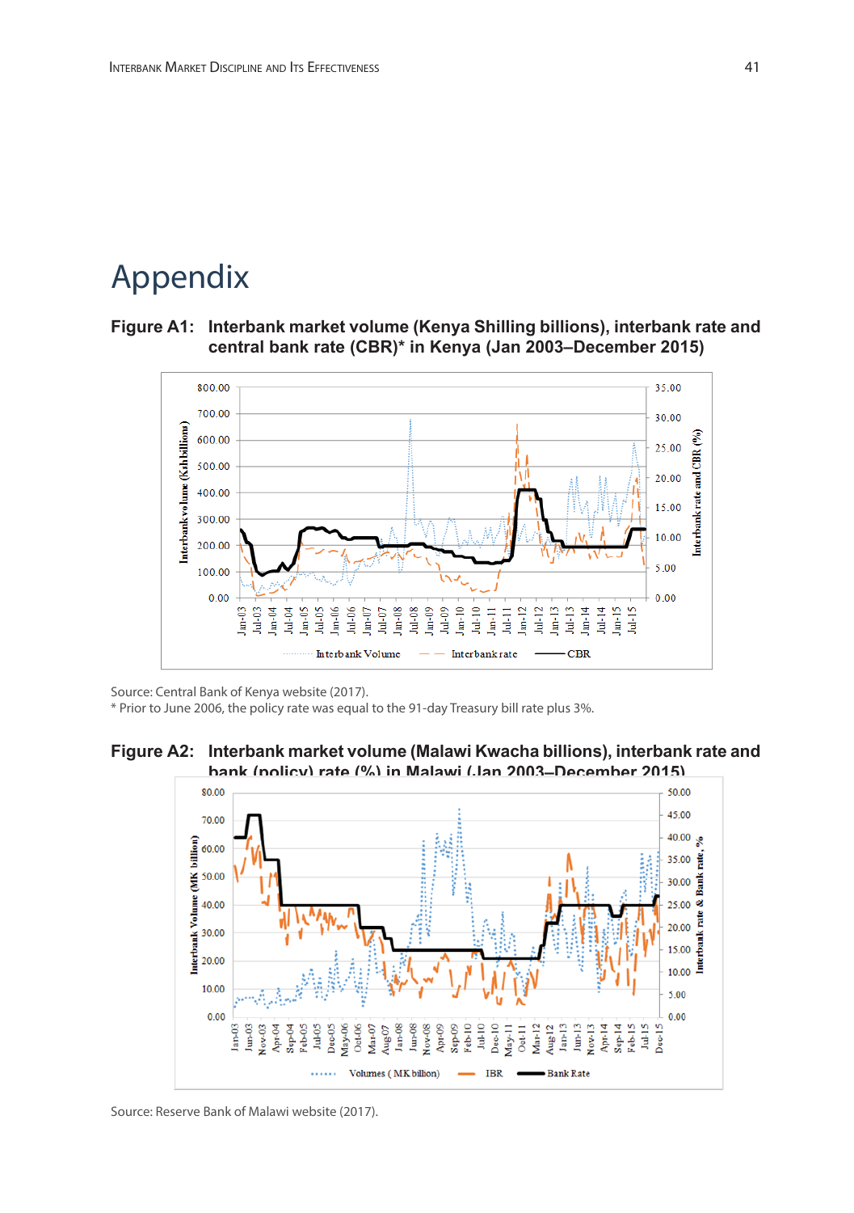# Appendix

**Figure A1: Interbank market volume (Kenya Shilling billions), interbank rate and central bank rate (CBR)* in Kenya (Jan 2003–December 2015)**

Source: Central Bank of Kenya website (2017).
* Prior to June 2006, the policy rate was equal to the 91-day Treasury bill rate plus 3%.

**Figure A2: Interbank market volume (Malawi Kwacha billions), interbank rate and bank (policy) rate (%) in Malawi (Jan 2003–December 2015)**

Source: Reserve Bank of Malawi website (2017).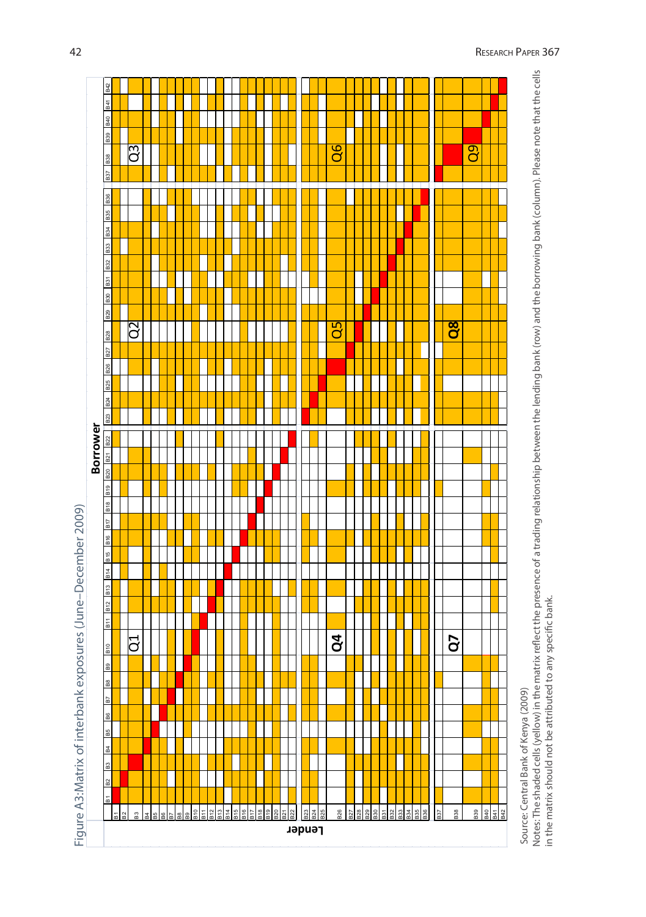Figure A3: Matrix of interbank exposures (June–December 2009)

Source: Central Bank of Kenya (2009)

Notes: The shaded cells (yellow) in the matrix reflect the presence of a trading relationship between the lending bank (row) and the borrowing bank (column). Please note that the cells in the matrix should not be attributed to any specific bank.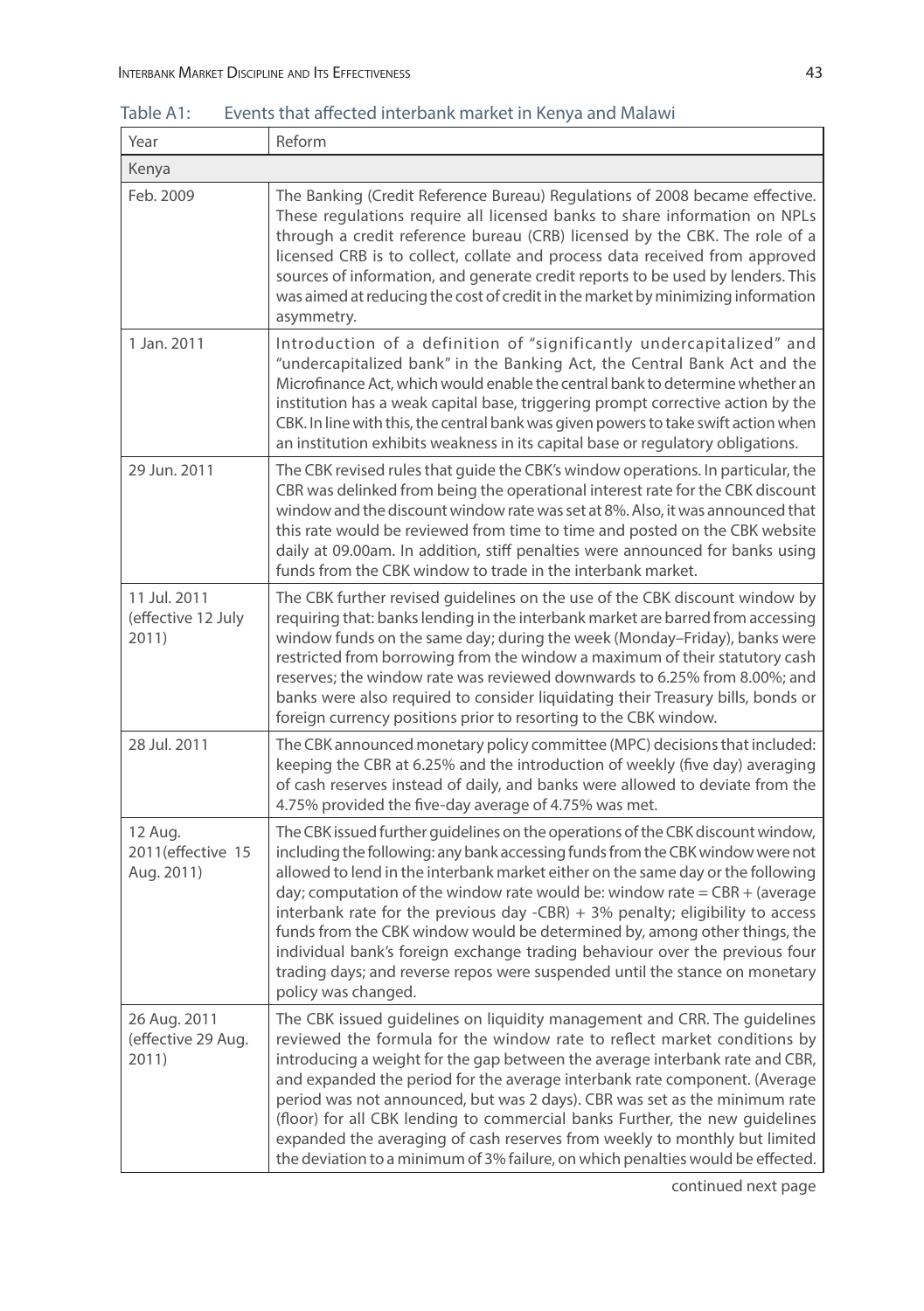Table A1: Events that affected interbank market in Kenya and Malawi

| Year | Reform |
|---|---|
| Kenya | |
| Feb. 2009 | The Banking (Credit Reference Bureau) Regulations of 2008 became effective. These regulations require all licensed banks to share information on NPLs through a credit reference bureau (CRB) licensed by the CBK. The role of a licensed CRB is to collect, collate and process data received from approved sources of information, and generate credit reports to be used by lenders. This was aimed at reducing the cost of credit in the market by minimizing information asymmetry. |
| 1 Jan. 2011 | Introduction of a definition of "significantly undercapitalized" and "undercapitalized bank" in the Banking Act, the Central Bank Act and the Microfinance Act, which would enable the central bank to determine whether an institution has a weak capital base, triggering prompt corrective action by the CBK. In line with this, the central bank was given powers to take swift action when an institution exhibits weakness in its capital base or regulatory obligations. |
| 29 Jun. 2011 | The CBK revised rules that guide the CBK's window operations. In particular, the CBR was delinked from being the operational interest rate for the CBK discount window and the discount window rate was set at 8%. Also, it was announced that this rate would be reviewed from time to time and posted on the CBK website daily at 09.00am. In addition, stiff penalties were announced for banks using funds from the CBK window to trade in the interbank market. |
| 11 Jul. 2011 (effective 12 July 2011) | The CBK further revised guidelines on the use of the CBK discount window by requiring that: banks lending in the interbank market are barred from accessing window funds on the same day; during the week (Monday–Friday), banks were restricted from borrowing from the window a maximum of their statutory cash reserves; the window rate was reviewed downwards to 6.25% from 8.00%; and banks were also required to consider liquidating their Treasury bills, bonds or foreign currency positions prior to resorting to the CBK window. |
| 28 Jul. 2011 | The CBK announced monetary policy committee (MPC) decisions that included: keeping the CBR at 6.25% and the introduction of weekly (five day) averaging of cash reserves instead of daily, and banks were allowed to deviate from the 4.75% provided the five-day average of 4.75% was met. |
| 12 Aug. 2011(effective 15 Aug. 2011) | The CBK issued further guidelines on the operations of the CBK discount window, including the following: any bank accessing funds from the CBK window were not allowed to lend in the interbank market either on the same day or the following day; computation of the window rate would be: window rate = CBR + (average interbank rate for the previous day -CBR) + 3% penalty; eligibility to access funds from the CBK window would be determined by, among other things, the individual bank's foreign exchange trading behaviour over the previous four trading days; and reverse repos were suspended until the stance on monetary policy was changed. |
| 26 Aug. 2011 (effective 29 Aug. 2011) | The CBK issued guidelines on liquidity management and CRR. The guidelines reviewed the formula for the window rate to reflect market conditions by introducing a weight for the gap between the average interbank rate and CBR, and expanded the period for the average interbank rate component. (Average period was not announced, but was 2 days). CBR was set as the minimum rate (floor) for all CBK lending to commercial banks Further, the new guidelines expanded the averaging of cash reserves from weekly to monthly but limited the deviation to a minimum of 3% failure, on which penalties would be effected. |

continued next page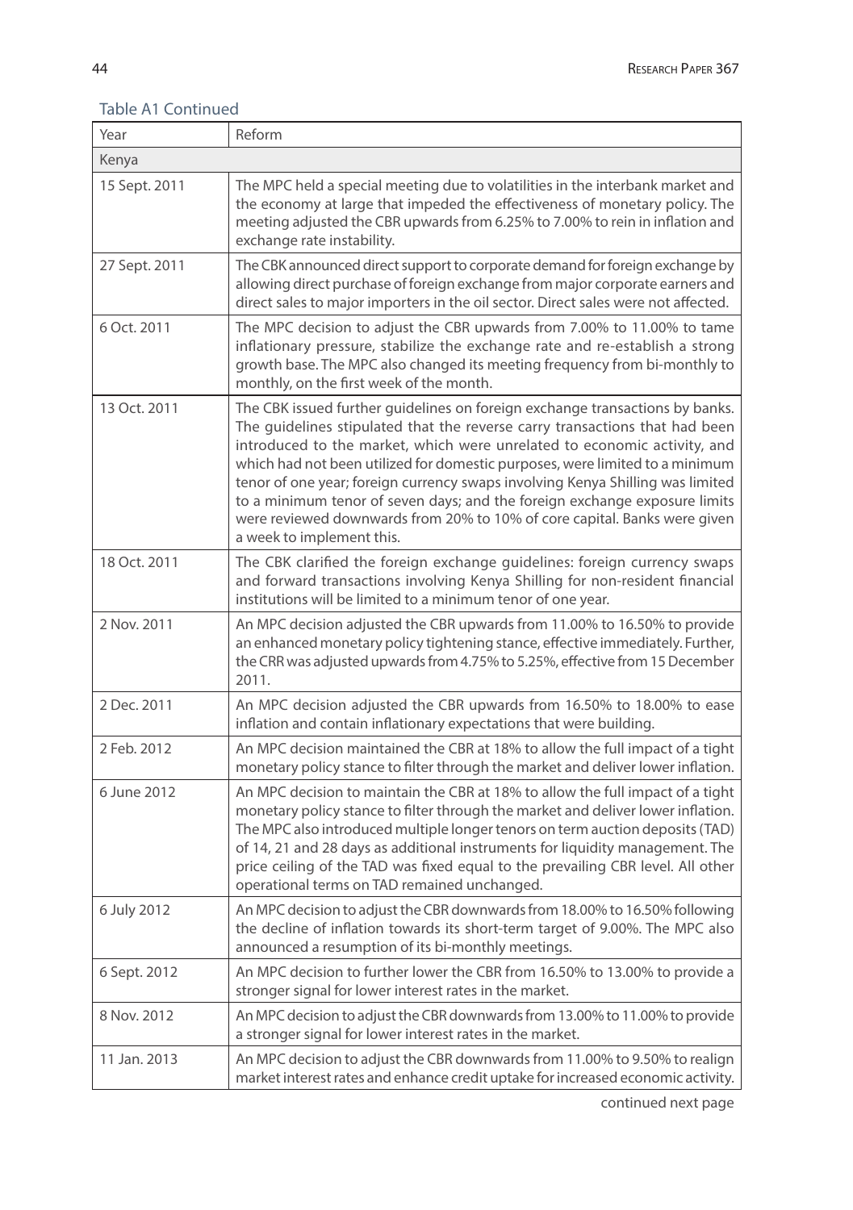Table A1 Continued

| Year | Reform |
|---|---|
| Kenya | |
| 15 Sept. 2011 | The MPC held a special meeting due to volatilities in the interbank market and the economy at large that impeded the effectiveness of monetary policy. The meeting adjusted the CBR upwards from 6.25% to 7.00% to rein in inflation and exchange rate instability. |
| 27 Sept. 2011 | The CBK announced direct support to corporate demand for foreign exchange by allowing direct purchase of foreign exchange from major corporate earners and direct sales to major importers in the oil sector. Direct sales were not affected. |
| 6 Oct. 2011 | The MPC decision to adjust the CBR upwards from 7.00% to 11.00% to tame inflationary pressure, stabilize the exchange rate and re-establish a strong growth base. The MPC also changed its meeting frequency from bi-monthly to monthly, on the first week of the month. |
| 13 Oct. 2011 | The CBK issued further guidelines on foreign exchange transactions by banks. The guidelines stipulated that the reverse carry transactions that had been introduced to the market, which were unrelated to economic activity, and which had not been utilized for domestic purposes, were limited to a minimum tenor of one year; foreign currency swaps involving Kenya Shilling was limited to a minimum tenor of seven days; and the foreign exchange exposure limits were reviewed downwards from 20% to 10% of core capital. Banks were given a week to implement this. |
| 18 Oct. 2011 | The CBK clarified the foreign exchange guidelines: foreign currency swaps and forward transactions involving Kenya Shilling for non-resident financial institutions will be limited to a minimum tenor of one year. |
| 2 Nov. 2011 | An MPC decision adjusted the CBR upwards from 11.00% to 16.50% to provide an enhanced monetary policy tightening stance, effective immediately. Further, the CRR was adjusted upwards from 4.75% to 5.25%, effective from 15 December 2011. |
| 2 Dec. 2011 | An MPC decision adjusted the CBR upwards from 16.50% to 18.00% to ease inflation and contain inflationary expectations that were building. |
| 2 Feb. 2012 | An MPC decision maintained the CBR at 18% to allow the full impact of a tight monetary policy stance to filter through the market and deliver lower inflation. |
| 6 June 2012 | An MPC decision to maintain the CBR at 18% to allow the full impact of a tight monetary policy stance to filter through the market and deliver lower inflation. The MPC also introduced multiple longer tenors on term auction deposits (TAD) of 14, 21 and 28 days as additional instruments for liquidity management. The price ceiling of the TAD was fixed equal to the prevailing CBR level. All other operational terms on TAD remained unchanged. |
| 6 July 2012 | An MPC decision to adjust the CBR downwards from 18.00% to 16.50% following the decline of inflation towards its short-term target of 9.00%. The MPC also announced a resumption of its bi-monthly meetings. |
| 6 Sept. 2012 | An MPC decision to further lower the CBR from 16.50% to 13.00% to provide a stronger signal for lower interest rates in the market. |
| 8 Nov. 2012 | An MPC decision to adjust the CBR downwards from 13.00% to 11.00% to provide a stronger signal for lower interest rates in the market. |
| 11 Jan. 2013 | An MPC decision to adjust the CBR downwards from 11.00% to 9.50% to realign market interest rates and enhance credit uptake for increased economic activity. |

continued next page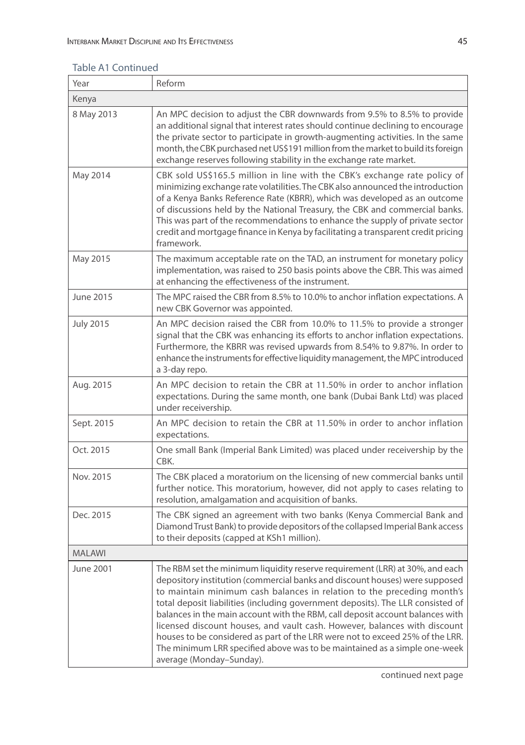Table A1 Continued

| Year | Reform |
|---|---|
| Kenya | |
| 8 May 2013 | An MPC decision to adjust the CBR downwards from 9.5% to 8.5% to provide an additional signal that interest rates should continue declining to encourage the private sector to participate in growth-augmenting activities. In the same month, the CBK purchased net US$191 million from the market to build its foreign exchange reserves following stability in the exchange rate market. |
| May 2014 | CBK sold US$165.5 million in line with the CBK's exchange rate policy of minimizing exchange rate volatilities. The CBK also announced the introduction of a Kenya Banks Reference Rate (KBRR), which was developed as an outcome of discussions held by the National Treasury, the CBK and commercial banks. This was part of the recommendations to enhance the supply of private sector credit and mortgage finance in Kenya by facilitating a transparent credit pricing framework. |
| May 2015 | The maximum acceptable rate on the TAD, an instrument for monetary policy implementation, was raised to 250 basis points above the CBR. This was aimed at enhancing the effectiveness of the instrument. |
| June 2015 | The MPC raised the CBR from 8.5% to 10.0% to anchor inflation expectations. A new CBK Governor was appointed. |
| July 2015 | An MPC decision raised the CBR from 10.0% to 11.5% to provide a stronger signal that the CBK was enhancing its efforts to anchor inflation expectations. Furthermore, the KBRR was revised upwards from 8.54% to 9.87%. In order to enhance the instruments for effective liquidity management, the MPC introduced a 3-day repo. |
| Aug. 2015 | An MPC decision to retain the CBR at 11.50% in order to anchor inflation expectations. During the same month, one bank (Dubai Bank Ltd) was placed under receivership. |
| Sept. 2015 | An MPC decision to retain the CBR at 11.50% in order to anchor inflation expectations. |
| Oct. 2015 | One small Bank (Imperial Bank Limited) was placed under receivership by the CBK. |
| Nov. 2015 | The CBK placed a moratorium on the licensing of new commercial banks until further notice. This moratorium, however, did not apply to cases relating to resolution, amalgamation and acquisition of banks. |
| Dec. 2015 | The CBK signed an agreement with two banks (Kenya Commercial Bank and Diamond Trust Bank) to provide depositors of the collapsed Imperial Bank access to their deposits (capped at KSh1 million). |
| MALAWI | |
| June 2001 | The RBM set the minimum liquidity reserve requirement (LRR) at 30%, and each depository institution (commercial banks and discount houses) were supposed to maintain minimum cash balances in relation to the preceding month's total deposit liabilities (including government deposits). The LLR consisted of balances in the main account with the RBM, call deposit account balances with licensed discount houses, and vault cash. However, balances with discount houses to be considered as part of the LRR were not to exceed 25% of the LRR. The minimum LRR specified above was to be maintained as a simple one-week average (Monday–Sunday). |

continued next page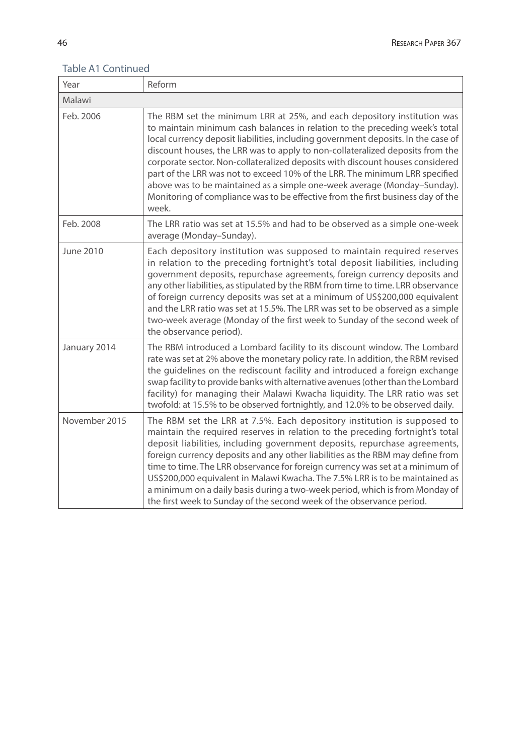Table A1 Continued

| Year | Reform |
|---|---|
| Malawi | |
| Feb. 2006 | The RBM set the minimum LRR at 25%, and each depository institution was to maintain minimum cash balances in relation to the preceding week's total local currency deposit liabilities, including government deposits. In the case of discount houses, the LRR was to apply to non-collateralized deposits from the corporate sector. Non-collateralized deposits with discount houses considered part of the LRR was not to exceed 10% of the LRR. The minimum LRR specified above was to be maintained as a simple one-week average (Monday–Sunday). Monitoring of compliance was to be effective from the first business day of the week. |
| Feb. 2008 | The LRR ratio was set at 15.5% and had to be observed as a simple one-week average (Monday–Sunday). |
| June 2010 | Each depository institution was supposed to maintain required reserves in relation to the preceding fortnight's total deposit liabilities, including government deposits, repurchase agreements, foreign currency deposits and any other liabilities, as stipulated by the RBM from time to time. LRR observance of foreign currency deposits was set at a minimum of US$200,000 equivalent and the LRR ratio was set at 15.5%. The LRR was set to be observed as a simple two-week average (Monday of the first week to Sunday of the second week of the observance period). |
| January 2014 | The RBM introduced a Lombard facility to its discount window. The Lombard rate was set at 2% above the monetary policy rate. In addition, the RBM revised the guidelines on the rediscount facility and introduced a foreign exchange swap facility to provide banks with alternative avenues (other than the Lombard facility) for managing their Malawi Kwacha liquidity. The LRR ratio was set twofold: at 15.5% to be observed fortnightly, and 12.0% to be observed daily. |
| November 2015 | The RBM set the LRR at 7.5%. Each depository institution is supposed to maintain the required reserves in relation to the preceding fortnight's total deposit liabilities, including government deposits, repurchase agreements, foreign currency deposits and any other liabilities as the RBM may define from time to time. The LRR observance for foreign currency was set at a minimum of US$200,000 equivalent in Malawi Kwacha. The 7.5% LRR is to be maintained as a minimum on a daily basis during a two-week period, which is from Monday of the first week to Sunday of the second week of the observance period. |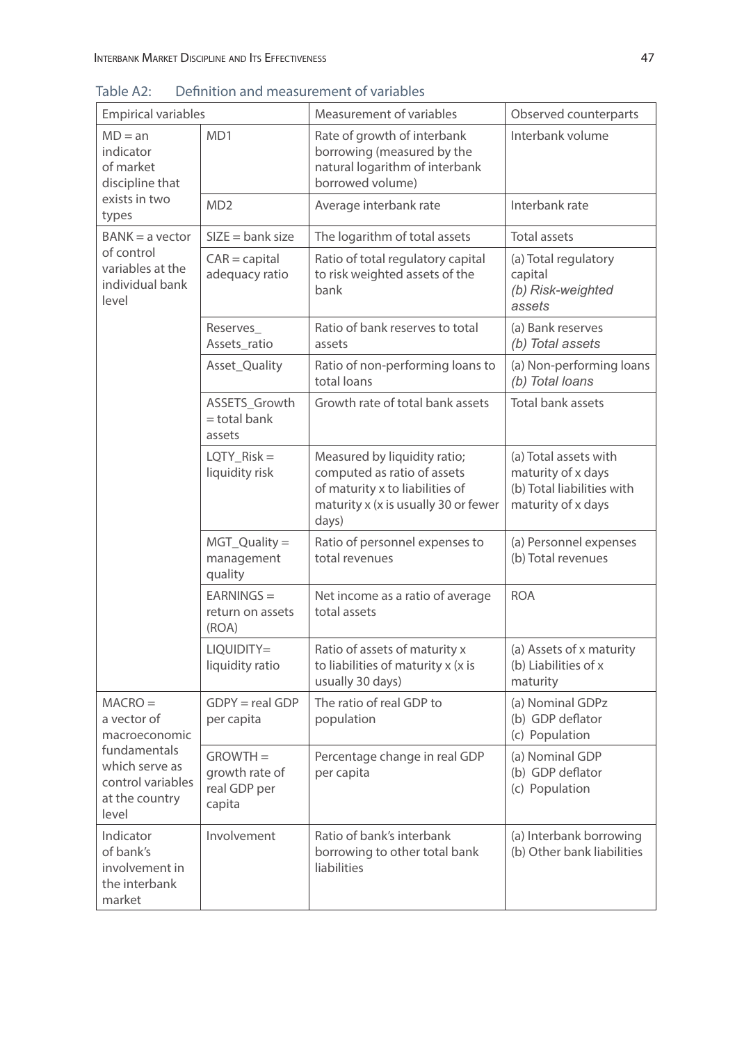Table A2: Definition and measurement of variables

| Empirical variables | | Measurement of variables | Observed counterparts |
|---|---|---|---|
| MD = an indicator of market discipline that exists in two types | MD1 | Rate of growth of interbank borrowing (measured by the natural logarithm of interbank borrowed volume) | Interbank volume |
| | MD2 | Average interbank rate | Interbank rate |
| BANK = a vector of control variables at the individual bank level | SIZE = bank size | The logarithm of total assets | Total assets |
| | CAR = capital adequacy ratio | Ratio of total regulatory capital to risk weighted assets of the bank | (a) Total regulatory capital (b) *Risk-weighted assets* |
| | Reserves_ Assets_ratio | Ratio of bank reserves to total assets | (a) Bank reserves (b) *Total assets* |
| | Asset_Quality | Ratio of non-performing loans to total loans | (a) Non-performing loans (b) *Total loans* |
| | ASSETS_Growth = total bank assets | Growth rate of total bank assets | Total bank assets |
| | LQTY_Risk = liquidity risk | Measured by liquidity ratio; computed as ratio of assets of maturity x to liabilities of maturity x (x is usually 30 or fewer days) | (a) Total assets with maturity of x days (b) Total liabilities with maturity of x days |
| | MGT_Quality = management quality | Ratio of personnel expenses to total revenues | (a) Personnel expenses (b) Total revenues |
| | EARNINGS = return on assets (ROA) | Net income as a ratio of average total assets | ROA |
| | LIQUIDITY= liquidity ratio | Ratio of assets of maturity x to liabilities of maturity x (x is usually 30 days) | (a) Assets of x maturity (b) Liabilities of x maturity |
| MACRO = a vector of macroeconomic fundamentals which serve as control variables at the country level | GDPY = real GDP per capita | The ratio of real GDP to population | (a) Nominal GDPz (b) GDP deflator (c) Population |
| | GROWTH = growth rate of real GDP per capita | Percentage change in real GDP per capita | (a) Nominal GDP (b) GDP deflator (c) Population |
| Indicator of bank's involvement in the interbank market | Involvement | Ratio of bank's interbank borrowing to other total bank liabilities | (a) Interbank borrowing (b) Other bank liabilities |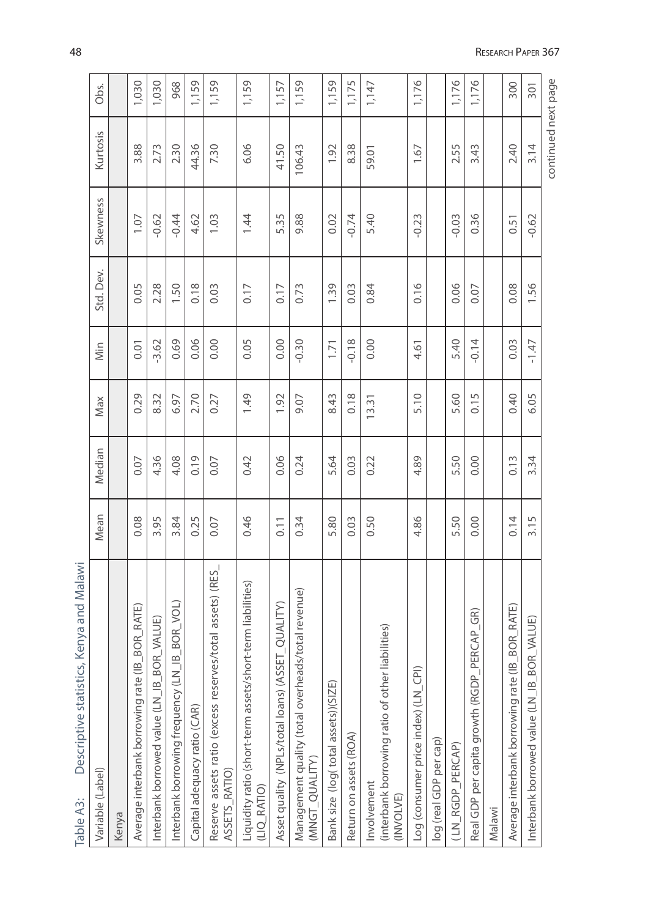Table A3: Descriptive statistics, Kenya and Malawi

| Variable (Label) | Mean | Median | Max | Min | Std. Dev. | Skewness | Kurtosis | Obs. |
|---|---|---|---|---|---|---|---|---|
| Kenya | | | | | | | | |
| Average interbank borrowing rate (IB_BOR_RATE) | 0.08 | 0.07 | 0.29 | 0.01 | 0.05 | 1.07 | 3.88 | 1,030 |
| Interbank borrowed value (LN_IB_BOR_VALUE) | 3.95 | 4.36 | 8.32 | -3.62 | 2.28 | -0.62 | 2.73 | 1,030 |
| Interbank borrowing frequency (LN_IB_BOR_VOL) | 3.84 | 4.08 | 6.97 | 0.69 | 1.50 | -0.44 | 2.30 | 968 |
| Capital adequacy ratio (CAR) | 0.25 | 0.19 | 2.70 | 0.06 | 0.18 | 4.62 | 44.36 | 1,159 |
| Reserve assets ratio (excess reserves/total assets) (RES_ASSETS_RATIO) | 0.07 | 0.07 | 0.27 | 0.00 | 0.03 | 1.03 | 7.30 | 1,159 |
| Liquidity ratio (short-term assets/short-term liabilities) (LIQ_RATIO) | 0.46 | 0.42 | 1.49 | 0.05 | 0.17 | 1.44 | 6.06 | 1,159 |
| Asset quality (NPLs/total loans) (ASSET_QUALITY) | 0.11 | 0.06 | 1.92 | 0.00 | 0.17 | 5.35 | 41.50 | 1,157 |
| Management quality (total overheads/total revenue) (MNGT_QUALITY) | 0.34 | 0.24 | 9.07 | -0.30 | 0.73 | 9.88 | 106.43 | 1,159 |
| Bank size (log( total assets))(SIZE) | 5.80 | 5.64 | 8.43 | 1.71 | 1.39 | 0.02 | 1.92 | 1,159 |
| Return on assets (ROA) | 0.03 | 0.03 | 0.18 | -0.18 | 0.03 | -0.74 | 8.38 | 1,175 |
| Involvement (interbank borrowing ratio of other liabilities) (INVOLVE) | 0.50 | 0.22 | 13.31 | 0.00 | 0.84 | 5.40 | 59.01 | 1,147 |
| Log (consumer price index) (LN_CPI) | 4.86 | 4.89 | 5.10 | 4.61 | 0.16 | -0.23 | 1.67 | 1,176 |
| log (real GDP per cap) | | | | | | | | |
| ( LN_RGDP_PERCAP) | 5.50 | 5.50 | 5.60 | 5.40 | 0.06 | -0.03 | 2.55 | 1,176 |
| Real GDP per capita growth (RGDP_PERCAP_GR) | 0.00 | 0.00 | 0.15 | -0.14 | 0.07 | 0.36 | 3.43 | 1,176 |
| Malawi | | | | | | | | |
| Average interbank borrowing rate (IB_BOR_RATE) | 0.14 | 0.13 | 0.40 | 0.03 | 0.08 | 0.51 | 2.40 | 300 |
| Interbank borrowed value (LN_IB_BOR_VALUE) | 3.15 | 3.34 | 6.05 | -1.47 | 1.56 | -0.62 | 3.14 | 301 |

continued next page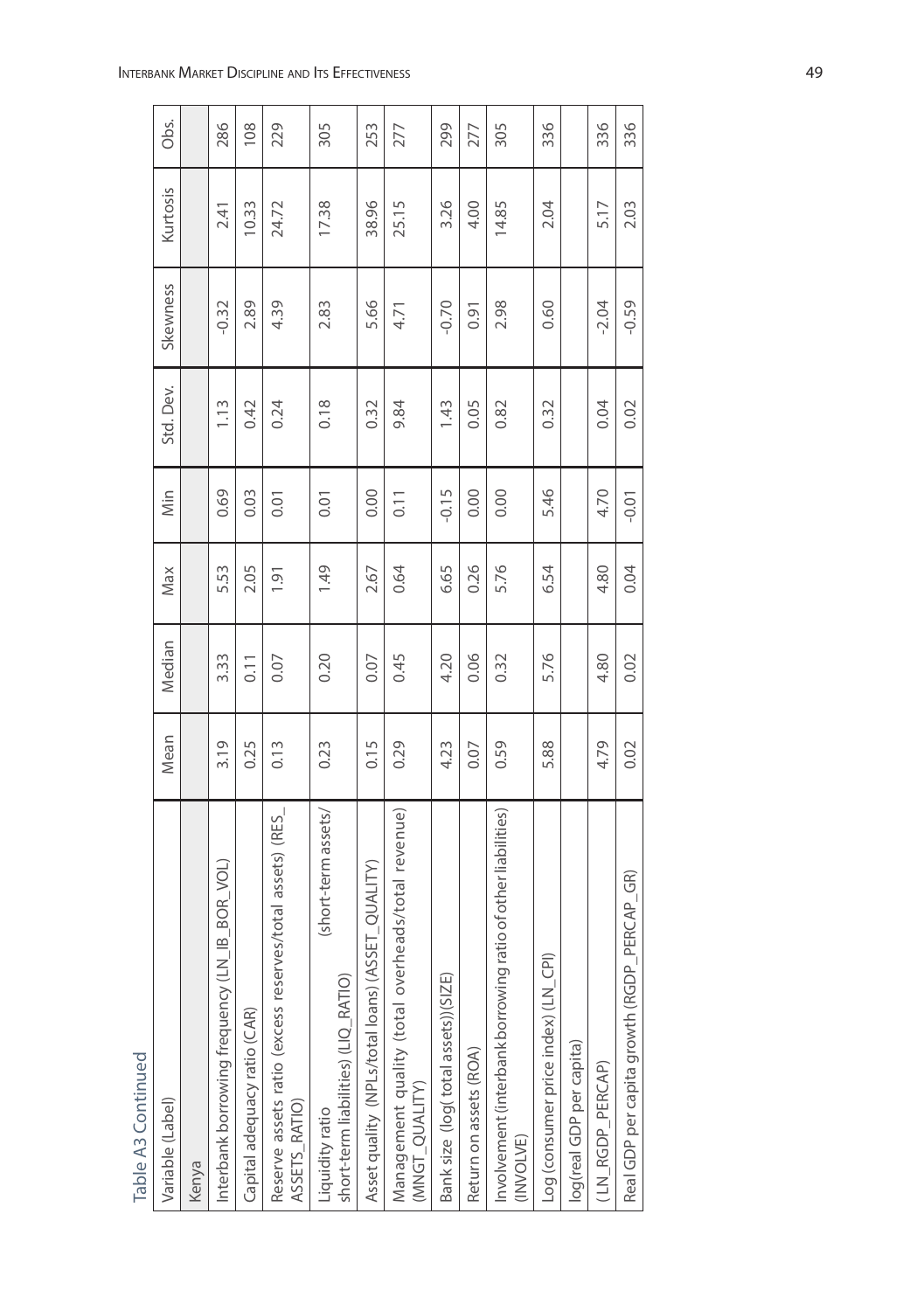Table A3 Continued

| Variable (Label) | Mean | Median | Max | Min | Std. Dev. | Skewness | Kurtosis | Obs. |
|---|---|---|---|---|---|---|---|---|
| Kenya | | | | | | | | |
| Interbank borrowing frequency (LN_IB_BOR_VOL) | 3.19 | 3.33 | 5.53 | 0.69 | 1.13 | -0.32 | 2.41 | 286 |
| Capital adequacy ratio (CAR) | 0.25 | 0.11 | 2.05 | 0.03 | 0.42 | 2.89 | 10.33 | 108 |
| Reserve assets ratio (excess reserves/total assets) (RES_ASSETS_RATIO) | 0.13 | 0.07 | 1.91 | 0.01 | 0.24 | 4.39 | 24.72 | 229 |
| Liquidity ratio (short-term assets/ short-term liabilities) (LIQ_RATIO) | 0.23 | 0.20 | 1.49 | 0.01 | 0.18 | 2.83 | 17.38 | 305 |
| Asset quality (NPLs/total loans) (ASSET_QUALITY) | 0.15 | 0.07 | 2.67 | 0.00 | 0.32 | 5.66 | 38.96 | 253 |
| Management quality (total overheads/total revenue) (MNGT_QUALITY) | 0.29 | 0.45 | 0.64 | 0.11 | 9.84 | 4.71 | 25.15 | 277 |
| Bank size (log( total assets))(SIZE) | 4.23 | 4.20 | 6.65 | -0.15 | 1.43 | -0.70 | 3.26 | 299 |
| Return on assets (ROA) | 0.07 | 0.06 | 0.26 | 0.00 | 0.05 | 0.91 | 4.00 | 277 |
| Involvement (interbank borrowing ratio of other liabilities) (INVOLVE) | 0.59 | 0.32 | 5.76 | 0.00 | 0.82 | 2.98 | 14.85 | 305 |
| Log (consumer price index) (LN_CPI) | 5.88 | 5.76 | 6.54 | 5.46 | 0.32 | 0.60 | 2.04 | 336 |
| log(real GDP per capita) | | | | | | | | |
| ( LN_RGDP_PERCAP) | 4.79 | 4.80 | 4.80 | 4.70 | 0.04 | -2.04 | 5.17 | 336 |
| Real GDP per capita growth (RGDP_PERCAP_GR) | 0.02 | 0.02 | 0.04 | -0.01 | 0.02 | -0.59 | 2.03 | 336 |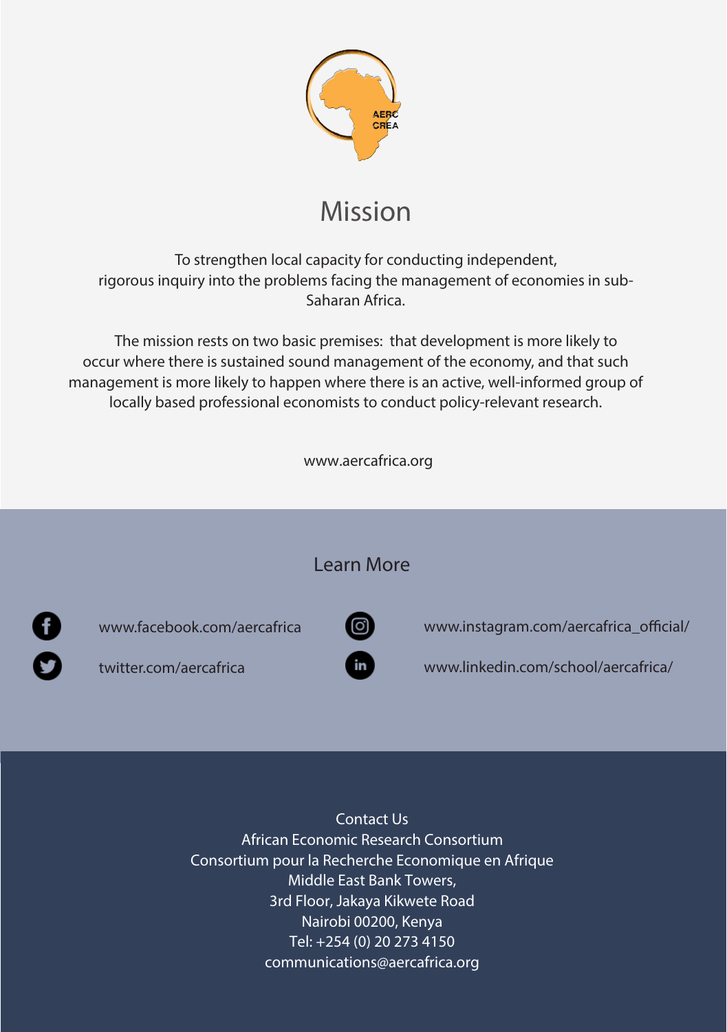AERC
CREA

# Mission

To strengthen local capacity for conducting independent, rigorous inquiry into the problems facing the management of economies in sub-Saharan Africa.

The mission rests on two basic premises: that development is more likely to occur where there is sustained sound management of the economy, and that such management is more likely to happen where there is an active, well-informed group of locally based professional economists to conduct policy-relevant research.

www.aercafrica.org

## Learn More

www.facebook.com/aercafrica

twitter.com/aercafrica

www.instagram.com/aercafrica_official/

www.linkedin.com/school/aercafrica/

Contact Us
African Economic Research Consortium
Consortium pour la Recherche Economique en Afrique
Middle East Bank Towers,
3rd Floor, Jakaya Kikwete Road
Nairobi 00200, Kenya
Tel: +254 (0) 20 273 4150
communications@aercafrica.org